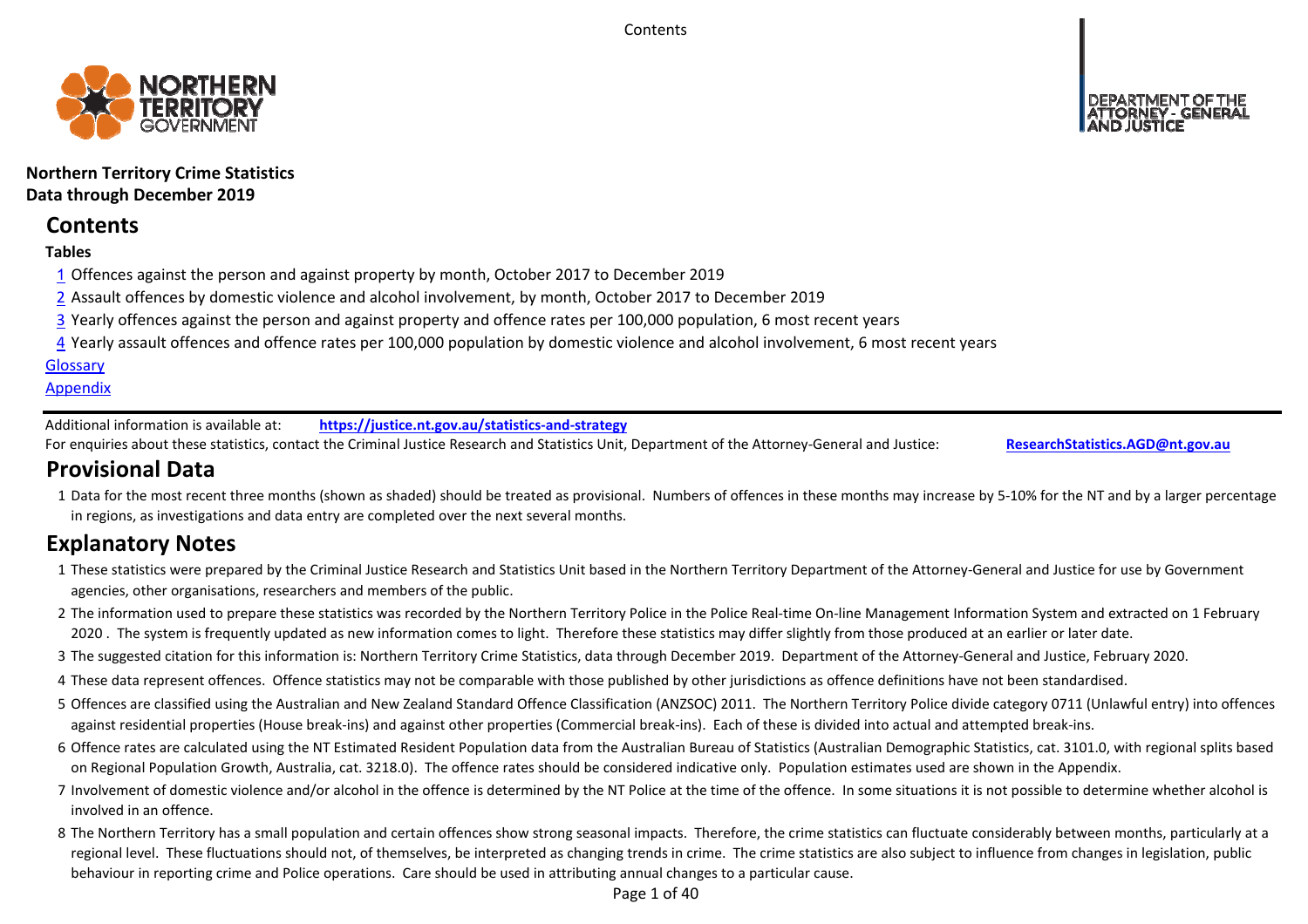**Northern Territory Crime Statistics**
**Data through December 2019**

## Contents

**Tables**

1 Offences against the person and against property by month, October 2017 to December 2019

2 Assault offences by domestic violence and alcohol involvement, by month, October 2017 to December 2019

3 Yearly offences against the person and against property and offence rates per 100,000 population, 6 most recent years

4 Yearly assault offences and offence rates per 100,000 population by domestic violence and alcohol involvement, 6 most recent years

Glossary

Appendix

Additional information is available at: **https://justice.nt.gov.au/statistics-and-strategy**

For enquiries about these statistics, contact the Criminal Justice Research and Statistics Unit, Department of the Attorney-General and Justice: **ResearchStatistics.AGD@nt.gov.au**

## Provisional Data

1 Data for the most recent three months (shown as shaded) should be treated as provisional. Numbers of offences in these months may increase by 5-10% for the NT and by a larger percentage in regions, as investigations and data entry are completed over the next several months.

## Explanatory Notes

1 These statistics were prepared by the Criminal Justice Research and Statistics Unit based in the Northern Territory Department of the Attorney-General and Justice for use by Government agencies, other organisations, researchers and members of the public.

2 The information used to prepare these statistics was recorded by the Northern Territory Police in the Police Real-time On-line Management Information System and extracted on 1 February 2020 . The system is frequently updated as new information comes to light. Therefore these statistics may differ slightly from those produced at an earlier or later date.

3 The suggested citation for this information is: Northern Territory Crime Statistics, data through December 2019. Department of the Attorney-General and Justice, February 2020.

4 These data represent offences. Offence statistics may not be comparable with those published by other jurisdictions as offence definitions have not been standardised.

5 Offences are classified using the Australian and New Zealand Standard Offence Classification (ANZSOC) 2011. The Northern Territory Police divide category 0711 (Unlawful entry) into offences against residential properties (House break-ins) and against other properties (Commercial break-ins). Each of these is divided into actual and attempted break-ins.

6 Offence rates are calculated using the NT Estimated Resident Population data from the Australian Bureau of Statistics (Australian Demographic Statistics, cat. 3101.0, with regional splits based on Regional Population Growth, Australia, cat. 3218.0). The offence rates should be considered indicative only. Population estimates used are shown in the Appendix.

7 Involvement of domestic violence and/or alcohol in the offence is determined by the NT Police at the time of the offence. In some situations it is not possible to determine whether alcohol is involved in an offence.

8 The Northern Territory has a small population and certain offences show strong seasonal impacts. Therefore, the crime statistics can fluctuate considerably between months, particularly at a regional level. These fluctuations should not, of themselves, be interpreted as changing trends in crime. The crime statistics are also subject to influence from changes in legislation, public behaviour in reporting crime and Police operations. Care should be used in attributing annual changes to a particular cause.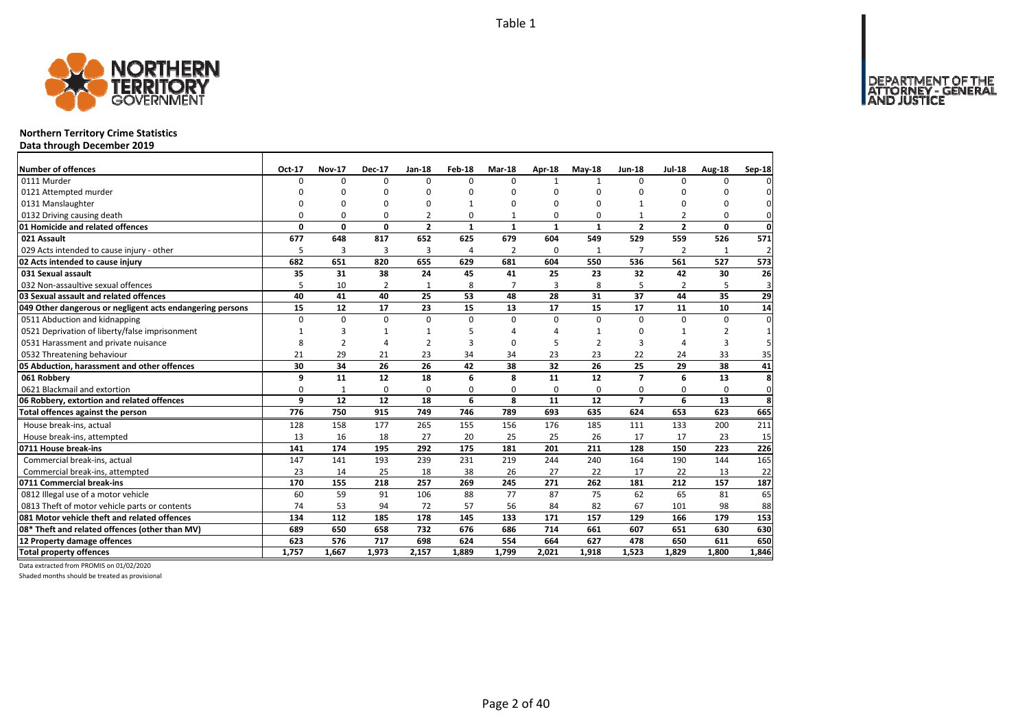Table 1

# Northern Territory Crime Statistics

**Data through December 2019**

| Number of offences | Oct-17 | Nov-17 | Dec-17 | Jan-18 | Feb-18 | Mar-18 | Apr-18 | May-18 | Jun-18 | Jul-18 | Aug-18 | Sep-18 |
|---|---|---|---|---|---|---|---|---|---|---|---|---|
| 0111 Murder | 0 | 0 | 0 | 0 | 0 | 0 | 1 | 1 | 0 | 0 | 0 | 0 |
| 0121 Attempted murder | 0 | 0 | 0 | 0 | 0 | 0 | 0 | 0 | 0 | 0 | 0 | 0 |
| 0131 Manslaughter | 0 | 0 | 0 | 0 | 1 | 0 | 0 | 0 | 1 | 0 | 0 | 0 |
| 0132 Driving causing death | 0 | 0 | 0 | 2 | 0 | 1 | 0 | 0 | 1 | 2 | 0 | 0 |
| **01 Homicide and related offences** | **0** | **0** | **0** | **2** | **1** | **1** | **1** | **1** | **2** | **2** | **0** | **0** |
| **021 Assault** | **677** | **648** | **817** | **652** | **625** | **679** | **604** | **549** | **529** | **559** | **526** | **571** |
| 029 Acts intended to cause injury - other | 5 | 3 | 3 | 3 | 4 | 2 | 0 | 1 | 7 | 2 | 1 | 2 |
| **02 Acts intended to cause injury** | **682** | **651** | **820** | **655** | **629** | **681** | **604** | **550** | **536** | **561** | **527** | **573** |
| **031 Sexual assault** | **35** | **31** | **38** | **24** | **45** | **41** | **25** | **23** | **32** | **42** | **30** | **26** |
| 032 Non-assaultive sexual offences | 5 | 10 | 2 | 1 | 8 | 7 | 3 | 8 | 5 | 2 | 5 | 3 |
| **03 Sexual assault and related offences** | **40** | **41** | **40** | **25** | **53** | **48** | **28** | **31** | **37** | **44** | **35** | **29** |
| **049 Other dangerous or negligent acts endangering persons** | **15** | **12** | **17** | **23** | **15** | **13** | **17** | **15** | **17** | **11** | **10** | **14** |
| 0511 Abduction and kidnapping | 0 | 0 | 0 | 0 | 0 | 0 | 0 | 0 | 0 | 0 | 0 | 0 |
| 0521 Deprivation of liberty/false imprisonment | 1 | 3 | 1 | 1 | 5 | 4 | 4 | 1 | 0 | 1 | 2 | 1 |
| 0531 Harassment and private nuisance | 8 | 2 | 4 | 2 | 3 | 0 | 5 | 2 | 3 | 4 | 3 | 5 |
| 0532 Threatening behaviour | 21 | 29 | 21 | 23 | 34 | 34 | 23 | 23 | 22 | 24 | 33 | 35 |
| **05 Abduction, harassment and other offences** | **30** | **34** | **26** | **26** | **42** | **38** | **32** | **26** | **25** | **29** | **38** | **41** |
| **061 Robbery** | **9** | **11** | **12** | **18** | **6** | **8** | **11** | **12** | **7** | **6** | **13** | **8** |
| 0621 Blackmail and extortion | 0 | 1 | 0 | 0 | 0 | 0 | 0 | 0 | 0 | 0 | 0 | 0 |
| **06 Robbery, extortion and related offences** | **9** | **12** | **12** | **18** | **6** | **8** | **11** | **12** | **7** | **6** | **13** | **8** |
| **Total offences against the person** | **776** | **750** | **915** | **749** | **746** | **789** | **693** | **635** | **624** | **653** | **623** | **665** |
| House break-ins, actual | 128 | 158 | 177 | 265 | 155 | 156 | 176 | 185 | 111 | 133 | 200 | 211 |
| House break-ins, attempted | 13 | 16 | 18 | 27 | 20 | 25 | 25 | 26 | 17 | 17 | 23 | 15 |
| **0711 House break-ins** | **141** | **174** | **195** | **292** | **175** | **181** | **201** | **211** | **128** | **150** | **223** | **226** |
| Commercial break-ins, actual | 147 | 141 | 193 | 239 | 231 | 219 | 244 | 240 | 164 | 190 | 144 | 165 |
| Commercial break-ins, attempted | 23 | 14 | 25 | 18 | 38 | 26 | 27 | 22 | 17 | 22 | 13 | 22 |
| **0711 Commercial break-ins** | **170** | **155** | **218** | **257** | **269** | **245** | **271** | **262** | **181** | **212** | **157** | **187** |
| 0812 Illegal use of a motor vehicle | 60 | 59 | 91 | 106 | 88 | 77 | 87 | 75 | 62 | 65 | 81 | 65 |
| 0813 Theft of motor vehicle parts or contents | 74 | 53 | 94 | 72 | 57 | 56 | 84 | 82 | 67 | 101 | 98 | 88 |
| **081 Motor vehicle theft and related offences** | **134** | **112** | **185** | **178** | **145** | **133** | **171** | **157** | **129** | **166** | **179** | **153** |
| **08* Theft and related offences (other than MV)** | **689** | **650** | **658** | **732** | **676** | **686** | **714** | **661** | **607** | **651** | **630** | **630** |
| **12 Property damage offences** | **623** | **576** | **717** | **698** | **624** | **554** | **664** | **627** | **478** | **650** | **611** | **650** |
| **Total property offences** | **1,757** | **1,667** | **1,973** | **2,157** | **1,889** | **1,799** | **2,021** | **1,918** | **1,523** | **1,829** | **1,800** | **1,846** |

Data extracted from PROMIS on 01/02/2020

Shaded months should be treated as provisional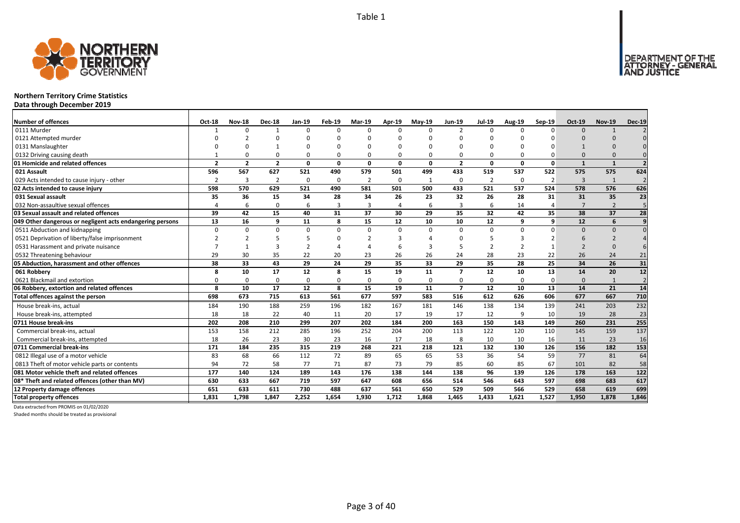Table 1

# Northern Territory Crime Statistics

**Data through December 2019**

| Number of offences | Oct-18 | Nov-18 | Dec-18 | Jan-19 | Feb-19 | Mar-19 | Apr-19 | May-19 | Jun-19 | Jul-19 | Aug-19 | Sep-19 | Oct-19 | Nov-19 | Dec-19 |
|---|---|---|---|---|---|---|---|---|---|---|---|---|---|---|---|
| 0111 Murder | 1 | 0 | 1 | 0 | 0 | 0 | 0 | 0 | 2 | 0 | 0 | 0 | 0 | 1 | 2 |
| 0121 Attempted murder | 0 | 2 | 0 | 0 | 0 | 0 | 0 | 0 | 0 | 0 | 0 | 0 | 0 | 0 | 0 |
| 0131 Manslaughter | 0 | 0 | 1 | 0 | 0 | 0 | 0 | 0 | 0 | 0 | 0 | 0 | 1 | 0 | 0 |
| 0132 Driving causing death | 1 | 0 | 0 | 0 | 0 | 0 | 0 | 0 | 0 | 0 | 0 | 0 | 0 | 0 | 0 |
| **01 Homicide and related offences** | **2** | **2** | **2** | **0** | **0** | **0** | **0** | **0** | **2** | **0** | **0** | **0** | **1** | **1** | **2** |
| **021 Assault** | **596** | **567** | **627** | **521** | **490** | **579** | **501** | **499** | **433** | **519** | **537** | **522** | **575** | **575** | **624** |
| 029 Acts intended to cause injury - other | 2 | 3 | 2 | 0 | 0 | 2 | 0 | 1 | 0 | 2 | 0 | 2 | 3 | 1 | 2 |
| **02 Acts intended to cause injury** | **598** | **570** | **629** | **521** | **490** | **581** | **501** | **500** | **433** | **521** | **537** | **524** | **578** | **576** | **626** |
| **031 Sexual assault** | **35** | **36** | **15** | **34** | **28** | **34** | **26** | **23** | **32** | **26** | **28** | **31** | **31** | **35** | **23** |
| 032 Non-assaultive sexual offences | 4 | 6 | 0 | 6 | 3 | 3 | 4 | 6 | 3 | 6 | 14 | 4 | 7 | 2 | 5 |
| **03 Sexual assault and related offences** | **39** | **42** | **15** | **40** | **31** | **37** | **30** | **29** | **35** | **32** | **42** | **35** | **38** | **37** | **28** |
| **049 Other dangerous or negligent acts endangering persons** | **13** | **16** | **9** | **11** | **8** | **15** | **12** | **10** | **10** | **12** | **9** | **9** | **12** | **6** | **9** |
| 0511 Abduction and kidnapping | 0 | 0 | 0 | 0 | 0 | 0 | 0 | 0 | 0 | 0 | 0 | 0 | 0 | 0 | 0 |
| 0521 Deprivation of liberty/false imprisonment | 2 | 2 | 5 | 5 | 0 | 2 | 3 | 4 | 0 | 5 | 3 | 2 | 6 | 2 | 4 |
| 0531 Harassment and private nuisance | 7 | 1 | 3 | 2 | 4 | 4 | 6 | 3 | 5 | 2 | 2 | 1 | 2 | 0 | 6 |
| 0532 Threatening behaviour | 29 | 30 | 35 | 22 | 20 | 23 | 26 | 26 | 24 | 28 | 23 | 22 | 26 | 24 | 21 |
| **05 Abduction, harassment and other offences** | **38** | **33** | **43** | **29** | **24** | **29** | **35** | **33** | **29** | **35** | **28** | **25** | **34** | **26** | **31** |
| **061 Robbery** | **8** | **10** | **17** | **12** | **8** | **15** | **19** | **11** | **7** | **12** | **10** | **13** | **14** | **20** | **12** |
| 0621 Blackmail and extortion | 0 | 0 | 0 | 0 | 0 | 0 | 0 | 0 | 0 | 0 | 0 | 0 | 0 | 1 | 2 |
| **06 Robbery, extortion and related offences** | **8** | **10** | **17** | **12** | **8** | **15** | **19** | **11** | **7** | **12** | **10** | **13** | **14** | **21** | **14** |
| **Total offences against the person** | **698** | **673** | **715** | **613** | **561** | **677** | **597** | **583** | **516** | **612** | **626** | **606** | **677** | **667** | **710** |
| House break-ins, actual | 184 | 190 | 188 | 259 | 196 | 182 | 167 | 181 | 146 | 138 | 134 | 139 | 241 | 203 | 232 |
| House break-ins, attempted | 18 | 18 | 22 | 40 | 11 | 20 | 17 | 19 | 17 | 12 | 9 | 10 | 19 | 28 | 23 |
| **0711 House break-ins** | **202** | **208** | **210** | **299** | **207** | **202** | **184** | **200** | **163** | **150** | **143** | **149** | **260** | **231** | **255** |
| Commercial break-ins, actual | 153 | 158 | 212 | 285 | 196 | 252 | 204 | 200 | 113 | 122 | 120 | 110 | 145 | 159 | 137 |
| Commercial break-ins, attempted | 18 | 26 | 23 | 30 | 23 | 16 | 17 | 18 | 8 | 10 | 10 | 16 | 11 | 23 | 16 |
| **0711 Commercial break-ins** | **171** | **184** | **235** | **315** | **219** | **268** | **221** | **218** | **121** | **132** | **130** | **126** | **156** | **182** | **153** |
| 0812 Illegal use of a motor vehicle | 83 | 68 | 66 | 112 | 72 | 89 | 65 | 65 | 53 | 36 | 54 | 59 | 77 | 81 | 64 |
| 0813 Theft of motor vehicle parts or contents | 94 | 72 | 58 | 77 | 71 | 87 | 73 | 79 | 85 | 60 | 85 | 67 | 101 | 82 | 58 |
| **081 Motor vehicle theft and related offences** | **177** | **140** | **124** | **189** | **143** | **176** | **138** | **144** | **138** | **96** | **139** | **126** | **178** | **163** | **122** |
| **08* Theft and related offences (other than MV)** | **630** | **633** | **667** | **719** | **597** | **647** | **608** | **656** | **514** | **546** | **643** | **597** | **698** | **683** | **617** |
| **12 Property damage offences** | **651** | **633** | **611** | **730** | **488** | **637** | **561** | **650** | **529** | **509** | **566** | **529** | **658** | **619** | **699** |
| **Total property offences** | **1,831** | **1,798** | **1,847** | **2,252** | **1,654** | **1,930** | **1,712** | **1,868** | **1,465** | **1,433** | **1,621** | **1,527** | **1,950** | **1,878** | **1,846** |

Data extracted from PROMIS on 01/02/2020

Shaded months should be treated as provisional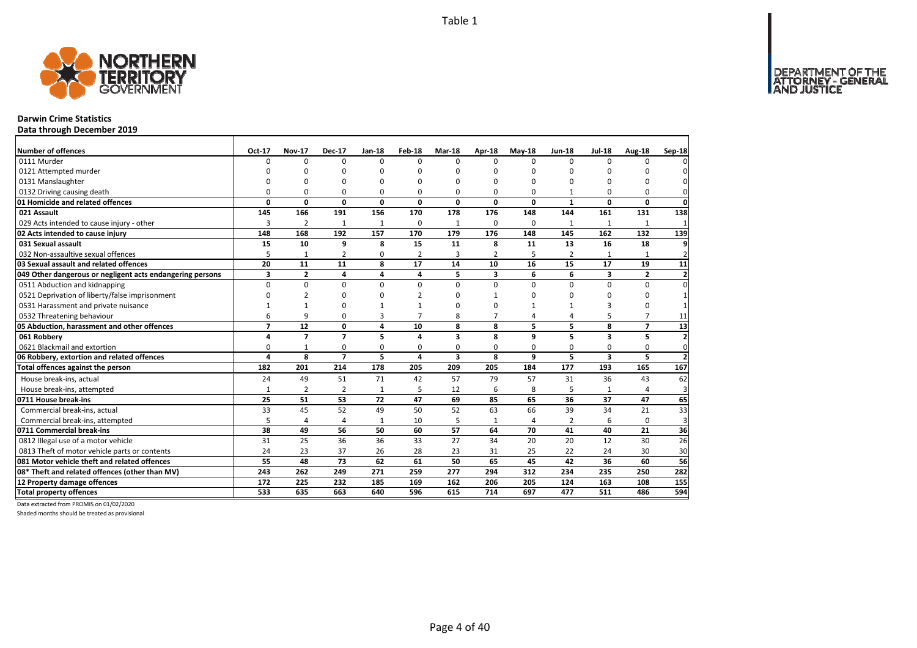Table 1

# Darwin Crime Statistics

**Data through December 2019**

| Number of offences | Oct-17 | Nov-17 | Dec-17 | Jan-18 | Feb-18 | Mar-18 | Apr-18 | May-18 | Jun-18 | Jul-18 | Aug-18 | Sep-18 |
|---|---|---|---|---|---|---|---|---|---|---|---|---|
| 0111 Murder | 0 | 0 | 0 | 0 | 0 | 0 | 0 | 0 | 0 | 0 | 0 | 0 |
| 0121 Attempted murder | 0 | 0 | 0 | 0 | 0 | 0 | 0 | 0 | 0 | 0 | 0 | 0 |
| 0131 Manslaughter | 0 | 0 | 0 | 0 | 0 | 0 | 0 | 0 | 0 | 0 | 0 | 0 |
| 0132 Driving causing death | 0 | 0 | 0 | 0 | 0 | 0 | 0 | 0 | 1 | 0 | 0 | 0 |
| **01 Homicide and related offences** | **0** | **0** | **0** | **0** | **0** | **0** | **0** | **0** | **1** | **0** | **0** | **0** |
| **021 Assault** | **145** | **166** | **191** | **156** | **170** | **178** | **176** | **148** | **144** | **161** | **131** | **138** |
| 029 Acts intended to cause injury - other | 3 | 2 | 1 | 1 | 0 | 1 | 0 | 0 | 1 | 1 | 1 | 1 |
| **02 Acts intended to cause injury** | **148** | **168** | **192** | **157** | **170** | **179** | **176** | **148** | **145** | **162** | **132** | **139** |
| **031 Sexual assault** | **15** | **10** | **9** | **8** | **15** | **11** | **8** | **11** | **13** | **16** | **18** | **9** |
| 032 Non-assaultive sexual offences | 5 | 1 | 2 | 0 | 2 | 3 | 2 | 5 | 2 | 1 | 1 | 2 |
| **03 Sexual assault and related offences** | **20** | **11** | **11** | **8** | **17** | **14** | **10** | **16** | **15** | **17** | **19** | **11** |
| **049 Other dangerous or negligent acts endangering persons** | **3** | **2** | **4** | **4** | **4** | **5** | **3** | **6** | **6** | **3** | **2** | **2** |
| 0511 Abduction and kidnapping | 0 | 0 | 0 | 0 | 0 | 0 | 0 | 0 | 0 | 0 | 0 | 0 |
| 0521 Deprivation of liberty/false imprisonment | 0 | 2 | 0 | 0 | 2 | 0 | 1 | 0 | 0 | 0 | 0 | 1 |
| 0531 Harassment and private nuisance | 1 | 1 | 0 | 1 | 1 | 0 | 0 | 1 | 1 | 3 | 0 | 1 |
| 0532 Threatening behaviour | 6 | 9 | 0 | 3 | 7 | 8 | 7 | 4 | 4 | 5 | 7 | 11 |
| **05 Abduction, harassment and other offences** | **7** | **12** | **0** | **4** | **10** | **8** | **8** | **5** | **5** | **8** | **7** | **13** |
| **061 Robbery** | **4** | **7** | **7** | **5** | **4** | **3** | **8** | **9** | **5** | **3** | **5** | **2** |
| 0621 Blackmail and extortion | 0 | 1 | 0 | 0 | 0 | 0 | 0 | 0 | 0 | 0 | 0 | 0 |
| **06 Robbery, extortion and related offences** | **4** | **8** | **7** | **5** | **4** | **3** | **8** | **9** | **5** | **3** | **5** | **2** |
| **Total offences against the person** | **182** | **201** | **214** | **178** | **205** | **209** | **205** | **184** | **177** | **193** | **165** | **167** |
| House break-ins, actual | 24 | 49 | 51 | 71 | 42 | 57 | 79 | 57 | 31 | 36 | 43 | 62 |
| House break-ins, attempted | 1 | 2 | 2 | 1 | 5 | 12 | 6 | 8 | 5 | 1 | 4 | 3 |
| **0711 House break-ins** | **25** | **51** | **53** | **72** | **47** | **69** | **85** | **65** | **36** | **37** | **47** | **65** |
| Commercial break-ins, actual | 33 | 45 | 52 | 49 | 50 | 52 | 63 | 66 | 39 | 34 | 21 | 33 |
| Commercial break-ins, attempted | 5 | 4 | 4 | 1 | 10 | 5 | 1 | 4 | 2 | 6 | 0 | 3 |
| **0711 Commercial break-ins** | **38** | **49** | **56** | **50** | **60** | **57** | **64** | **70** | **41** | **40** | **21** | **36** |
| 0812 Illegal use of a motor vehicle | 31 | 25 | 36 | 36 | 33 | 27 | 34 | 20 | 20 | 12 | 30 | 26 |
| 0813 Theft of motor vehicle parts or contents | 24 | 23 | 37 | 26 | 28 | 23 | 31 | 25 | 22 | 24 | 30 | 30 |
| **081 Motor vehicle theft and related offences** | **55** | **48** | **73** | **62** | **61** | **50** | **65** | **45** | **42** | **36** | **60** | **56** |
| **08* Theft and related offences (other than MV)** | **243** | **262** | **249** | **271** | **259** | **277** | **294** | **312** | **234** | **235** | **250** | **282** |
| **12 Property damage offences** | **172** | **225** | **232** | **185** | **169** | **162** | **206** | **205** | **124** | **163** | **108** | **155** |
| **Total property offences** | **533** | **635** | **663** | **640** | **596** | **615** | **714** | **697** | **477** | **511** | **486** | **594** |

Data extracted from PROMIS on 01/02/2020

Shaded months should be treated as provisional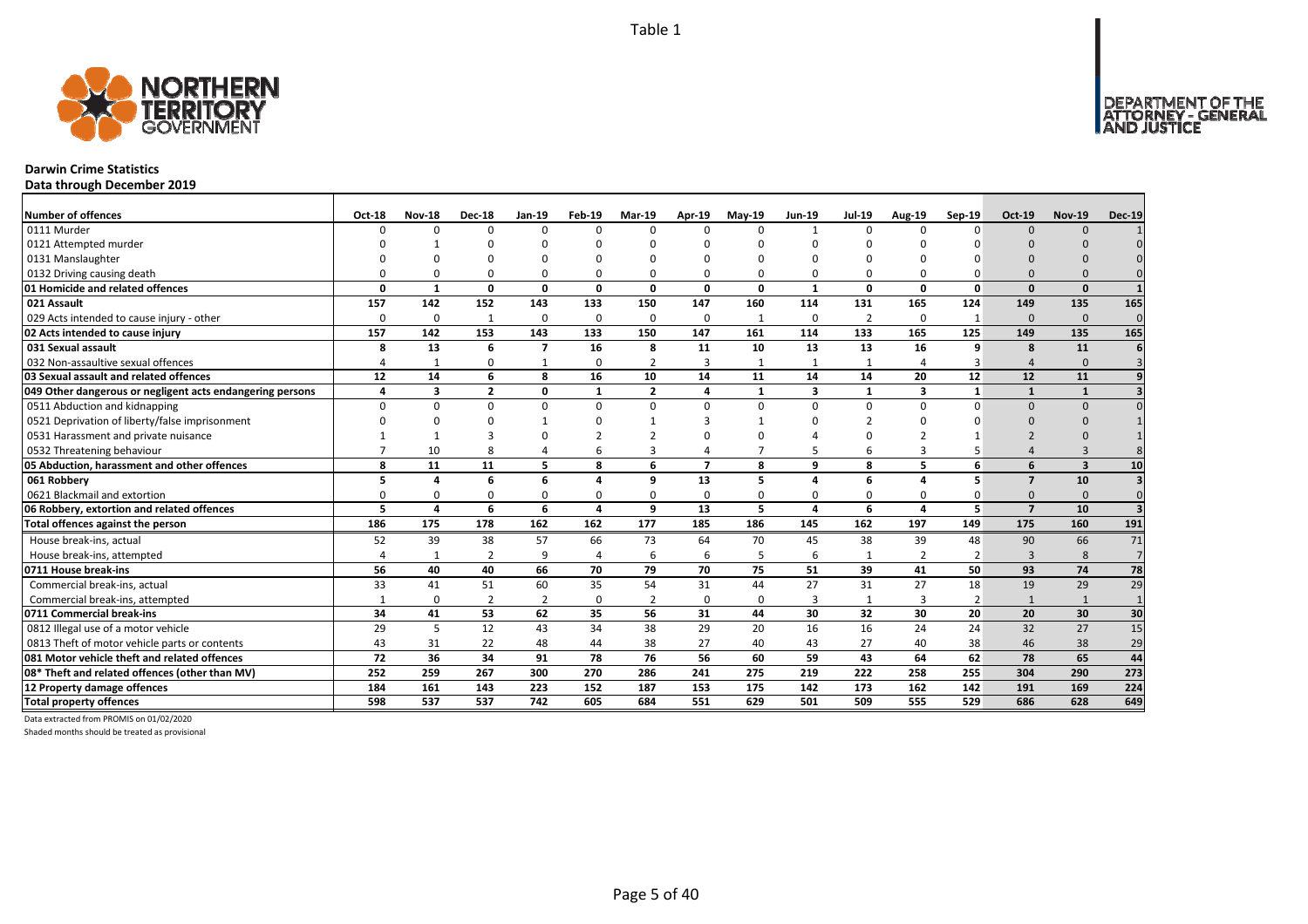Table 1

# Darwin Crime Statistics

**Data through December 2019**

| Number of offences | Oct-18 | Nov-18 | Dec-18 | Jan-19 | Feb-19 | Mar-19 | Apr-19 | May-19 | Jun-19 | Jul-19 | Aug-19 | Sep-19 | Oct-19 | Nov-19 | Dec-19 |
|---|---|---|---|---|---|---|---|---|---|---|---|---|---|---|---|
| 0111 Murder | 0 | 0 | 0 | 0 | 0 | 0 | 0 | 0 | 1 | 0 | 0 | 0 | 0 | 0 | 1 |
| 0121 Attempted murder | 0 | 1 | 0 | 0 | 0 | 0 | 0 | 0 | 0 | 0 | 0 | 0 | 0 | 0 | 0 |
| 0131 Manslaughter | 0 | 0 | 0 | 0 | 0 | 0 | 0 | 0 | 0 | 0 | 0 | 0 | 0 | 0 | 0 |
| 0132 Driving causing death | 0 | 0 | 0 | 0 | 0 | 0 | 0 | 0 | 0 | 0 | 0 | 0 | 0 | 0 | 0 |
| **01 Homicide and related offences** | **0** | **1** | **0** | **0** | **0** | **0** | **0** | **0** | **1** | **0** | **0** | **0** | **0** | **0** | **1** |
| **021 Assault** | **157** | **142** | **152** | **143** | **133** | **150** | **147** | **160** | **114** | **131** | **165** | **124** | **149** | **135** | **165** |
| 029 Acts intended to cause injury - other | 0 | 0 | 1 | 0 | 0 | 0 | 0 | 1 | 0 | 2 | 0 | 1 | 0 | 0 | 0 |
| **02 Acts intended to cause injury** | **157** | **142** | **153** | **143** | **133** | **150** | **147** | **161** | **114** | **133** | **165** | **125** | **149** | **135** | **165** |
| **031 Sexual assault** | **8** | **13** | **6** | **7** | **16** | **8** | **11** | **10** | **13** | **13** | **16** | **9** | **8** | **11** | **6** |
| 032 Non-assaultive sexual offences | 4 | 1 | 0 | 1 | 0 | 2 | 3 | 1 | 1 | 1 | 4 | 3 | 4 | 0 | 3 |
| **03 Sexual assault and related offences** | **12** | **14** | **6** | **8** | **16** | **10** | **14** | **11** | **14** | **14** | **20** | **12** | **12** | **11** | **9** |
| **049 Other dangerous or negligent acts endangering persons** | **4** | **3** | **2** | **0** | **1** | **2** | **4** | **1** | **3** | **1** | **3** | **1** | **1** | **1** | **3** |
| 0511 Abduction and kidnapping | 0 | 0 | 0 | 0 | 0 | 0 | 0 | 0 | 0 | 0 | 0 | 0 | 0 | 0 | 0 |
| 0521 Deprivation of liberty/false imprisonment | 0 | 0 | 0 | 1 | 0 | 1 | 3 | 1 | 0 | 2 | 0 | 0 | 0 | 0 | 1 |
| 0531 Harassment and private nuisance | 1 | 1 | 3 | 0 | 2 | 2 | 0 | 0 | 4 | 0 | 2 | 1 | 2 | 0 | 1 |
| 0532 Threatening behaviour | 7 | 10 | 8 | 4 | 6 | 3 | 4 | 7 | 5 | 6 | 3 | 5 | 4 | 3 | 8 |
| **05 Abduction, harassment and other offences** | **8** | **11** | **11** | **5** | **8** | **6** | **7** | **8** | **9** | **8** | **5** | **6** | **6** | **3** | **10** |
| **061 Robbery** | **5** | **4** | **6** | **6** | **4** | **9** | **13** | **5** | **4** | **6** | **4** | **5** | **7** | **10** | **3** |
| 0621 Blackmail and extortion | 0 | 0 | 0 | 0 | 0 | 0 | 0 | 0 | 0 | 0 | 0 | 0 | 0 | 0 | 0 |
| **06 Robbery, extortion and related offences** | **5** | **4** | **6** | **6** | **4** | **9** | **13** | **5** | **4** | **6** | **4** | **5** | **7** | **10** | **3** |
| **Total offences against the person** | **186** | **175** | **178** | **162** | **162** | **177** | **185** | **186** | **145** | **162** | **197** | **149** | **175** | **160** | **191** |
| House break-ins, actual | 52 | 39 | 38 | 57 | 66 | 73 | 64 | 70 | 45 | 38 | 39 | 48 | 90 | 66 | 71 |
| House break-ins, attempted | 4 | 1 | 2 | 9 | 4 | 6 | 6 | 5 | 6 | 1 | 2 | 2 | 3 | 8 | 7 |
| **0711 House break-ins** | **56** | **40** | **40** | **66** | **70** | **79** | **70** | **75** | **51** | **39** | **41** | **50** | **93** | **74** | **78** |
| Commercial break-ins, actual | 33 | 41 | 51 | 60 | 35 | 54 | 31 | 44 | 27 | 31 | 27 | 18 | 19 | 29 | 29 |
| Commercial break-ins, attempted | 1 | 0 | 2 | 2 | 0 | 2 | 0 | 0 | 3 | 1 | 3 | 2 | 1 | 1 | 1 |
| **0711 Commercial break-ins** | **34** | **41** | **53** | **62** | **35** | **56** | **31** | **44** | **30** | **32** | **30** | **20** | **20** | **30** | **30** |
| 0812 Illegal use of a motor vehicle | 29 | 5 | 12 | 43 | 34 | 38 | 29 | 20 | 16 | 16 | 24 | 24 | 32 | 27 | 15 |
| 0813 Theft of motor vehicle parts or contents | 43 | 31 | 22 | 48 | 44 | 38 | 27 | 40 | 43 | 27 | 40 | 38 | 46 | 38 | 29 |
| **081 Motor vehicle theft and related offences** | **72** | **36** | **34** | **91** | **78** | **76** | **56** | **60** | **59** | **43** | **64** | **62** | **78** | **65** | **44** |
| **08* Theft and related offences (other than MV)** | **252** | **259** | **267** | **300** | **270** | **286** | **241** | **275** | **219** | **222** | **258** | **255** | **304** | **290** | **273** |
| **12 Property damage offences** | **184** | **161** | **143** | **223** | **152** | **187** | **153** | **175** | **142** | **173** | **162** | **142** | **191** | **169** | **224** |
| **Total property offences** | **598** | **537** | **537** | **742** | **605** | **684** | **551** | **629** | **501** | **509** | **555** | **529** | **686** | **628** | **649** |

Data extracted from PROMIS on 01/02/2020

Shaded months should be treated as provisional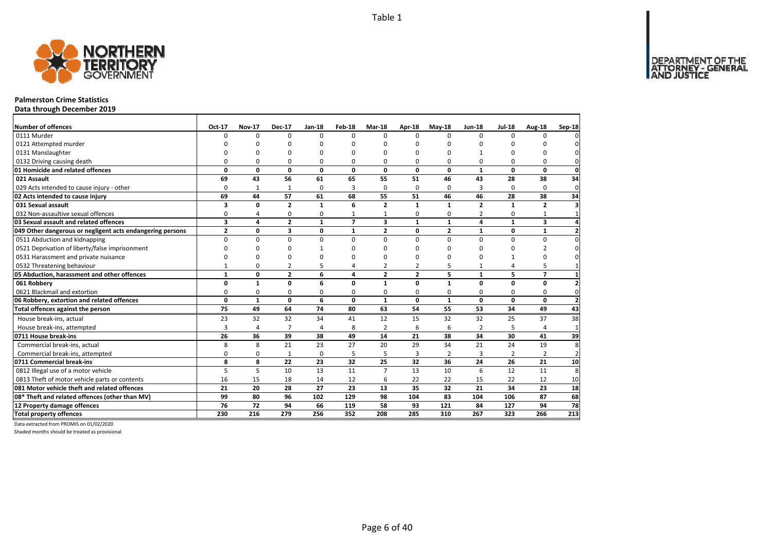Table 1

**Palmerston Crime Statistics**
**Data through December 2019**

| Number of offences | Oct-17 | Nov-17 | Dec-17 | Jan-18 | Feb-18 | Mar-18 | Apr-18 | May-18 | Jun-18 | Jul-18 | Aug-18 | Sep-18 |
|---|---|---|---|---|---|---|---|---|---|---|---|---|
| 0111 Murder | 0 | 0 | 0 | 0 | 0 | 0 | 0 | 0 | 0 | 0 | 0 | 0 |
| 0121 Attempted murder | 0 | 0 | 0 | 0 | 0 | 0 | 0 | 0 | 0 | 0 | 0 | 0 |
| 0131 Manslaughter | 0 | 0 | 0 | 0 | 0 | 0 | 0 | 0 | 1 | 0 | 0 | 0 |
| 0132 Driving causing death | 0 | 0 | 0 | 0 | 0 | 0 | 0 | 0 | 0 | 0 | 0 | 0 |
| **01 Homicide and related offences** | **0** | **0** | **0** | **0** | **0** | **0** | **0** | **0** | **1** | **0** | **0** | **0** |
| **021 Assault** | **69** | **43** | **56** | **61** | **65** | **55** | **51** | **46** | **43** | **28** | **38** | **34** |
| 029 Acts intended to cause injury - other | 0 | 1 | 1 | 0 | 3 | 0 | 0 | 0 | 3 | 0 | 0 | 0 |
| **02 Acts intended to cause injury** | **69** | **44** | **57** | **61** | **68** | **55** | **51** | **46** | **46** | **28** | **38** | **34** |
| **031 Sexual assault** | **3** | **0** | **2** | **1** | **6** | **2** | **1** | **1** | **2** | **1** | **2** | **3** |
| 032 Non-assaultive sexual offences | 0 | 4 | 0 | 0 | 1 | 1 | 0 | 0 | 2 | 0 | 1 | 1 |
| **03 Sexual assault and related offences** | **3** | **4** | **2** | **1** | **7** | **3** | **1** | **1** | **4** | **1** | **3** | **4** |
| **049 Other dangerous or negligent acts endangering persons** | **2** | **0** | **3** | **0** | **1** | **2** | **0** | **2** | **1** | **0** | **1** | **2** |
| 0511 Abduction and kidnapping | 0 | 0 | 0 | 0 | 0 | 0 | 0 | 0 | 0 | 0 | 0 | 0 |
| 0521 Deprivation of liberty/false imprisonment | 0 | 0 | 0 | 1 | 0 | 0 | 0 | 0 | 0 | 0 | 2 | 0 |
| 0531 Harassment and private nuisance | 0 | 0 | 0 | 0 | 0 | 0 | 0 | 0 | 0 | 1 | 0 | 0 |
| 0532 Threatening behaviour | 1 | 0 | 2 | 5 | 4 | 2 | 2 | 5 | 1 | 4 | 5 | 1 |
| **05 Abduction, harassment and other offences** | **1** | **0** | **2** | **6** | **4** | **2** | **2** | **5** | **1** | **5** | **7** | **1** |
| **061 Robbery** | **0** | **1** | **0** | **6** | **0** | **1** | **0** | **1** | **0** | **0** | **0** | **2** |
| 0621 Blackmail and extortion | 0 | 0 | 0 | 0 | 0 | 0 | 0 | 0 | 0 | 0 | 0 | 0 |
| **06 Robbery, extortion and related offences** | **0** | **1** | **0** | **6** | **0** | **1** | **0** | **1** | **0** | **0** | **0** | **2** |
| **Total offences against the person** | **75** | **49** | **64** | **74** | **80** | **63** | **54** | **55** | **53** | **34** | **49** | **43** |
| House break-ins, actual | 23 | 32 | 32 | 34 | 41 | 12 | 15 | 32 | 32 | 25 | 37 | 38 |
| House break-ins, attempted | 3 | 4 | 7 | 4 | 8 | 2 | 6 | 6 | 2 | 5 | 4 | 1 |
| **0711 House break-ins** | **26** | **36** | **39** | **38** | **49** | **14** | **21** | **38** | **34** | **30** | **41** | **39** |
| Commercial break-ins, actual | 8 | 8 | 21 | 23 | 27 | 20 | 29 | 34 | 21 | 24 | 19 | 8 |
| Commercial break-ins, attempted | 0 | 0 | 1 | 0 | 5 | 5 | 3 | 2 | 3 | 2 | 2 | 2 |
| **0711 Commercial break-ins** | **8** | **8** | **22** | **23** | **32** | **25** | **32** | **36** | **24** | **26** | **21** | **10** |
| 0812 Illegal use of a motor vehicle | 5 | 5 | 10 | 13 | 11 | 7 | 13 | 10 | 6 | 12 | 11 | 8 |
| 0813 Theft of motor vehicle parts or contents | 16 | 15 | 18 | 14 | 12 | 6 | 22 | 22 | 15 | 22 | 12 | 10 |
| **081 Motor vehicle theft and related offences** | **21** | **20** | **28** | **27** | **23** | **13** | **35** | **32** | **21** | **34** | **23** | **18** |
| **08* Theft and related offences (other than MV)** | **99** | **80** | **96** | **102** | **129** | **98** | **104** | **83** | **104** | **106** | **87** | **68** |
| **12 Property damage offences** | **76** | **72** | **94** | **66** | **119** | **58** | **93** | **121** | **84** | **127** | **94** | **78** |
| **Total property offences** | **230** | **216** | **279** | **256** | **352** | **208** | **285** | **310** | **267** | **323** | **266** | **213** |

Data extracted from PROMIS on 01/02/2020

Shaded months should be treated as provisional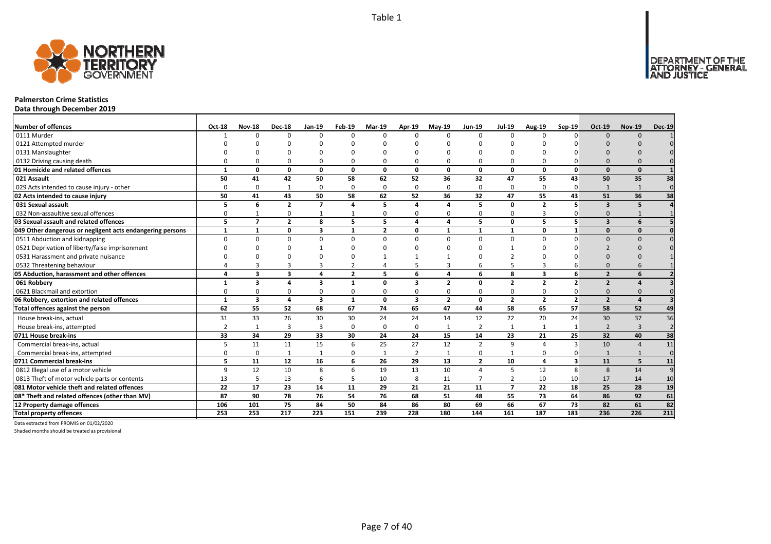Table 1

# Palmerston Crime Statistics

**Data through December 2019**

| Number of offences | Oct-18 | Nov-18 | Dec-18 | Jan-19 | Feb-19 | Mar-19 | Apr-19 | May-19 | Jun-19 | Jul-19 | Aug-19 | Sep-19 | Oct-19 | Nov-19 | Dec-19 |
|---|---|---|---|---|---|---|---|---|---|---|---|---|---|---|---|
| 0111 Murder | 1 | 0 | 0 | 0 | 0 | 0 | 0 | 0 | 0 | 0 | 0 | 0 | 0 | 0 | 1 |
| 0121 Attempted murder | 0 | 0 | 0 | 0 | 0 | 0 | 0 | 0 | 0 | 0 | 0 | 0 | 0 | 0 | 0 |
| 0131 Manslaughter | 0 | 0 | 0 | 0 | 0 | 0 | 0 | 0 | 0 | 0 | 0 | 0 | 0 | 0 | 0 |
| 0132 Driving causing death | 0 | 0 | 0 | 0 | 0 | 0 | 0 | 0 | 0 | 0 | 0 | 0 | 0 | 0 | 0 |
| **01 Homicide and related offences** | **1** | **0** | **0** | **0** | **0** | **0** | **0** | **0** | **0** | **0** | **0** | **0** | **0** | **0** | **1** |
| **021 Assault** | **50** | **41** | **42** | **50** | **58** | **62** | **52** | **36** | **32** | **47** | **55** | **43** | **50** | **35** | **38** |
| 029 Acts intended to cause injury - other | 0 | 0 | 1 | 0 | 0 | 0 | 0 | 0 | 0 | 0 | 0 | 0 | 1 | 1 | 0 |
| **02 Acts intended to cause injury** | **50** | **41** | **43** | **50** | **58** | **62** | **52** | **36** | **32** | **47** | **55** | **43** | **51** | **36** | **38** |
| **031 Sexual assault** | **5** | **6** | **2** | **7** | **4** | **5** | **4** | **4** | **5** | **0** | **2** | **5** | **3** | **5** | **4** |
| 032 Non-assaultive sexual offences | 0 | 1 | 0 | 1 | 1 | 0 | 0 | 0 | 0 | 0 | 3 | 0 | 0 | 1 | 1 |
| **03 Sexual assault and related offences** | **5** | **7** | **2** | **8** | **5** | **5** | **4** | **4** | **5** | **0** | **5** | **5** | **3** | **6** | **5** |
| **049 Other dangerous or negligent acts endangering persons** | **1** | **1** | **0** | **3** | **1** | **2** | **0** | **1** | **1** | **1** | **0** | **1** | **0** | **0** | **0** |
| 0511 Abduction and kidnapping | 0 | 0 | 0 | 0 | 0 | 0 | 0 | 0 | 0 | 0 | 0 | 0 | 0 | 0 | 0 |
| 0521 Deprivation of liberty/false imprisonment | 0 | 0 | 0 | 1 | 0 | 0 | 0 | 0 | 0 | 1 | 0 | 0 | 2 | 0 | 0 |
| 0531 Harassment and private nuisance | 0 | 0 | 0 | 0 | 0 | 1 | 1 | 1 | 0 | 2 | 0 | 0 | 0 | 0 | 1 |
| 0532 Threatening behaviour | 4 | 3 | 3 | 3 | 2 | 4 | 5 | 3 | 6 | 5 | 3 | 6 | 0 | 6 | 1 |
| **05 Abduction, harassment and other offences** | **4** | **3** | **3** | **4** | **2** | **5** | **6** | **4** | **6** | **8** | **3** | **6** | **2** | **6** | **2** |
| **061 Robbery** | **1** | **3** | **4** | **3** | **1** | **0** | **3** | **2** | **0** | **2** | **2** | **2** | **2** | **4** | **3** |
| 0621 Blackmail and extortion | 0 | 0 | 0 | 0 | 0 | 0 | 0 | 0 | 0 | 0 | 0 | 0 | 0 | 0 | 0 |
| **06 Robbery, extortion and related offences** | **1** | **3** | **4** | **3** | **1** | **0** | **3** | **2** | **0** | **2** | **2** | **2** | **2** | **4** | **3** |
| **Total offences against the person** | **62** | **55** | **52** | **68** | **67** | **74** | **65** | **47** | **44** | **58** | **65** | **57** | **58** | **52** | **49** |
| House break-ins, actual | 31 | 33 | 26 | 30 | 30 | 24 | 24 | 14 | 12 | 22 | 20 | 24 | 30 | 37 | 36 |
| House break-ins, attempted | 2 | 1 | 3 | 3 | 0 | 0 | 0 | 1 | 2 | 1 | 1 | 1 | 2 | 3 | 2 |
| **0711 House break-ins** | **33** | **34** | **29** | **33** | **30** | **24** | **24** | **15** | **14** | **23** | **21** | **25** | **32** | **40** | **38** |
| Commercial break-ins, actual | 5 | 11 | 11 | 15 | 6 | 25 | 27 | 12 | 2 | 9 | 4 | 3 | 10 | 4 | 11 |
| Commercial break-ins, attempted | 0 | 0 | 1 | 1 | 0 | 1 | 2 | 1 | 0 | 1 | 0 | 0 | 1 | 1 | 0 |
| **0711 Commercial break-ins** | **5** | **11** | **12** | **16** | **6** | **26** | **29** | **13** | **2** | **10** | **4** | **3** | **11** | **5** | **11** |
| 0812 Illegal use of a motor vehicle | 9 | 12 | 10 | 8 | 6 | 19 | 13 | 10 | 4 | 5 | 12 | 8 | 8 | 14 | 9 |
| 0813 Theft of motor vehicle parts or contents | 13 | 5 | 13 | 6 | 5 | 10 | 8 | 11 | 7 | 2 | 10 | 10 | 17 | 14 | 10 |
| **081 Motor vehicle theft and related offences** | **22** | **17** | **23** | **14** | **11** | **29** | **21** | **21** | **11** | **7** | **22** | **18** | **25** | **28** | **19** |
| **08* Theft and related offences (other than MV)** | **87** | **90** | **78** | **76** | **54** | **76** | **68** | **51** | **48** | **55** | **73** | **64** | **86** | **92** | **61** |
| **12 Property damage offences** | **106** | **101** | **75** | **84** | **50** | **84** | **86** | **80** | **69** | **66** | **67** | **73** | **82** | **61** | **82** |
| **Total property offences** | **253** | **253** | **217** | **223** | **151** | **239** | **228** | **180** | **144** | **161** | **187** | **183** | **236** | **226** | **211** |

Data extracted from PROMIS on 01/02/2020

Shaded months should be treated as provisional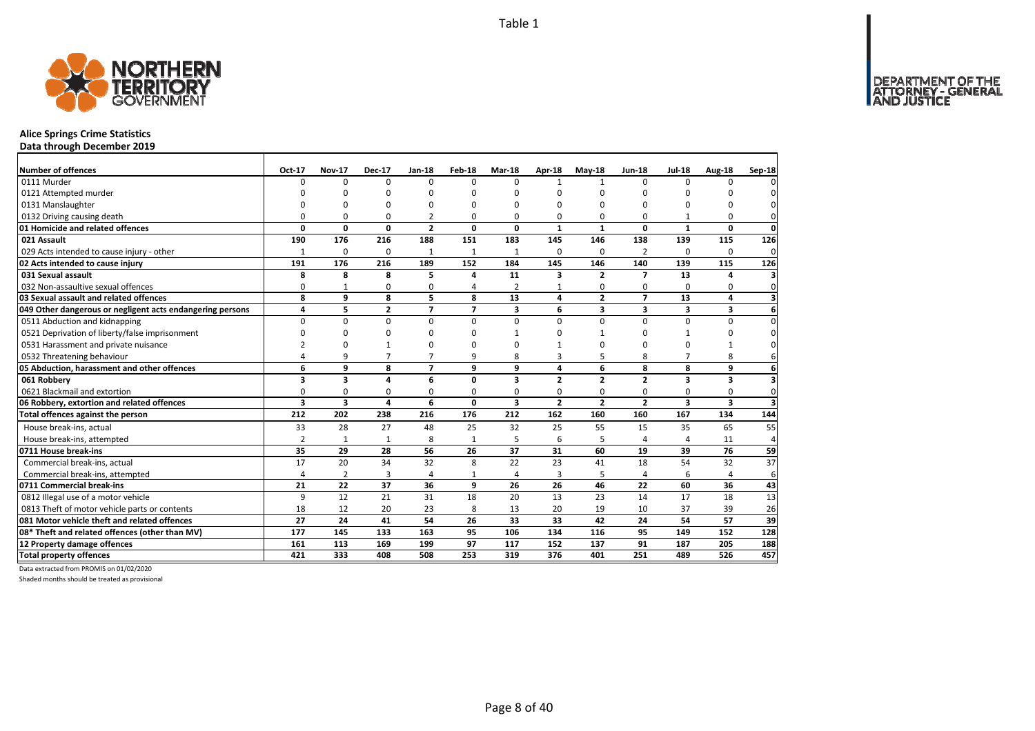Table 1

# Alice Springs Crime Statistics

**Data through December 2019**

| Number of offences | Oct-17 | Nov-17 | Dec-17 | Jan-18 | Feb-18 | Mar-18 | Apr-18 | May-18 | Jun-18 | Jul-18 | Aug-18 | Sep-18 |
|---|---|---|---|---|---|---|---|---|---|---|---|---|
| 0111 Murder | 0 | 0 | 0 | 0 | 0 | 0 | 1 | 1 | 0 | 0 | 0 | 0 |
| 0121 Attempted murder | 0 | 0 | 0 | 0 | 0 | 0 | 0 | 0 | 0 | 0 | 0 | 0 |
| 0131 Manslaughter | 0 | 0 | 0 | 0 | 0 | 0 | 0 | 0 | 0 | 0 | 0 | 0 |
| 0132 Driving causing death | 0 | 0 | 0 | 2 | 0 | 0 | 0 | 0 | 0 | 1 | 0 | 0 |
| **01 Homicide and related offences** | **0** | **0** | **0** | **2** | **0** | **0** | **1** | **1** | **0** | **1** | **0** | **0** |
| **021 Assault** | **190** | **176** | **216** | **188** | **151** | **183** | **145** | **146** | **138** | **139** | **115** | **126** |
| 029 Acts intended to cause injury - other | 1 | 0 | 0 | 1 | 1 | 1 | 0 | 0 | 2 | 0 | 0 | 0 |
| **02 Acts intended to cause injury** | **191** | **176** | **216** | **189** | **152** | **184** | **145** | **146** | **140** | **139** | **115** | **126** |
| **031 Sexual assault** | **8** | **8** | **8** | **5** | **4** | **11** | **3** | **2** | **7** | **13** | **4** | **3** |
| 032 Non-assaultive sexual offences | 0 | 1 | 0 | 0 | 4 | 2 | 1 | 0 | 0 | 0 | 0 | 0 |
| **03 Sexual assault and related offences** | **8** | **9** | **8** | **5** | **8** | **13** | **4** | **2** | **7** | **13** | **4** | **3** |
| **049 Other dangerous or negligent acts endangering persons** | **4** | **5** | **2** | **7** | **7** | **3** | **6** | **3** | **3** | **3** | **3** | **6** |
| 0511 Abduction and kidnapping | 0 | 0 | 0 | 0 | 0 | 0 | 0 | 0 | 0 | 0 | 0 | 0 |
| 0521 Deprivation of liberty/false imprisonment | 0 | 0 | 0 | 0 | 0 | 1 | 0 | 1 | 0 | 1 | 0 | 0 |
| 0531 Harassment and private nuisance | 2 | 0 | 1 | 0 | 0 | 0 | 1 | 0 | 0 | 0 | 1 | 0 |
| 0532 Threatening behaviour | 4 | 9 | 7 | 7 | 9 | 8 | 3 | 5 | 8 | 7 | 8 | 6 |
| **05 Abduction, harassment and other offences** | **6** | **9** | **8** | **7** | **9** | **9** | **4** | **6** | **8** | **8** | **9** | **6** |
| **061 Robbery** | **3** | **3** | **4** | **6** | **0** | **3** | **2** | **2** | **2** | **3** | **3** | **3** |
| 0621 Blackmail and extortion | 0 | 0 | 0 | 0 | 0 | 0 | 0 | 0 | 0 | 0 | 0 | 0 |
| **06 Robbery, extortion and related offences** | **3** | **3** | **4** | **6** | **0** | **3** | **2** | **2** | **2** | **3** | **3** | **3** |
| **Total offences against the person** | **212** | **202** | **238** | **216** | **176** | **212** | **162** | **160** | **160** | **167** | **134** | **144** |
| House break-ins, actual | 33 | 28 | 27 | 48 | 25 | 32 | 25 | 55 | 15 | 35 | 65 | 55 |
| House break-ins, attempted | 2 | 1 | 1 | 8 | 1 | 5 | 6 | 5 | 4 | 4 | 11 | 4 |
| **0711 House break-ins** | **35** | **29** | **28** | **56** | **26** | **37** | **31** | **60** | **19** | **39** | **76** | **59** |
| Commercial break-ins, actual | 17 | 20 | 34 | 32 | 8 | 22 | 23 | 41 | 18 | 54 | 32 | 37 |
| Commercial break-ins, attempted | 4 | 2 | 3 | 4 | 1 | 4 | 3 | 5 | 4 | 6 | 4 | 6 |
| **0711 Commercial break-ins** | **21** | **22** | **37** | **36** | **9** | **26** | **26** | **46** | **22** | **60** | **36** | **43** |
| 0812 Illegal use of a motor vehicle | 9 | 12 | 21 | 31 | 18 | 20 | 13 | 23 | 14 | 17 | 18 | 13 |
| 0813 Theft of motor vehicle parts or contents | 18 | 12 | 20 | 23 | 8 | 13 | 20 | 19 | 10 | 37 | 39 | 26 |
| **081 Motor vehicle theft and related offences** | **27** | **24** | **41** | **54** | **26** | **33** | **33** | **42** | **24** | **54** | **57** | **39** |
| **08* Theft and related offences (other than MV)** | **177** | **145** | **133** | **163** | **95** | **106** | **134** | **116** | **95** | **149** | **152** | **128** |
| **12 Property damage offences** | **161** | **113** | **169** | **199** | **97** | **117** | **152** | **137** | **91** | **187** | **205** | **188** |
| **Total property offences** | **421** | **333** | **408** | **508** | **253** | **319** | **376** | **401** | **251** | **489** | **526** | **457** |

Data extracted from PROMIS on 01/02/2020

Shaded months should be treated as provisional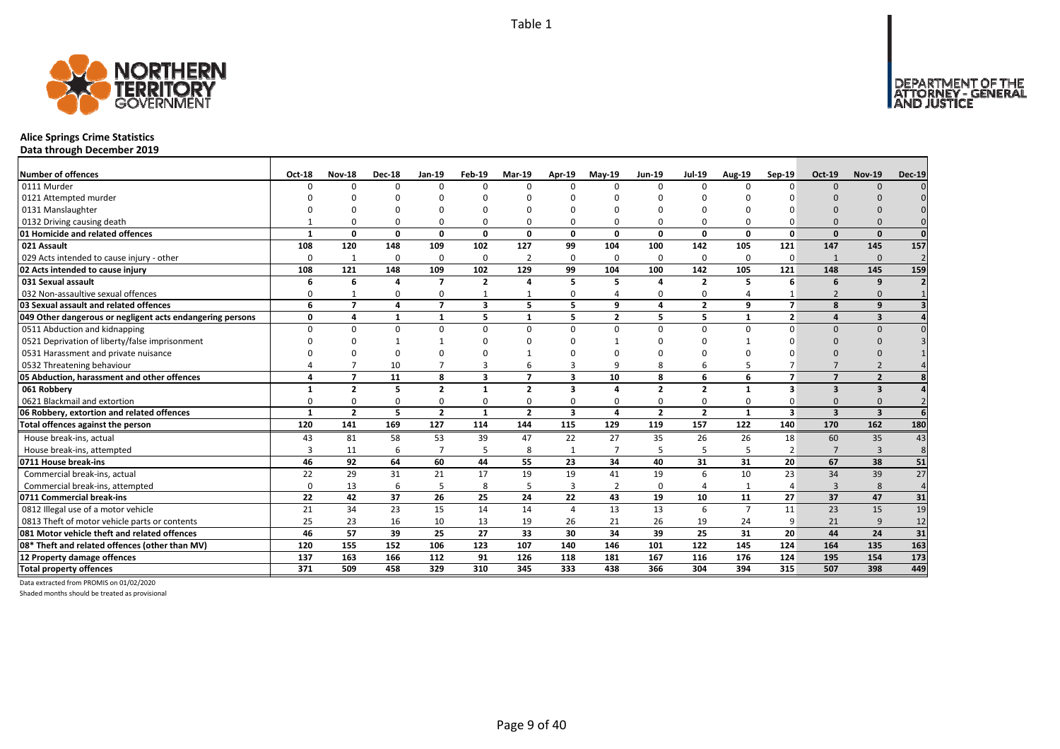# Alice Springs Crime Statistics

**Data through December 2019**

| Number of offences | Oct-18 | Nov-18 | Dec-18 | Jan-19 | Feb-19 | Mar-19 | Apr-19 | May-19 | Jun-19 | Jul-19 | Aug-19 | Sep-19 | Oct-19 | Nov-19 | Dec-19 |
|---|---|---|---|---|---|---|---|---|---|---|---|---|---|---|---|
| 0111 Murder | 0 | 0 | 0 | 0 | 0 | 0 | 0 | 0 | 0 | 0 | 0 | 0 | 0 | 0 | 0 |
| 0121 Attempted murder | 0 | 0 | 0 | 0 | 0 | 0 | 0 | 0 | 0 | 0 | 0 | 0 | 0 | 0 | 0 |
| 0131 Manslaughter | 0 | 0 | 0 | 0 | 0 | 0 | 0 | 0 | 0 | 0 | 0 | 0 | 0 | 0 | 0 |
| 0132 Driving causing death | 1 | 0 | 0 | 0 | 0 | 0 | 0 | 0 | 0 | 0 | 0 | 0 | 0 | 0 | 0 |
| **01 Homicide and related offences** | **1** | **0** | **0** | **0** | **0** | **0** | **0** | **0** | **0** | **0** | **0** | **0** | **0** | **0** | **0** |
| **021 Assault** | **108** | **120** | **148** | **109** | **102** | **127** | **99** | **104** | **100** | **142** | **105** | **121** | **147** | **145** | **157** |
| 029 Acts intended to cause injury - other | 0 | 1 | 0 | 0 | 0 | 2 | 0 | 0 | 0 | 0 | 0 | 0 | 1 | 0 | 2 |
| **02 Acts intended to cause injury** | **108** | **121** | **148** | **109** | **102** | **129** | **99** | **104** | **100** | **142** | **105** | **121** | **148** | **145** | **159** |
| **031 Sexual assault** | **6** | **6** | **4** | **7** | **2** | **4** | **5** | **5** | **4** | **2** | **5** | **6** | **6** | **9** | **2** |
| 032 Non-assaultive sexual offences | 0 | 1 | 0 | 0 | 1 | 1 | 0 | 4 | 0 | 0 | 4 | 1 | 2 | 0 | 1 |
| **03 Sexual assault and related offences** | **6** | **7** | **4** | **7** | **3** | **5** | **5** | **9** | **4** | **2** | **9** | **7** | **8** | **9** | **3** |
| **049 Other dangerous or negligent acts endangering persons** | **0** | **4** | **1** | **1** | **5** | **1** | **5** | **2** | **5** | **5** | **1** | **2** | **4** | **3** | **4** |
| 0511 Abduction and kidnapping | 0 | 0 | 0 | 0 | 0 | 0 | 0 | 0 | 0 | 0 | 0 | 0 | 0 | 0 | 0 |
| 0521 Deprivation of liberty/false imprisonment | 0 | 0 | 1 | 1 | 0 | 0 | 0 | 1 | 0 | 0 | 1 | 0 | 0 | 0 | 3 |
| 0531 Harassment and private nuisance | 0 | 0 | 0 | 0 | 0 | 1 | 0 | 0 | 0 | 0 | 0 | 0 | 0 | 0 | 1 |
| 0532 Threatening behaviour | 4 | 7 | 10 | 7 | 3 | 6 | 3 | 9 | 8 | 6 | 5 | 7 | 7 | 2 | 4 |
| **05 Abduction, harassment and other offences** | **4** | **7** | **11** | **8** | **3** | **7** | **3** | **10** | **8** | **6** | **6** | **7** | **7** | **2** | **8** |
| **061 Robbery** | **1** | **2** | **5** | **2** | **1** | **2** | **3** | **4** | **2** | **2** | **1** | **3** | **3** | **3** | **4** |
| 0621 Blackmail and extortion | 0 | 0 | 0 | 0 | 0 | 0 | 0 | 0 | 0 | 0 | 0 | 0 | 0 | 0 | 2 |
| **06 Robbery, extortion and related offences** | **1** | **2** | **5** | **2** | **1** | **2** | **3** | **4** | **2** | **2** | **1** | **3** | **3** | **3** | **6** |
| **Total offences against the person** | **120** | **141** | **169** | **127** | **114** | **144** | **115** | **129** | **119** | **157** | **122** | **140** | **170** | **162** | **180** |
| House break-ins, actual | 43 | 81 | 58 | 53 | 39 | 47 | 22 | 27 | 35 | 26 | 26 | 18 | 60 | 35 | 43 |
| House break-ins, attempted | 3 | 11 | 6 | 7 | 5 | 8 | 1 | 7 | 5 | 5 | 5 | 2 | 7 | 3 | 8 |
| **0711 House break-ins** | **46** | **92** | **64** | **60** | **44** | **55** | **23** | **34** | **40** | **31** | **31** | **20** | **67** | **38** | **51** |
| Commercial break-ins, actual | 22 | 29 | 31 | 21 | 17 | 19 | 19 | 41 | 19 | 6 | 10 | 23 | 34 | 39 | 27 |
| Commercial break-ins, attempted | 0 | 13 | 6 | 5 | 8 | 5 | 3 | 2 | 0 | 4 | 1 | 4 | 3 | 8 | 4 |
| **0711 Commercial break-ins** | **22** | **42** | **37** | **26** | **25** | **24** | **22** | **43** | **19** | **10** | **11** | **27** | **37** | **47** | **31** |
| 0812 Illegal use of a motor vehicle | 21 | 34 | 23 | 15 | 14 | 14 | 4 | 13 | 13 | 6 | 7 | 11 | 23 | 15 | 19 |
| 0813 Theft of motor vehicle parts or contents | 25 | 23 | 16 | 10 | 13 | 19 | 26 | 21 | 26 | 19 | 24 | 9 | 21 | 9 | 12 |
| **081 Motor vehicle theft and related offences** | **46** | **57** | **39** | **25** | **27** | **33** | **30** | **34** | **39** | **25** | **31** | **20** | **44** | **24** | **31** |
| **08* Theft and related offences (other than MV)** | **120** | **155** | **152** | **106** | **123** | **107** | **140** | **146** | **101** | **122** | **145** | **124** | **164** | **135** | **163** |
| **12 Property damage offences** | **137** | **163** | **166** | **112** | **91** | **126** | **118** | **181** | **167** | **116** | **176** | **124** | **195** | **154** | **173** |
| **Total property offences** | **371** | **509** | **458** | **329** | **310** | **345** | **333** | **438** | **366** | **304** | **394** | **315** | **507** | **398** | **449** |

Data extracted from PROMIS on 01/02/2020

Shaded months should be treated as provisional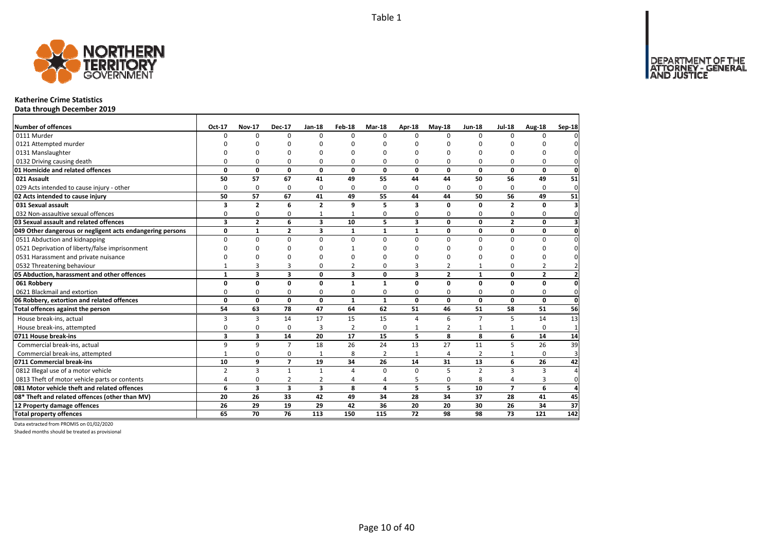Table 1

# Katherine Crime Statistics

**Data through December 2019**

| Number of offences | Oct-17 | Nov-17 | Dec-17 | Jan-18 | Feb-18 | Mar-18 | Apr-18 | May-18 | Jun-18 | Jul-18 | Aug-18 | Sep-18 |
|---|---|---|---|---|---|---|---|---|---|---|---|---|
| 0111 Murder | 0 | 0 | 0 | 0 | 0 | 0 | 0 | 0 | 0 | 0 | 0 | 0 |
| 0121 Attempted murder | 0 | 0 | 0 | 0 | 0 | 0 | 0 | 0 | 0 | 0 | 0 | 0 |
| 0131 Manslaughter | 0 | 0 | 0 | 0 | 0 | 0 | 0 | 0 | 0 | 0 | 0 | 0 |
| 0132 Driving causing death | 0 | 0 | 0 | 0 | 0 | 0 | 0 | 0 | 0 | 0 | 0 | 0 |
| **01 Homicide and related offences** | **0** | **0** | **0** | **0** | **0** | **0** | **0** | **0** | **0** | **0** | **0** | **0** |
| **021 Assault** | **50** | **57** | **67** | **41** | **49** | **55** | **44** | **44** | **50** | **56** | **49** | **51** |
| 029 Acts intended to cause injury - other | 0 | 0 | 0 | 0 | 0 | 0 | 0 | 0 | 0 | 0 | 0 | 0 |
| **02 Acts intended to cause injury** | **50** | **57** | **67** | **41** | **49** | **55** | **44** | **44** | **50** | **56** | **49** | **51** |
| **031 Sexual assault** | **3** | **2** | **6** | **2** | **9** | **5** | **3** | **0** | **0** | **2** | **0** | **3** |
| 032 Non-assaultive sexual offences | 0 | 0 | 0 | 1 | 1 | 0 | 0 | 0 | 0 | 0 | 0 | 0 |
| **03 Sexual assault and related offences** | **3** | **2** | **6** | **3** | **10** | **5** | **3** | **0** | **0** | **2** | **0** | **3** |
| **049 Other dangerous or negligent acts endangering persons** | **0** | **1** | **2** | **3** | **1** | **1** | **1** | **0** | **0** | **0** | **0** | **0** |
| 0511 Abduction and kidnapping | 0 | 0 | 0 | 0 | 0 | 0 | 0 | 0 | 0 | 0 | 0 | 0 |
| 0521 Deprivation of liberty/false imprisonment | 0 | 0 | 0 | 0 | 1 | 0 | 0 | 0 | 0 | 0 | 0 | 0 |
| 0531 Harassment and private nuisance | 0 | 0 | 0 | 0 | 0 | 0 | 0 | 0 | 0 | 0 | 0 | 0 |
| 0532 Threatening behaviour | 1 | 3 | 3 | 0 | 2 | 0 | 3 | 2 | 1 | 0 | 2 | 2 |
| **05 Abduction, harassment and other offences** | **1** | **3** | **3** | **0** | **3** | **0** | **3** | **2** | **1** | **0** | **2** | **2** |
| **061 Robbery** | **0** | **0** | **0** | **0** | **1** | **1** | **0** | **0** | **0** | **0** | **0** | **0** |
| 0621 Blackmail and extortion | 0 | 0 | 0 | 0 | 0 | 0 | 0 | 0 | 0 | 0 | 0 | 0 |
| **06 Robbery, extortion and related offences** | **0** | **0** | **0** | **0** | **1** | **1** | **0** | **0** | **0** | **0** | **0** | **0** |
| **Total offences against the person** | **54** | **63** | **78** | **47** | **64** | **62** | **51** | **46** | **51** | **58** | **51** | **56** |
| House break-ins, actual | 3 | 3 | 14 | 17 | 15 | 15 | 4 | 6 | 7 | 5 | 14 | 13 |
| House break-ins, attempted | 0 | 0 | 0 | 3 | 2 | 0 | 1 | 2 | 1 | 1 | 0 | 1 |
| **0711 House break-ins** | **3** | **3** | **14** | **20** | **17** | **15** | **5** | **8** | **8** | **6** | **14** | **14** |
| Commercial break-ins, actual | 9 | 9 | 7 | 18 | 26 | 24 | 13 | 27 | 11 | 5 | 26 | 39 |
| Commercial break-ins, attempted | 1 | 0 | 0 | 1 | 8 | 2 | 1 | 4 | 2 | 1 | 0 | 3 |
| **0711 Commercial break-ins** | **10** | **9** | **7** | **19** | **34** | **26** | **14** | **31** | **13** | **6** | **26** | **42** |
| 0812 Illegal use of a motor vehicle | 2 | 3 | 1 | 1 | 4 | 0 | 0 | 5 | 2 | 3 | 3 | 4 |
| 0813 Theft of motor vehicle parts or contents | 4 | 0 | 2 | 2 | 4 | 4 | 5 | 0 | 8 | 4 | 3 | 0 |
| **081 Motor vehicle theft and related offences** | **6** | **3** | **3** | **3** | **8** | **4** | **5** | **5** | **10** | **7** | **6** | **4** |
| **08* Theft and related offences (other than MV)** | **20** | **26** | **33** | **42** | **49** | **34** | **28** | **34** | **37** | **28** | **41** | **45** |
| **12 Property damage offences** | **26** | **29** | **19** | **29** | **42** | **36** | **20** | **20** | **30** | **26** | **34** | **37** |
| **Total property offences** | **65** | **70** | **76** | **113** | **150** | **115** | **72** | **98** | **98** | **73** | **121** | **142** |

Data extracted from PROMIS on 01/02/2020

Shaded months should be treated as provisional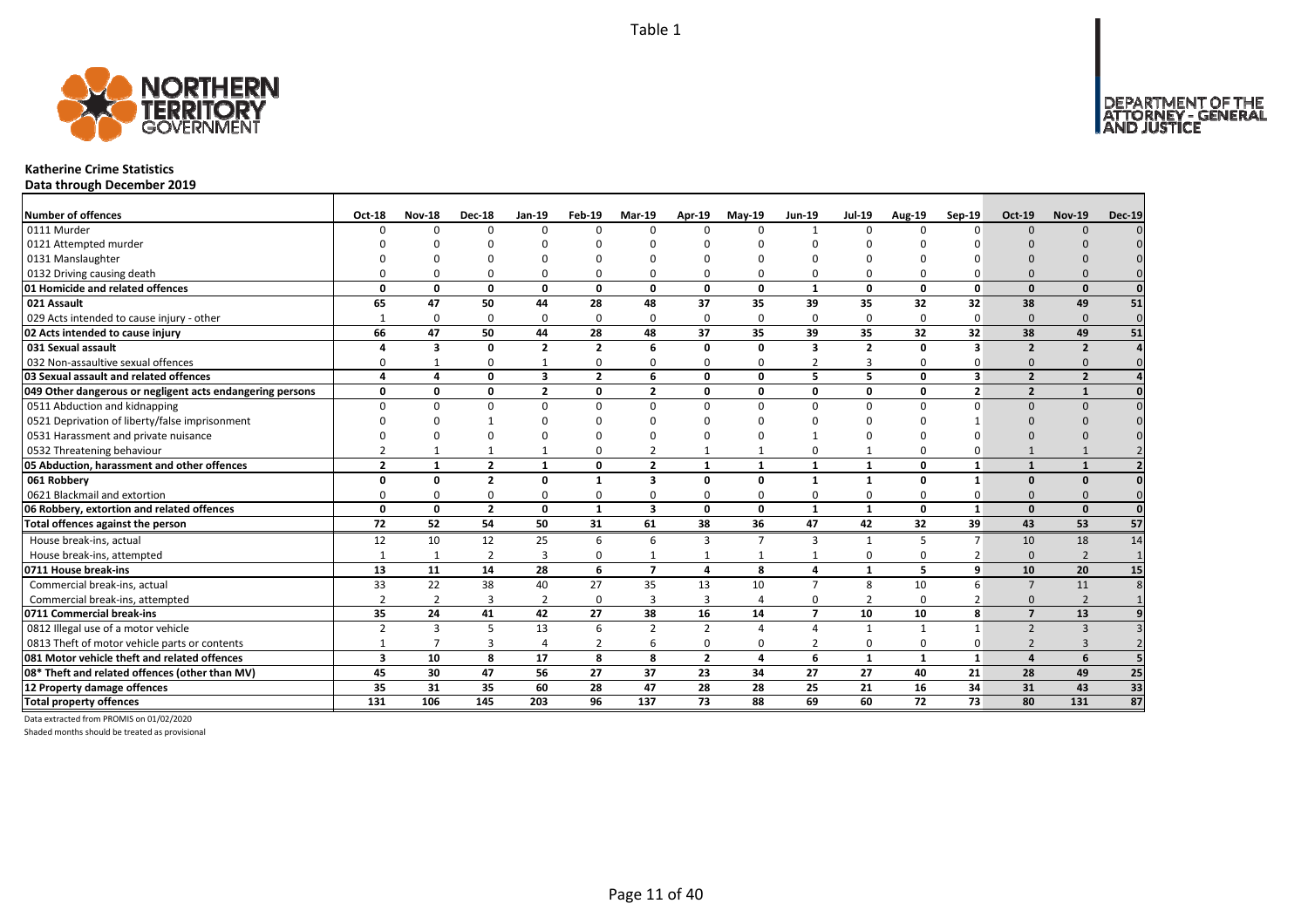Table 1

# Katherine Crime Statistics

## Data through December 2019

| Number of offences | Oct-18 | Nov-18 | Dec-18 | Jan-19 | Feb-19 | Mar-19 | Apr-19 | May-19 | Jun-19 | Jul-19 | Aug-19 | Sep-19 | Oct-19 | Nov-19 | Dec-19 |
|---|---|---|---|---|---|---|---|---|---|---|---|---|---|---|---|
| 0111 Murder | 0 | 0 | 0 | 0 | 0 | 0 | 0 | 0 | 1 | 0 | 0 | 0 | 0 | 0 | 0 |
| 0121 Attempted murder | 0 | 0 | 0 | 0 | 0 | 0 | 0 | 0 | 0 | 0 | 0 | 0 | 0 | 0 | 0 |
| 0131 Manslaughter | 0 | 0 | 0 | 0 | 0 | 0 | 0 | 0 | 0 | 0 | 0 | 0 | 0 | 0 | 0 |
| 0132 Driving causing death | 0 | 0 | 0 | 0 | 0 | 0 | 0 | 0 | 0 | 0 | 0 | 0 | 0 | 0 | 0 |
| **01 Homicide and related offences** | **0** | **0** | **0** | **0** | **0** | **0** | **0** | **0** | **1** | **0** | **0** | **0** | **0** | **0** | **0** |
| **021 Assault** | **65** | **47** | **50** | **44** | **28** | **48** | **37** | **35** | **39** | **35** | **32** | **32** | **38** | **49** | **51** |
| 029 Acts intended to cause injury - other | 1 | 0 | 0 | 0 | 0 | 0 | 0 | 0 | 0 | 0 | 0 | 0 | 0 | 0 | 0 |
| **02 Acts intended to cause injury** | **66** | **47** | **50** | **44** | **28** | **48** | **37** | **35** | **39** | **35** | **32** | **32** | **38** | **49** | **51** |
| **031 Sexual assault** | **4** | **3** | **0** | **2** | **2** | **6** | **0** | **0** | **3** | **2** | **0** | **3** | **2** | **2** | **4** |
| 032 Non-assaultive sexual offences | 0 | 1 | 0 | 1 | 0 | 0 | 0 | 0 | 2 | 3 | 0 | 0 | 0 | 0 | 0 |
| **03 Sexual assault and related offences** | **4** | **4** | **0** | **3** | **2** | **6** | **0** | **0** | **5** | **5** | **0** | **3** | **2** | **2** | **4** |
| **049 Other dangerous or negligent acts endangering persons** | **0** | **0** | **0** | **2** | **0** | **2** | **0** | **0** | **0** | **0** | **0** | **2** | **2** | **1** | **0** |
| 0511 Abduction and kidnapping | 0 | 0 | 0 | 0 | 0 | 0 | 0 | 0 | 0 | 0 | 0 | 0 | 0 | 0 | 0 |
| 0521 Deprivation of liberty/false imprisonment | 0 | 0 | 1 | 0 | 0 | 0 | 0 | 0 | 0 | 0 | 0 | 1 | 0 | 0 | 0 |
| 0531 Harassment and private nuisance | 0 | 0 | 0 | 0 | 0 | 0 | 0 | 0 | 1 | 0 | 0 | 0 | 0 | 0 | 0 |
| 0532 Threatening behaviour | 2 | 1 | 1 | 1 | 0 | 2 | 1 | 1 | 0 | 1 | 0 | 0 | 1 | 1 | 2 |
| **05 Abduction, harassment and other offences** | **2** | **1** | **2** | **1** | **0** | **2** | **1** | **1** | **1** | **1** | **0** | **1** | **1** | **1** | **2** |
| **061 Robbery** | **0** | **0** | **2** | **0** | **1** | **3** | **0** | **0** | **1** | **1** | **0** | **1** | **0** | **0** | **0** |
| 0621 Blackmail and extortion | 0 | 0 | 0 | 0 | 0 | 0 | 0 | 0 | 0 | 0 | 0 | 0 | 0 | 0 | 0 |
| **06 Robbery, extortion and related offences** | **0** | **0** | **2** | **0** | **1** | **3** | **0** | **0** | **1** | **1** | **0** | **1** | **0** | **0** | **0** |
| **Total offences against the person** | **72** | **52** | **54** | **50** | **31** | **61** | **38** | **36** | **47** | **42** | **32** | **39** | **43** | **53** | **57** |
| House break-ins, actual | 12 | 10 | 12 | 25 | 6 | 6 | 3 | 7 | 3 | 1 | 5 | 7 | 10 | 18 | 14 |
| House break-ins, attempted | 1 | 1 | 2 | 3 | 0 | 1 | 1 | 1 | 1 | 0 | 0 | 2 | 0 | 2 | 1 |
| **0711 House break-ins** | **13** | **11** | **14** | **28** | **6** | **7** | **4** | **8** | **4** | **1** | **5** | **9** | **10** | **20** | **15** |
| Commercial break-ins, actual | 33 | 22 | 38 | 40 | 27 | 35 | 13 | 10 | 7 | 8 | 10 | 6 | 7 | 11 | 8 |
| Commercial break-ins, attempted | 2 | 2 | 3 | 2 | 0 | 3 | 3 | 4 | 0 | 2 | 0 | 2 | 0 | 2 | 1 |
| **0711 Commercial break-ins** | **35** | **24** | **41** | **42** | **27** | **38** | **16** | **14** | **7** | **10** | **10** | **8** | **7** | **13** | **9** |
| 0812 Illegal use of a motor vehicle | 2 | 3 | 5 | 13 | 6 | 2 | 2 | 4 | 4 | 1 | 1 | 1 | 2 | 3 | 3 |
| 0813 Theft of motor vehicle parts or contents | 1 | 7 | 3 | 4 | 2 | 6 | 0 | 0 | 2 | 0 | 0 | 0 | 2 | 3 | 2 |
| **081 Motor vehicle theft and related offences** | **3** | **10** | **8** | **17** | **8** | **8** | **2** | **4** | **6** | **1** | **1** | **1** | **4** | **6** | **5** |
| **08* Theft and related offences (other than MV)** | **45** | **30** | **47** | **56** | **27** | **37** | **23** | **34** | **27** | **27** | **40** | **21** | **28** | **49** | **25** |
| **12 Property damage offences** | **35** | **31** | **35** | **60** | **28** | **47** | **28** | **28** | **25** | **21** | **16** | **34** | **31** | **43** | **33** |
| **Total property offences** | **131** | **106** | **145** | **203** | **96** | **137** | **73** | **88** | **69** | **60** | **72** | **73** | **80** | **131** | **87** |

Data extracted from PROMIS on 01/02/2020

Shaded months should be treated as provisional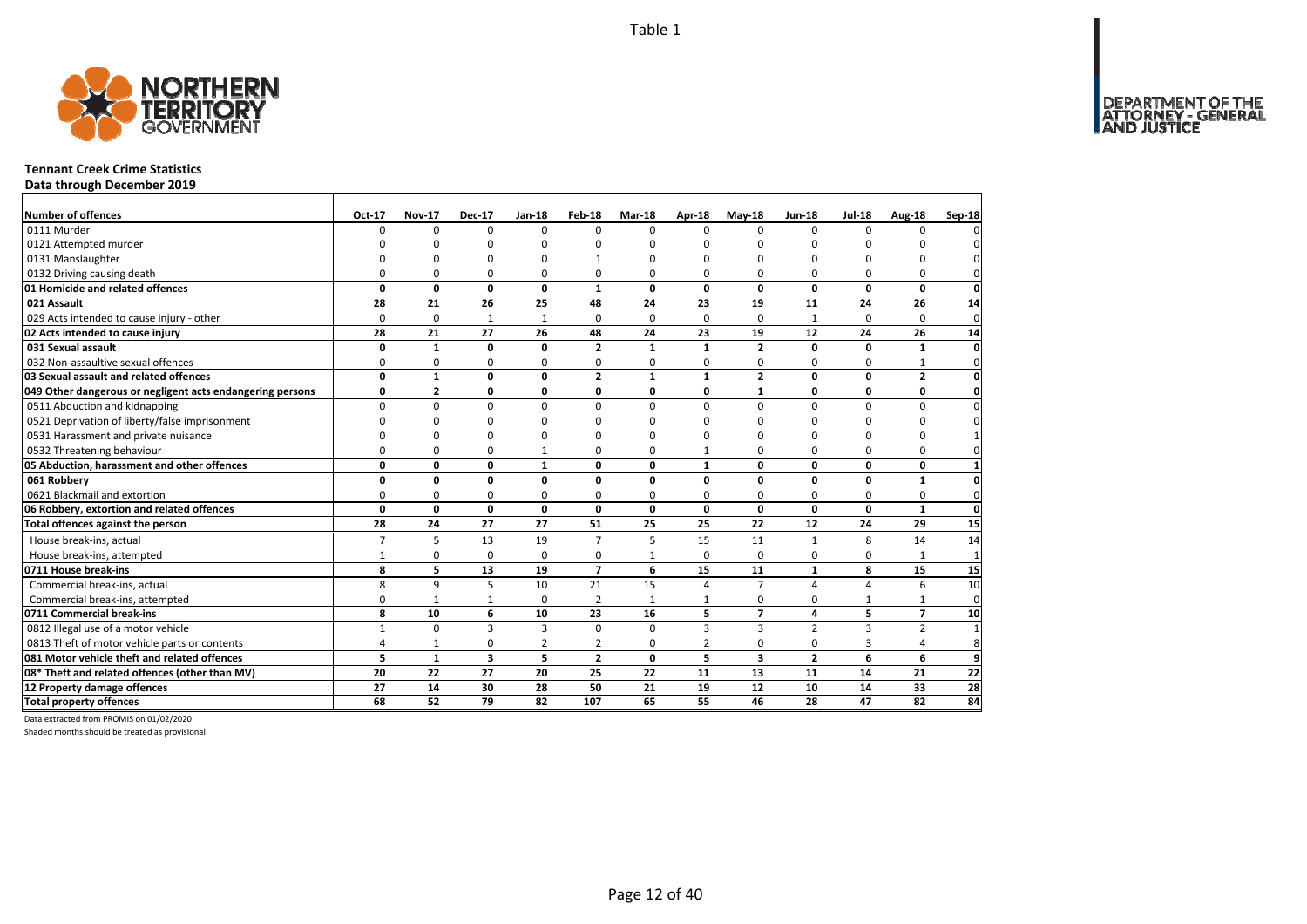Table 1

**Tennant Creek Crime Statistics**
**Data through December 2019**

| Number of offences | Oct-17 | Nov-17 | Dec-17 | Jan-18 | Feb-18 | Mar-18 | Apr-18 | May-18 | Jun-18 | Jul-18 | Aug-18 | Sep-18 |
|---|---|---|---|---|---|---|---|---|---|---|---|---|
| 0111 Murder | 0 | 0 | 0 | 0 | 0 | 0 | 0 | 0 | 0 | 0 | 0 | 0 |
| 0121 Attempted murder | 0 | 0 | 0 | 0 | 0 | 0 | 0 | 0 | 0 | 0 | 0 | 0 |
| 0131 Manslaughter | 0 | 0 | 0 | 0 | 1 | 0 | 0 | 0 | 0 | 0 | 0 | 0 |
| 0132 Driving causing death | 0 | 0 | 0 | 0 | 0 | 0 | 0 | 0 | 0 | 0 | 0 | 0 |
| **01 Homicide and related offences** | **0** | **0** | **0** | **0** | **1** | **0** | **0** | **0** | **0** | **0** | **0** | **0** |
| **021 Assault** | **28** | **21** | **26** | **25** | **48** | **24** | **23** | **19** | **11** | **24** | **26** | **14** |
| 029 Acts intended to cause injury - other | 0 | 0 | 1 | 1 | 0 | 0 | 0 | 0 | 1 | 0 | 0 | 0 |
| **02 Acts intended to cause injury** | **28** | **21** | **27** | **26** | **48** | **24** | **23** | **19** | **12** | **24** | **26** | **14** |
| **031 Sexual assault** | **0** | **1** | **0** | **0** | **2** | **1** | **1** | **2** | **0** | **0** | **1** | **0** |
| 032 Non-assaultive sexual offences | 0 | 0 | 0 | 0 | 0 | 0 | 0 | 0 | 0 | 0 | 1 | 0 |
| **03 Sexual assault and related offences** | **0** | **1** | **0** | **0** | **2** | **1** | **1** | **2** | **0** | **0** | **2** | **0** |
| **049 Other dangerous or negligent acts endangering persons** | **0** | **2** | **0** | **0** | **0** | **0** | **0** | **1** | **0** | **0** | **0** | **0** |
| 0511 Abduction and kidnapping | 0 | 0 | 0 | 0 | 0 | 0 | 0 | 0 | 0 | 0 | 0 | 0 |
| 0521 Deprivation of liberty/false imprisonment | 0 | 0 | 0 | 0 | 0 | 0 | 0 | 0 | 0 | 0 | 0 | 0 |
| 0531 Harassment and private nuisance | 0 | 0 | 0 | 0 | 0 | 0 | 0 | 0 | 0 | 0 | 0 | 1 |
| 0532 Threatening behaviour | 0 | 0 | 0 | 1 | 0 | 0 | 1 | 0 | 0 | 0 | 0 | 0 |
| **05 Abduction, harassment and other offences** | **0** | **0** | **0** | **1** | **0** | **0** | **1** | **0** | **0** | **0** | **0** | **1** |
| **061 Robbery** | **0** | **0** | **0** | **0** | **0** | **0** | **0** | **0** | **0** | **0** | **1** | **0** |
| 0621 Blackmail and extortion | 0 | 0 | 0 | 0 | 0 | 0 | 0 | 0 | 0 | 0 | 0 | 0 |
| **06 Robbery, extortion and related offences** | **0** | **0** | **0** | **0** | **0** | **0** | **0** | **0** | **0** | **0** | **1** | **0** |
| **Total offences against the person** | **28** | **24** | **27** | **27** | **51** | **25** | **25** | **22** | **12** | **24** | **29** | **15** |
| House break-ins, actual | 7 | 5 | 13 | 19 | 7 | 5 | 15 | 11 | 1 | 8 | 14 | 14 |
| House break-ins, attempted | 1 | 0 | 0 | 0 | 0 | 1 | 0 | 0 | 0 | 0 | 1 | 1 |
| **0711 House break-ins** | **8** | **5** | **13** | **19** | **7** | **6** | **15** | **11** | **1** | **8** | **15** | **15** |
| Commercial break-ins, actual | 8 | 9 | 5 | 10 | 21 | 15 | 4 | 7 | 4 | 4 | 6 | 10 |
| Commercial break-ins, attempted | 0 | 1 | 1 | 0 | 2 | 1 | 1 | 0 | 0 | 1 | 1 | 0 |
| **0711 Commercial break-ins** | **8** | **10** | **6** | **10** | **23** | **16** | **5** | **7** | **4** | **5** | **7** | **10** |
| 0812 Illegal use of a motor vehicle | 1 | 0 | 3 | 3 | 0 | 0 | 3 | 3 | 2 | 3 | 2 | 1 |
| 0813 Theft of motor vehicle parts or contents | 4 | 1 | 0 | 2 | 2 | 0 | 2 | 0 | 0 | 3 | 4 | 8 |
| **081 Motor vehicle theft and related offences** | **5** | **1** | **3** | **5** | **2** | **0** | **5** | **3** | **2** | **6** | **6** | **9** |
| **08* Theft and related offences (other than MV)** | **20** | **22** | **27** | **20** | **25** | **22** | **11** | **13** | **11** | **14** | **21** | **22** |
| **12 Property damage offences** | **27** | **14** | **30** | **28** | **50** | **21** | **19** | **12** | **10** | **14** | **33** | **28** |
| **Total property offences** | **68** | **52** | **79** | **82** | **107** | **65** | **55** | **46** | **28** | **47** | **82** | **84** |

Data extracted from PROMIS on 01/02/2020

Shaded months should be treated as provisional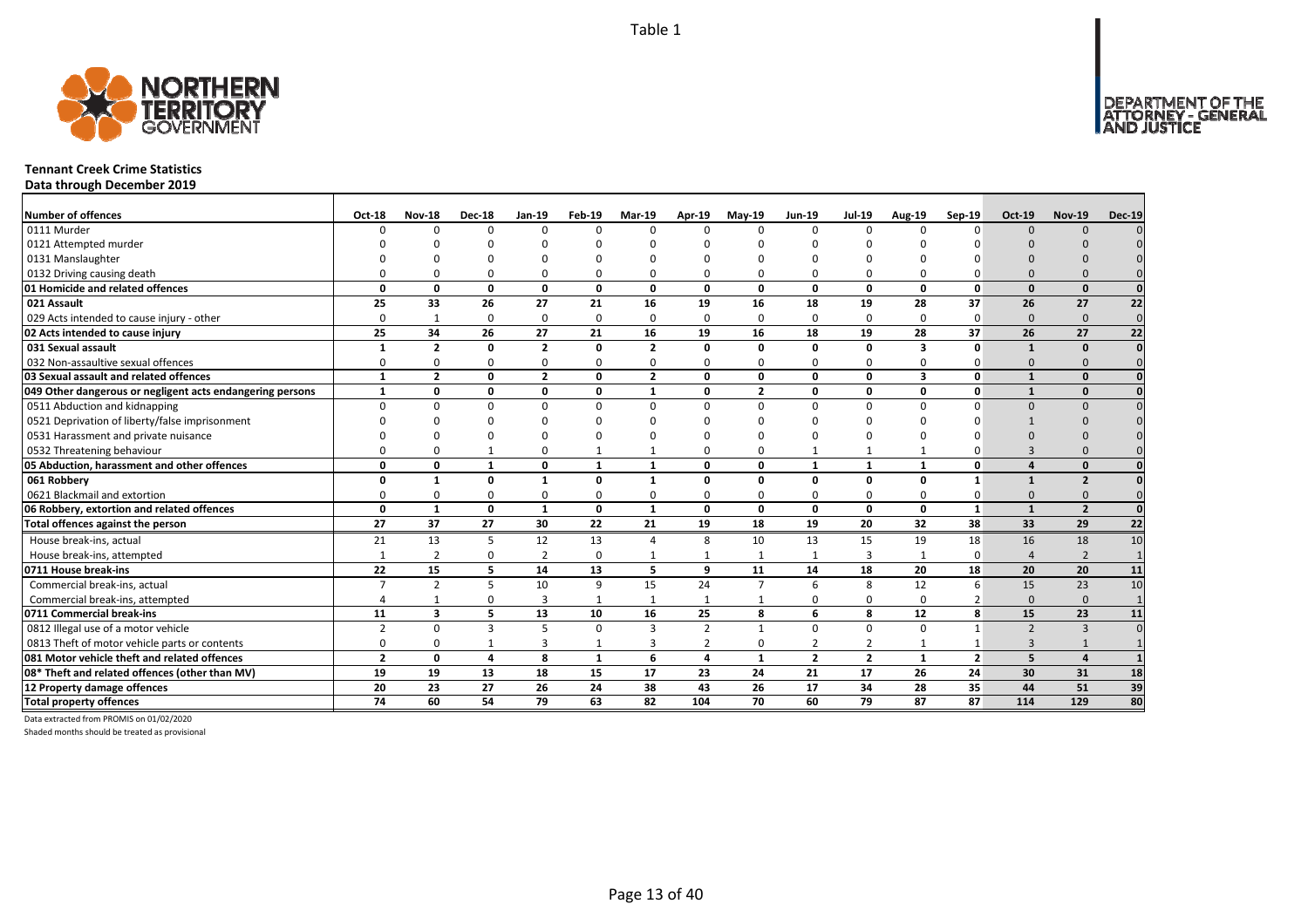# Tennant Creek Crime Statistics

**Data through December 2019**

| Number of offences | Oct-18 | Nov-18 | Dec-18 | Jan-19 | Feb-19 | Mar-19 | Apr-19 | May-19 | Jun-19 | Jul-19 | Aug-19 | Sep-19 | Oct-19 | Nov-19 | Dec-19 |
|---|---|---|---|---|---|---|---|---|---|---|---|---|---|---|---|
| 0111 Murder | 0 | 0 | 0 | 0 | 0 | 0 | 0 | 0 | 0 | 0 | 0 | 0 | 0 | 0 | 0 |
| 0121 Attempted murder | 0 | 0 | 0 | 0 | 0 | 0 | 0 | 0 | 0 | 0 | 0 | 0 | 0 | 0 | 0 |
| 0131 Manslaughter | 0 | 0 | 0 | 0 | 0 | 0 | 0 | 0 | 0 | 0 | 0 | 0 | 0 | 0 | 0 |
| 0132 Driving causing death | 0 | 0 | 0 | 0 | 0 | 0 | 0 | 0 | 0 | 0 | 0 | 0 | 0 | 0 | 0 |
| **01 Homicide and related offences** | **0** | **0** | **0** | **0** | **0** | **0** | **0** | **0** | **0** | **0** | **0** | **0** | **0** | **0** | **0** |
| **021 Assault** | **25** | **33** | **26** | **27** | **21** | **16** | **19** | **16** | **18** | **19** | **28** | **37** | **26** | **27** | **22** |
| 029 Acts intended to cause injury - other | 0 | 1 | 0 | 0 | 0 | 0 | 0 | 0 | 0 | 0 | 0 | 0 | 0 | 0 | 0 |
| **02 Acts intended to cause injury** | **25** | **34** | **26** | **27** | **21** | **16** | **19** | **16** | **18** | **19** | **28** | **37** | **26** | **27** | **22** |
| **031 Sexual assault** | **1** | **2** | **0** | **2** | **0** | **2** | **0** | **0** | **0** | **0** | **3** | **0** | **1** | **0** | **0** |
| 032 Non-assaultive sexual offences | 0 | 0 | 0 | 0 | 0 | 0 | 0 | 0 | 0 | 0 | 0 | 0 | 0 | 0 | 0 |
| **03 Sexual assault and related offences** | **1** | **2** | **0** | **2** | **0** | **2** | **0** | **0** | **0** | **0** | **3** | **0** | **1** | **0** | **0** |
| **049 Other dangerous or negligent acts endangering persons** | **1** | **0** | **0** | **0** | **0** | **1** | **0** | **2** | **0** | **0** | **0** | **0** | **1** | **0** | **0** |
| 0511 Abduction and kidnapping | 0 | 0 | 0 | 0 | 0 | 0 | 0 | 0 | 0 | 0 | 0 | 0 | 0 | 0 | 0 |
| 0521 Deprivation of liberty/false imprisonment | 0 | 0 | 0 | 0 | 0 | 0 | 0 | 0 | 0 | 0 | 0 | 0 | 1 | 0 | 0 |
| 0531 Harassment and private nuisance | 0 | 0 | 0 | 0 | 0 | 0 | 0 | 0 | 0 | 0 | 0 | 0 | 0 | 0 | 0 |
| 0532 Threatening behaviour | 0 | 0 | 1 | 0 | 1 | 1 | 0 | 0 | 1 | 1 | 1 | 0 | 3 | 0 | 0 |
| **05 Abduction, harassment and other offences** | **0** | **0** | **1** | **0** | **1** | **1** | **0** | **0** | **1** | **1** | **1** | **0** | **4** | **0** | **0** |
| **061 Robbery** | **0** | **1** | **0** | **1** | **0** | **1** | **0** | **0** | **0** | **0** | **0** | **1** | **1** | **2** | **0** |
| 0621 Blackmail and extortion | 0 | 0 | 0 | 0 | 0 | 0 | 0 | 0 | 0 | 0 | 0 | 0 | 0 | 0 | 0 |
| **06 Robbery, extortion and related offences** | **0** | **1** | **0** | **1** | **0** | **1** | **0** | **0** | **0** | **0** | **0** | **1** | **1** | **2** | **0** |
| **Total offences against the person** | **27** | **37** | **27** | **30** | **22** | **21** | **19** | **18** | **19** | **20** | **32** | **38** | **33** | **29** | **22** |
| House break-ins, actual | 21 | 13 | 5 | 12 | 13 | 4 | 8 | 10 | 13 | 15 | 19 | 18 | 16 | 18 | 10 |
| House break-ins, attempted | 1 | 2 | 0 | 2 | 0 | 1 | 1 | 1 | 1 | 3 | 1 | 0 | 4 | 2 | 1 |
| **0711 House break-ins** | **22** | **15** | **5** | **14** | **13** | **5** | **9** | **11** | **14** | **18** | **20** | **18** | **20** | **20** | **11** |
| Commercial break-ins, actual | 7 | 2 | 5 | 10 | 9 | 15 | 24 | 7 | 6 | 8 | 12 | 6 | 15 | 23 | 10 |
| Commercial break-ins, attempted | 4 | 1 | 0 | 3 | 1 | 1 | 1 | 1 | 0 | 0 | 0 | 2 | 0 | 0 | 1 |
| **0711 Commercial break-ins** | **11** | **3** | **5** | **13** | **10** | **16** | **25** | **8** | **6** | **8** | **12** | **8** | **15** | **23** | **11** |
| 0812 Illegal use of a motor vehicle | 2 | 0 | 3 | 5 | 0 | 3 | 2 | 1 | 0 | 0 | 0 | 1 | 2 | 3 | 0 |
| 0813 Theft of motor vehicle parts or contents | 0 | 0 | 1 | 3 | 1 | 3 | 2 | 0 | 2 | 2 | 1 | 1 | 3 | 1 | 1 |
| **081 Motor vehicle theft and related offences** | **2** | **0** | **4** | **8** | **1** | **6** | **4** | **1** | **2** | **2** | **1** | **2** | **5** | **4** | **1** |
| **08* Theft and related offences (other than MV)** | **19** | **19** | **13** | **18** | **15** | **17** | **23** | **24** | **21** | **17** | **26** | **24** | **30** | **31** | **18** |
| **12 Property damage offences** | **20** | **23** | **27** | **26** | **24** | **38** | **43** | **26** | **17** | **34** | **28** | **35** | **44** | **51** | **39** |
| **Total property offences** | **74** | **60** | **54** | **79** | **63** | **82** | **104** | **70** | **60** | **79** | **87** | **87** | **114** | **129** | **80** |

Data extracted from PROMIS on 01/02/2020

Shaded months should be treated as provisional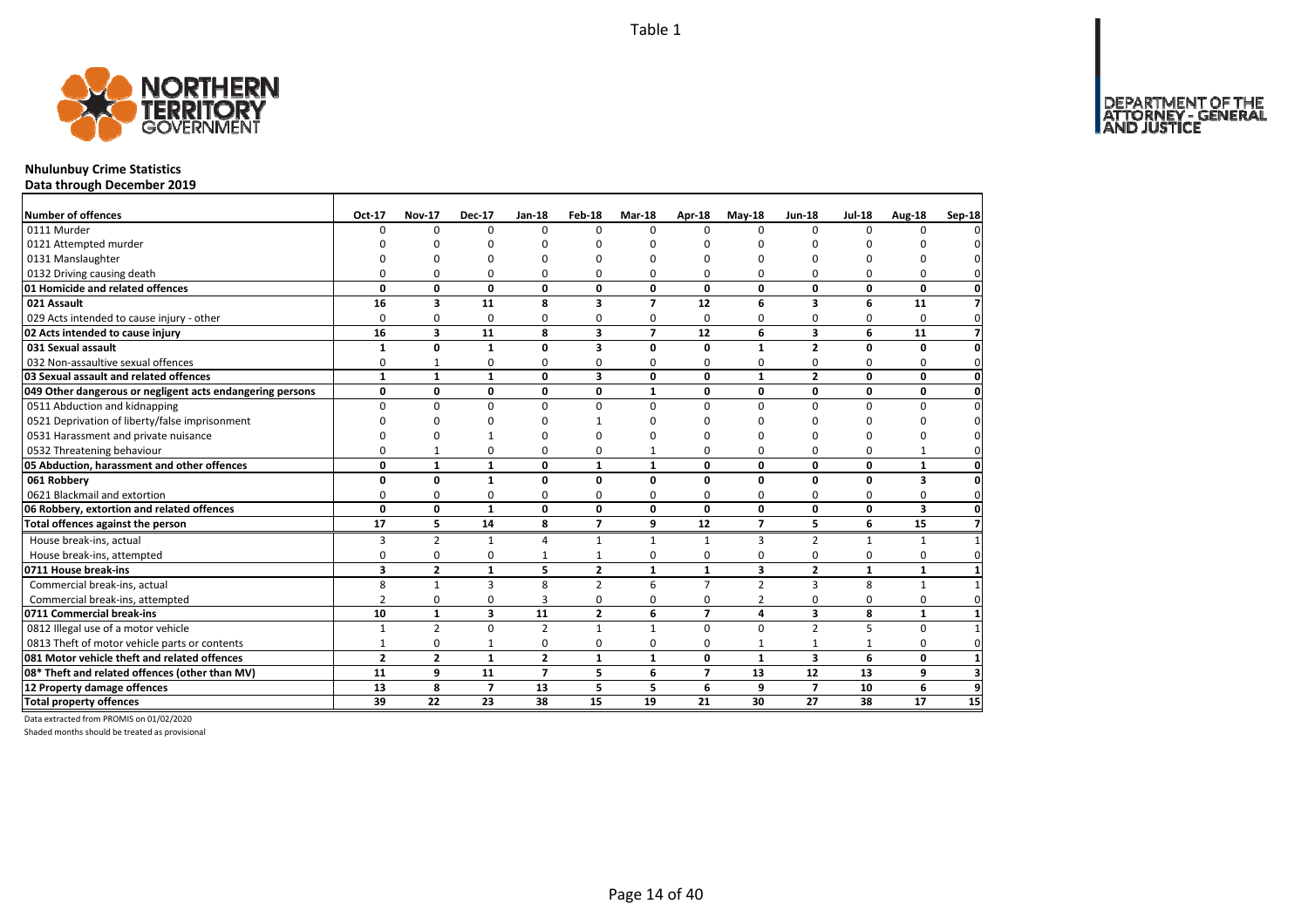Table 1

# Nhulunbuy Crime Statistics

**Data through December 2019**

| Number of offences | Oct-17 | Nov-17 | Dec-17 | Jan-18 | Feb-18 | Mar-18 | Apr-18 | May-18 | Jun-18 | Jul-18 | Aug-18 | Sep-18 |
|---|---|---|---|---|---|---|---|---|---|---|---|---|
| 0111 Murder | 0 | 0 | 0 | 0 | 0 | 0 | 0 | 0 | 0 | 0 | 0 | 0 |
| 0121 Attempted murder | 0 | 0 | 0 | 0 | 0 | 0 | 0 | 0 | 0 | 0 | 0 | 0 |
| 0131 Manslaughter | 0 | 0 | 0 | 0 | 0 | 0 | 0 | 0 | 0 | 0 | 0 | 0 |
| 0132 Driving causing death | 0 | 0 | 0 | 0 | 0 | 0 | 0 | 0 | 0 | 0 | 0 | 0 |
| **01 Homicide and related offences** | **0** | **0** | **0** | **0** | **0** | **0** | **0** | **0** | **0** | **0** | **0** | **0** |
| **021 Assault** | **16** | **3** | **11** | **8** | **3** | **7** | **12** | **6** | **3** | **6** | **11** | **7** |
| 029 Acts intended to cause injury - other | 0 | 0 | 0 | 0 | 0 | 0 | 0 | 0 | 0 | 0 | 0 | 0 |
| **02 Acts intended to cause injury** | **16** | **3** | **11** | **8** | **3** | **7** | **12** | **6** | **3** | **6** | **11** | **7** |
| **031 Sexual assault** | **1** | **0** | **1** | **0** | **3** | **0** | **0** | **1** | **2** | **0** | **0** | **0** |
| 032 Non-assaultive sexual offences | 0 | 1 | 0 | 0 | 0 | 0 | 0 | 0 | 0 | 0 | 0 | 0 |
| **03 Sexual assault and related offences** | **1** | **1** | **1** | **0** | **3** | **0** | **0** | **1** | **2** | **0** | **0** | **0** |
| **049 Other dangerous or negligent acts endangering persons** | **0** | **0** | **0** | **0** | **0** | **1** | **0** | **0** | **0** | **0** | **0** | **0** |
| 0511 Abduction and kidnapping | 0 | 0 | 0 | 0 | 0 | 0 | 0 | 0 | 0 | 0 | 0 | 0 |
| 0521 Deprivation of liberty/false imprisonment | 0 | 0 | 0 | 0 | 1 | 0 | 0 | 0 | 0 | 0 | 0 | 0 |
| 0531 Harassment and private nuisance | 0 | 0 | 1 | 0 | 0 | 0 | 0 | 0 | 0 | 0 | 0 | 0 |
| 0532 Threatening behaviour | 0 | 1 | 0 | 0 | 0 | 1 | 0 | 0 | 0 | 0 | 1 | 0 |
| **05 Abduction, harassment and other offences** | **0** | **1** | **1** | **0** | **1** | **1** | **0** | **0** | **0** | **0** | **1** | **0** |
| **061 Robbery** | **0** | **0** | **1** | **0** | **0** | **0** | **0** | **0** | **0** | **0** | **3** | **0** |
| 0621 Blackmail and extortion | 0 | 0 | 0 | 0 | 0 | 0 | 0 | 0 | 0 | 0 | 0 | 0 |
| **06 Robbery, extortion and related offences** | **0** | **0** | **1** | **0** | **0** | **0** | **0** | **0** | **0** | **0** | **3** | **0** |
| **Total offences against the person** | **17** | **5** | **14** | **8** | **7** | **9** | **12** | **7** | **5** | **6** | **15** | **7** |
| House break-ins, actual | 3 | 2 | 1 | 4 | 1 | 1 | 1 | 3 | 2 | 1 | 1 | 1 |
| House break-ins, attempted | 0 | 0 | 0 | 1 | 1 | 0 | 0 | 0 | 0 | 0 | 0 | 0 |
| **0711 House break-ins** | **3** | **2** | **1** | **5** | **2** | **1** | **1** | **3** | **2** | **1** | **1** | **1** |
| Commercial break-ins, actual | 8 | 1 | 3 | 8 | 2 | 6 | 7 | 2 | 3 | 8 | 1 | 1 |
| Commercial break-ins, attempted | 2 | 0 | 0 | 3 | 0 | 0 | 0 | 2 | 0 | 0 | 0 | 0 |
| **0711 Commercial break-ins** | **10** | **1** | **3** | **11** | **2** | **6** | **7** | **4** | **3** | **8** | **1** | **1** |
| 0812 Illegal use of a motor vehicle | 1 | 2 | 0 | 2 | 1 | 1 | 0 | 0 | 2 | 5 | 0 | 1 |
| 0813 Theft of motor vehicle parts or contents | 1 | 0 | 1 | 0 | 0 | 0 | 0 | 1 | 1 | 1 | 0 | 0 |
| **081 Motor vehicle theft and related offences** | **2** | **2** | **1** | **2** | **1** | **1** | **0** | **1** | **3** | **6** | **0** | **1** |
| **08* Theft and related offences (other than MV)** | **11** | **9** | **11** | **7** | **5** | **6** | **7** | **13** | **12** | **13** | **9** | **3** |
| **12 Property damage offences** | **13** | **8** | **7** | **13** | **5** | **5** | **6** | **9** | **7** | **10** | **6** | **9** |
| **Total property offences** | **39** | **22** | **23** | **38** | **15** | **19** | **21** | **30** | **27** | **38** | **17** | **15** |

Data extracted from PROMIS on 01/02/2020

Shaded months should be treated as provisional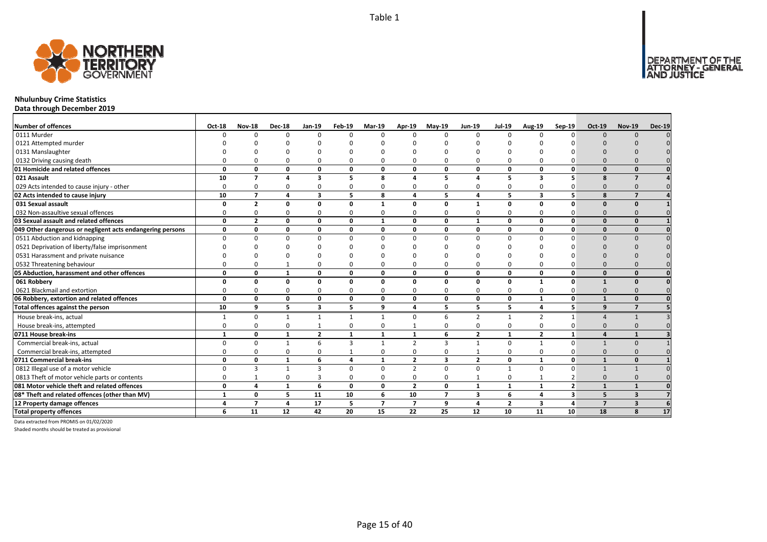Table 1

# Nhulunbuy Crime Statistics

**Data through December 2019**

| Number of offences | Oct-18 | Nov-18 | Dec-18 | Jan-19 | Feb-19 | Mar-19 | Apr-19 | May-19 | Jun-19 | Jul-19 | Aug-19 | Sep-19 | Oct-19 | Nov-19 | Dec-19 |
|---|---|---|---|---|---|---|---|---|---|---|---|---|---|---|---|
| 0111 Murder | 0 | 0 | 0 | 0 | 0 | 0 | 0 | 0 | 0 | 0 | 0 | 0 | 0 | 0 | 0 |
| 0121 Attempted murder | 0 | 0 | 0 | 0 | 0 | 0 | 0 | 0 | 0 | 0 | 0 | 0 | 0 | 0 | 0 |
| 0131 Manslaughter | 0 | 0 | 0 | 0 | 0 | 0 | 0 | 0 | 0 | 0 | 0 | 0 | 0 | 0 | 0 |
| 0132 Driving causing death | 0 | 0 | 0 | 0 | 0 | 0 | 0 | 0 | 0 | 0 | 0 | 0 | 0 | 0 | 0 |
| **01 Homicide and related offences** | **0** | **0** | **0** | **0** | **0** | **0** | **0** | **0** | **0** | **0** | **0** | **0** | **0** | **0** | **0** |
| **021 Assault** | **10** | **7** | **4** | **3** | **5** | **8** | **4** | **5** | **4** | **5** | **3** | **5** | **8** | **7** | **4** |
| 029 Acts intended to cause injury - other | 0 | 0 | 0 | 0 | 0 | 0 | 0 | 0 | 0 | 0 | 0 | 0 | 0 | 0 | 0 |
| **02 Acts intended to cause injury** | **10** | **7** | **4** | **3** | **5** | **8** | **4** | **5** | **4** | **5** | **3** | **5** | **8** | **7** | **4** |
| **031 Sexual assault** | **0** | **2** | **0** | **0** | **0** | **1** | **0** | **0** | **1** | **0** | **0** | **0** | **0** | **0** | **1** |
| 032 Non-assaultive sexual offences | 0 | 0 | 0 | 0 | 0 | 0 | 0 | 0 | 0 | 0 | 0 | 0 | 0 | 0 | 0 |
| **03 Sexual assault and related offences** | **0** | **2** | **0** | **0** | **0** | **1** | **0** | **0** | **1** | **0** | **0** | **0** | **0** | **0** | **1** |
| **049 Other dangerous or negligent acts endangering persons** | **0** | **0** | **0** | **0** | **0** | **0** | **0** | **0** | **0** | **0** | **0** | **0** | **0** | **0** | **0** |
| 0511 Abduction and kidnapping | 0 | 0 | 0 | 0 | 0 | 0 | 0 | 0 | 0 | 0 | 0 | 0 | 0 | 0 | 0 |
| 0521 Deprivation of liberty/false imprisonment | 0 | 0 | 0 | 0 | 0 | 0 | 0 | 0 | 0 | 0 | 0 | 0 | 0 | 0 | 0 |
| 0531 Harassment and private nuisance | 0 | 0 | 0 | 0 | 0 | 0 | 0 | 0 | 0 | 0 | 0 | 0 | 0 | 0 | 0 |
| 0532 Threatening behaviour | 0 | 0 | 1 | 0 | 0 | 0 | 0 | 0 | 0 | 0 | 0 | 0 | 0 | 0 | 0 |
| **05 Abduction, harassment and other offences** | **0** | **0** | **1** | **0** | **0** | **0** | **0** | **0** | **0** | **0** | **0** | **0** | **0** | **0** | **0** |
| **061 Robbery** | **0** | **0** | **0** | **0** | **0** | **0** | **0** | **0** | **0** | **0** | **1** | **0** | **1** | **0** | **0** |
| 0621 Blackmail and extortion | 0 | 0 | 0 | 0 | 0 | 0 | 0 | 0 | 0 | 0 | 0 | 0 | 0 | 0 | 0 |
| **06 Robbery, extortion and related offences** | **0** | **0** | **0** | **0** | **0** | **0** | **0** | **0** | **0** | **0** | **1** | **0** | **1** | **0** | **0** |
| **Total offences against the person** | **10** | **9** | **5** | **3** | **5** | **9** | **4** | **5** | **5** | **5** | **4** | **5** | **9** | **7** | **5** |
| House break-ins, actual | 1 | 0 | 1 | 1 | 1 | 1 | 0 | 6 | 2 | 1 | 2 | 1 | 4 | 1 | 3 |
| House break-ins, attempted | 0 | 0 | 0 | 1 | 0 | 0 | 1 | 0 | 0 | 0 | 0 | 0 | 0 | 0 | 0 |
| **0711 House break-ins** | **1** | **0** | **1** | **2** | **1** | **1** | **1** | **6** | **2** | **1** | **2** | **1** | **4** | **1** | **3** |
| Commercial break-ins, actual | 0 | 0 | 1 | 6 | 3 | 1 | 2 | 3 | 1 | 0 | 1 | 0 | 1 | 0 | 1 |
| Commercial break-ins, attempted | 0 | 0 | 0 | 0 | 1 | 0 | 0 | 0 | 1 | 0 | 0 | 0 | 0 | 0 | 0 |
| **0711 Commercial break-ins** | **0** | **0** | **1** | **6** | **4** | **1** | **2** | **3** | **2** | **0** | **1** | **0** | **1** | **0** | **1** |
| 0812 Illegal use of a motor vehicle | 0 | 3 | 1 | 3 | 0 | 0 | 2 | 0 | 0 | 1 | 0 | 0 | 1 | 1 | 0 |
| 0813 Theft of motor vehicle parts or contents | 0 | 1 | 0 | 3 | 0 | 0 | 0 | 0 | 1 | 0 | 1 | 2 | 0 | 0 | 0 |
| **081 Motor vehicle theft and related offences** | **0** | **4** | **1** | **6** | **0** | **0** | **2** | **0** | **1** | **1** | **1** | **2** | **1** | **1** | **0** |
| **08* Theft and related offences (other than MV)** | **1** | **0** | **5** | **11** | **10** | **6** | **10** | **7** | **3** | **6** | **4** | **3** | **5** | **3** | **7** |
| **12 Property damage offences** | **4** | **7** | **4** | **17** | **5** | **7** | **7** | **9** | **4** | **2** | **3** | **4** | **7** | **3** | **6** |
| **Total property offences** | **6** | **11** | **12** | **42** | **20** | **15** | **22** | **25** | **12** | **10** | **11** | **10** | **18** | **8** | **17** |

Data extracted from PROMIS on 01/02/2020

Shaded months should be treated as provisional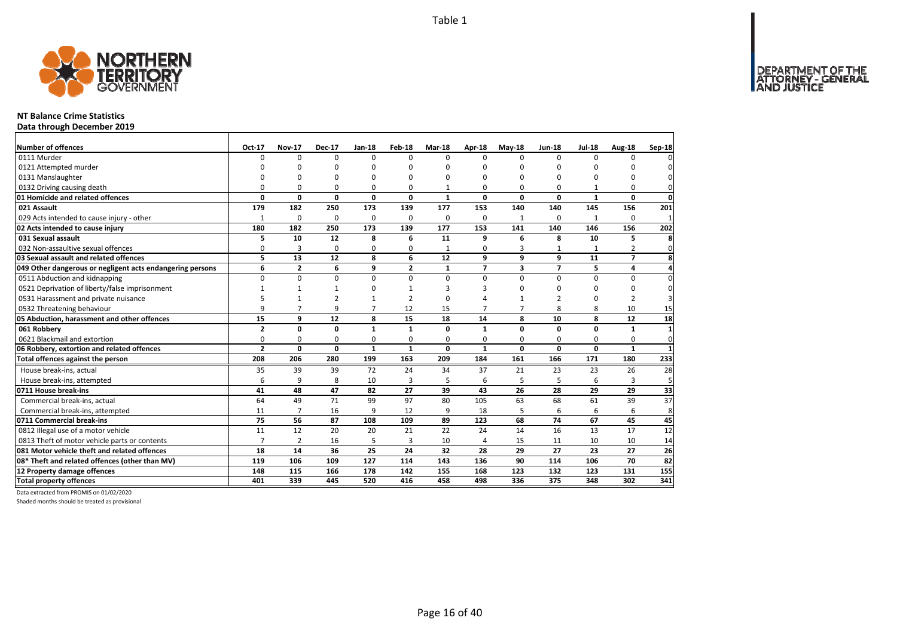Table 1

## NT Balance Crime Statistics

**Data through December 2019**

| Number of offences | Oct-17 | Nov-17 | Dec-17 | Jan-18 | Feb-18 | Mar-18 | Apr-18 | May-18 | Jun-18 | Jul-18 | Aug-18 | Sep-18 |
|---|---|---|---|---|---|---|---|---|---|---|---|---|
| 0111 Murder | 0 | 0 | 0 | 0 | 0 | 0 | 0 | 0 | 0 | 0 | 0 | 0 |
| 0121 Attempted murder | 0 | 0 | 0 | 0 | 0 | 0 | 0 | 0 | 0 | 0 | 0 | 0 |
| 0131 Manslaughter | 0 | 0 | 0 | 0 | 0 | 0 | 0 | 0 | 0 | 0 | 0 | 0 |
| 0132 Driving causing death | 0 | 0 | 0 | 0 | 0 | 1 | 0 | 0 | 0 | 1 | 0 | 0 |
| **01 Homicide and related offences** | **0** | **0** | **0** | **0** | **0** | **1** | **0** | **0** | **0** | **1** | **0** | **0** |
| **021 Assault** | **179** | **182** | **250** | **173** | **139** | **177** | **153** | **140** | **140** | **145** | **156** | **201** |
| 029 Acts intended to cause injury - other | 1 | 0 | 0 | 0 | 0 | 0 | 0 | 1 | 0 | 1 | 0 | 1 |
| **02 Acts intended to cause injury** | **180** | **182** | **250** | **173** | **139** | **177** | **153** | **141** | **140** | **146** | **156** | **202** |
| **031 Sexual assault** | **5** | **10** | **12** | **8** | **6** | **11** | **9** | **6** | **8** | **10** | **5** | **8** |
| 032 Non-assaultive sexual offences | 0 | 3 | 0 | 0 | 0 | 1 | 0 | 3 | 1 | 1 | 2 | 0 |
| **03 Sexual assault and related offences** | **5** | **13** | **12** | **8** | **6** | **12** | **9** | **9** | **9** | **11** | **7** | **8** |
| **049 Other dangerous or negligent acts endangering persons** | **6** | **2** | **6** | **9** | **2** | **1** | **7** | **3** | **7** | **5** | **4** | **4** |
| 0511 Abduction and kidnapping | 0 | 0 | 0 | 0 | 0 | 0 | 0 | 0 | 0 | 0 | 0 | 0 |
| 0521 Deprivation of liberty/false imprisonment | 1 | 1 | 1 | 0 | 1 | 3 | 3 | 0 | 0 | 0 | 0 | 0 |
| 0531 Harassment and private nuisance | 5 | 1 | 2 | 1 | 2 | 0 | 4 | 1 | 2 | 0 | 2 | 3 |
| 0532 Threatening behaviour | 9 | 7 | 9 | 7 | 12 | 15 | 7 | 7 | 8 | 8 | 10 | 15 |
| **05 Abduction, harassment and other offences** | **15** | **9** | **12** | **8** | **15** | **18** | **14** | **8** | **10** | **8** | **12** | **18** |
| **061 Robbery** | **2** | **0** | **0** | **1** | **1** | **0** | **1** | **0** | **0** | **0** | **1** | **1** |
| 0621 Blackmail and extortion | 0 | 0 | 0 | 0 | 0 | 0 | 0 | 0 | 0 | 0 | 0 | 0 |
| **06 Robbery, extortion and related offences** | **2** | **0** | **0** | **1** | **1** | **0** | **1** | **0** | **0** | **0** | **1** | **1** |
| **Total offences against the person** | **208** | **206** | **280** | **199** | **163** | **209** | **184** | **161** | **166** | **171** | **180** | **233** |
| House break-ins, actual | 35 | 39 | 39 | 72 | 24 | 34 | 37 | 21 | 23 | 23 | 26 | 28 |
| House break-ins, attempted | 6 | 9 | 8 | 10 | 3 | 5 | 6 | 5 | 5 | 6 | 3 | 5 |
| **0711 House break-ins** | **41** | **48** | **47** | **82** | **27** | **39** | **43** | **26** | **28** | **29** | **29** | **33** |
| Commercial break-ins, actual | 64 | 49 | 71 | 99 | 97 | 80 | 105 | 63 | 68 | 61 | 39 | 37 |
| Commercial break-ins, attempted | 11 | 7 | 16 | 9 | 12 | 9 | 18 | 5 | 6 | 6 | 6 | 8 |
| **0711 Commercial break-ins** | **75** | **56** | **87** | **108** | **109** | **89** | **123** | **68** | **74** | **67** | **45** | **45** |
| 0812 Illegal use of a motor vehicle | 11 | 12 | 20 | 20 | 21 | 22 | 24 | 14 | 16 | 13 | 17 | 12 |
| 0813 Theft of motor vehicle parts or contents | 7 | 2 | 16 | 5 | 3 | 10 | 4 | 15 | 11 | 10 | 10 | 14 |
| **081 Motor vehicle theft and related offences** | **18** | **14** | **36** | **25** | **24** | **32** | **28** | **29** | **27** | **23** | **27** | **26** |
| **08* Theft and related offences (other than MV)** | **119** | **106** | **109** | **127** | **114** | **143** | **136** | **90** | **114** | **106** | **70** | **82** |
| **12 Property damage offences** | **148** | **115** | **166** | **178** | **142** | **155** | **168** | **123** | **132** | **123** | **131** | **155** |
| **Total property offences** | **401** | **339** | **445** | **520** | **416** | **458** | **498** | **336** | **375** | **348** | **302** | **341** |

Data extracted from PROMIS on 01/02/2020

Shaded months should be treated as provisional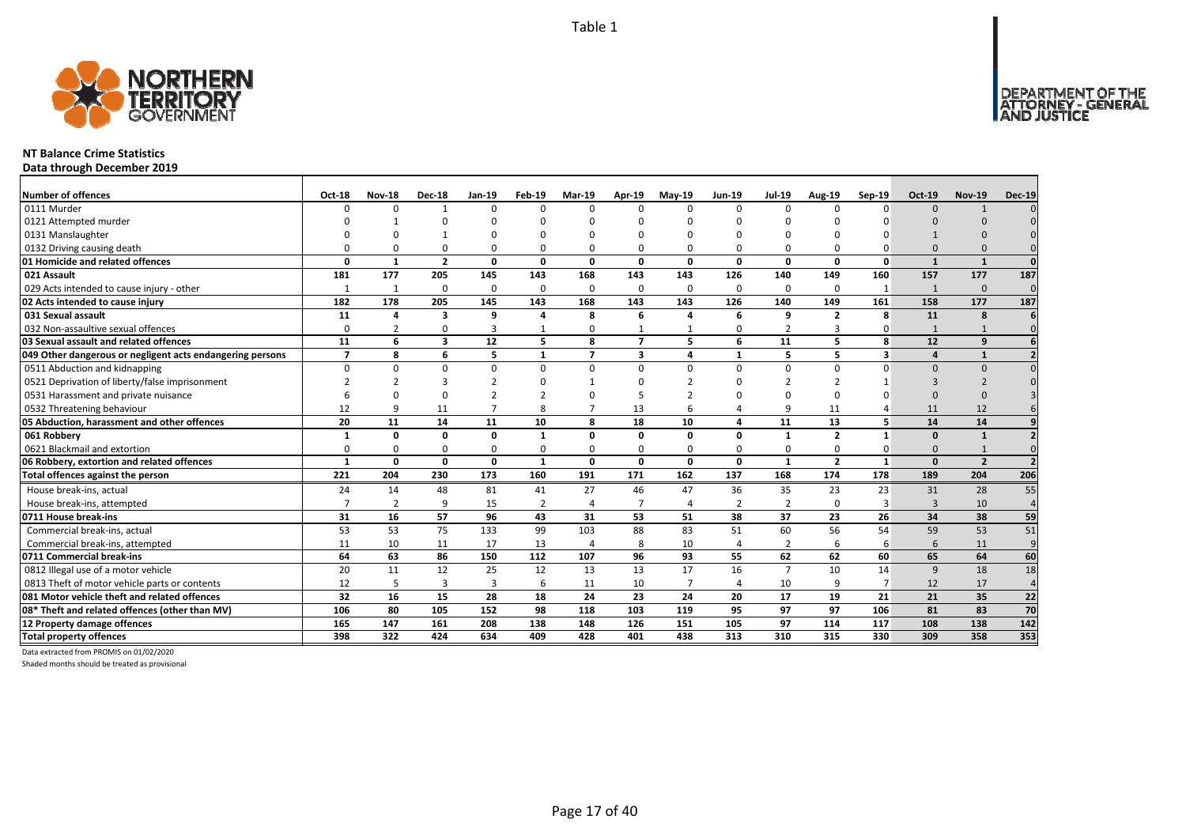Table 1

# NT Balance Crime Statistics

**Data through December 2019**

| Number of offences | Oct-18 | Nov-18 | Dec-18 | Jan-19 | Feb-19 | Mar-19 | Apr-19 | May-19 | Jun-19 | Jul-19 | Aug-19 | Sep-19 | Oct-19 | Nov-19 | Dec-19 |
|---|---|---|---|---|---|---|---|---|---|---|---|---|---|---|---|
| 0111 Murder | 0 | 0 | 1 | 0 | 0 | 0 | 0 | 0 | 0 | 0 | 0 | 0 | 0 | 1 | 0 |
| 0121 Attempted murder | 0 | 1 | 0 | 0 | 0 | 0 | 0 | 0 | 0 | 0 | 0 | 0 | 0 | 0 | 0 |
| 0131 Manslaughter | 0 | 0 | 1 | 0 | 0 | 0 | 0 | 0 | 0 | 0 | 0 | 0 | 1 | 0 | 0 |
| 0132 Driving causing death | 0 | 0 | 0 | 0 | 0 | 0 | 0 | 0 | 0 | 0 | 0 | 0 | 0 | 0 | 0 |
| **01 Homicide and related offences** | **0** | **1** | **2** | **0** | **0** | **0** | **0** | **0** | **0** | **0** | **0** | **0** | **1** | **1** | **0** |
| **021 Assault** | **181** | **177** | **205** | **145** | **143** | **168** | **143** | **143** | **126** | **140** | **149** | **160** | **157** | **177** | **187** |
| 029 Acts intended to cause injury - other | 1 | 1 | 0 | 0 | 0 | 0 | 0 | 0 | 0 | 0 | 0 | 1 | 1 | 0 | 0 |
| **02 Acts intended to cause injury** | **182** | **178** | **205** | **145** | **143** | **168** | **143** | **143** | **126** | **140** | **149** | **161** | **158** | **177** | **187** |
| **031 Sexual assault** | **11** | **4** | **3** | **9** | **4** | **8** | **6** | **4** | **6** | **9** | **2** | **8** | **11** | **8** | **6** |
| 032 Non-assaultive sexual offences | 0 | 2 | 0 | 3 | 1 | 0 | 1 | 1 | 0 | 2 | 3 | 0 | 1 | 1 | 0 |
| **03 Sexual assault and related offences** | **11** | **6** | **3** | **12** | **5** | **8** | **7** | **5** | **6** | **11** | **5** | **8** | **12** | **9** | **6** |
| **049 Other dangerous or negligent acts endangering persons** | **7** | **8** | **6** | **5** | **1** | **7** | **3** | **4** | **1** | **5** | **5** | **3** | **4** | **1** | **2** |
| 0511 Abduction and kidnapping | 0 | 0 | 0 | 0 | 0 | 0 | 0 | 0 | 0 | 0 | 0 | 0 | 0 | 0 | 0 |
| 0521 Deprivation of liberty/false imprisonment | 2 | 2 | 3 | 2 | 0 | 1 | 0 | 2 | 0 | 2 | 2 | 1 | 3 | 2 | 0 |
| 0531 Harassment and private nuisance | 6 | 0 | 0 | 2 | 2 | 0 | 5 | 2 | 0 | 0 | 0 | 0 | 0 | 0 | 3 |
| 0532 Threatening behaviour | 12 | 9 | 11 | 7 | 8 | 7 | 13 | 6 | 4 | 9 | 11 | 4 | 11 | 12 | 6 |
| **05 Abduction, harassment and other offences** | **20** | **11** | **14** | **11** | **10** | **8** | **18** | **10** | **4** | **11** | **13** | **5** | **14** | **14** | **9** |
| **061 Robbery** | **1** | **0** | **0** | **0** | **1** | **0** | **0** | **0** | **0** | **1** | **2** | **1** | **0** | **1** | **2** |
| 0621 Blackmail and extortion | 0 | 0 | 0 | 0 | 0 | 0 | 0 | 0 | 0 | 0 | 0 | 0 | 0 | 1 | 0 |
| **06 Robbery, extortion and related offences** | **1** | **0** | **0** | **0** | **1** | **0** | **0** | **0** | **0** | **1** | **2** | **1** | **0** | **2** | **2** |
| **Total offences against the person** | **221** | **204** | **230** | **173** | **160** | **191** | **171** | **162** | **137** | **168** | **174** | **178** | **189** | **204** | **206** |
| House break-ins, actual | 24 | 14 | 48 | 81 | 41 | 27 | 46 | 47 | 36 | 35 | 23 | 23 | 31 | 28 | 55 |
| House break-ins, attempted | 7 | 2 | 9 | 15 | 2 | 4 | 7 | 4 | 2 | 2 | 0 | 3 | 3 | 10 | 4 |
| **0711 House break-ins** | **31** | **16** | **57** | **96** | **43** | **31** | **53** | **51** | **38** | **37** | **23** | **26** | **34** | **38** | **59** |
| Commercial break-ins, actual | 53 | 53 | 75 | 133 | 99 | 103 | 88 | 83 | 51 | 60 | 56 | 54 | 59 | 53 | 51 |
| Commercial break-ins, attempted | 11 | 10 | 11 | 17 | 13 | 4 | 8 | 10 | 4 | 2 | 6 | 6 | 6 | 11 | 9 |
| **0711 Commercial break-ins** | **64** | **63** | **86** | **150** | **112** | **107** | **96** | **93** | **55** | **62** | **62** | **60** | **65** | **64** | **60** |
| 0812 Illegal use of a motor vehicle | 20 | 11 | 12 | 25 | 12 | 13 | 13 | 17 | 16 | 7 | 10 | 14 | 9 | 18 | 18 |
| 0813 Theft of motor vehicle parts or contents | 12 | 5 | 3 | 3 | 6 | 11 | 10 | 7 | 4 | 10 | 9 | 7 | 12 | 17 | 4 |
| **081 Motor vehicle theft and related offences** | **32** | **16** | **15** | **28** | **18** | **24** | **23** | **24** | **20** | **17** | **19** | **21** | **21** | **35** | **22** |
| **08* Theft and related offences (other than MV)** | **106** | **80** | **105** | **152** | **98** | **118** | **103** | **119** | **95** | **97** | **97** | **106** | **81** | **83** | **70** |
| **12 Property damage offences** | **165** | **147** | **161** | **208** | **138** | **148** | **126** | **151** | **105** | **97** | **114** | **117** | **108** | **138** | **142** |
| **Total property offences** | **398** | **322** | **424** | **634** | **409** | **428** | **401** | **438** | **313** | **310** | **315** | **330** | **309** | **358** | **353** |

Data extracted from PROMIS on 01/02/2020

Shaded months should be treated as provisional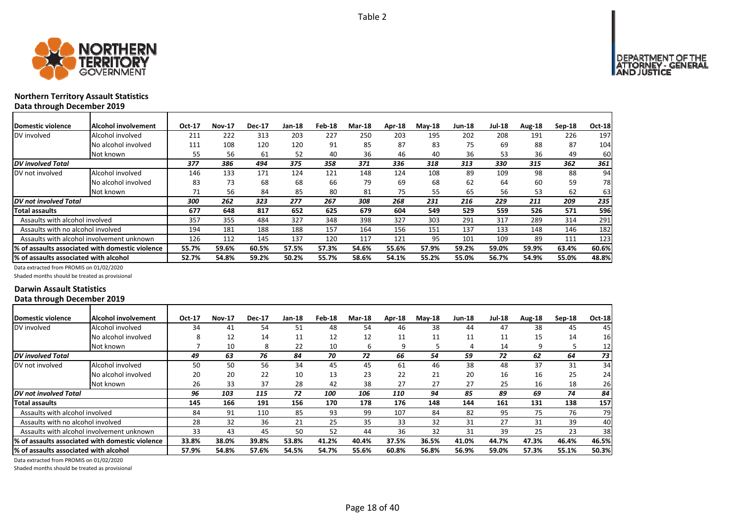Table 2

## Northern Territory Assault Statistics

### Data through December 2019

| Domestic violence | Alcohol involvement | Oct-17 | Nov-17 | Dec-17 | Jan-18 | Feb-18 | Mar-18 | Apr-18 | May-18 | Jun-18 | Jul-18 | Aug-18 | Sep-18 | Oct-18 |
|---|---|---|---|---|---|---|---|---|---|---|---|---|---|---|
| DV involved | Alcohol involved | 211 | 222 | 313 | 203 | 227 | 250 | 203 | 195 | 202 | 208 | 191 | 226 | 197 |
| | No alcohol involved | 111 | 108 | 120 | 120 | 91 | 85 | 87 | 83 | 75 | 69 | 88 | 87 | 104 |
| | Not known | 55 | 56 | 61 | 52 | 40 | 36 | 46 | 40 | 36 | 53 | 36 | 49 | 60 |
| ***DV involved Total*** | | *377* | *386* | *494* | *375* | *358* | *371* | *336* | *318* | *313* | *330* | *315* | *362* | *361* |
| DV not involved | Alcohol involved | 146 | 133 | 171 | 124 | 121 | 148 | 124 | 108 | 89 | 109 | 98 | 88 | 94 |
| | No alcohol involved | 83 | 73 | 68 | 68 | 66 | 79 | 69 | 68 | 62 | 64 | 60 | 59 | 78 |
| | Not known | 71 | 56 | 84 | 85 | 80 | 81 | 75 | 55 | 65 | 56 | 53 | 62 | 63 |
| ***DV not involved Total*** | | *300* | *262* | *323* | *277* | *267* | *308* | *268* | *231* | *216* | *229* | *211* | *209* | *235* |
| **Total assaults** | | **677** | **648** | **817** | **652** | **625** | **679** | **604** | **549** | **529** | **559** | **526** | **571** | **596** |
| Assaults with alcohol involved | | 357 | 355 | 484 | 327 | 348 | 398 | 327 | 303 | 291 | 317 | 289 | 314 | 291 |
| Assaults with no alcohol involved | | 194 | 181 | 188 | 188 | 157 | 164 | 156 | 151 | 137 | 133 | 148 | 146 | 182 |
| Assaults with alcohol involvement unknown | | 126 | 112 | 145 | 137 | 120 | 117 | 121 | 95 | 101 | 109 | 89 | 111 | 123 |
| **% of assaults associated with domestic violence** | | **55.7%** | **59.6%** | **60.5%** | **57.5%** | **57.3%** | **54.6%** | **55.6%** | **57.9%** | **59.2%** | **59.0%** | **59.9%** | **63.4%** | **60.6%** |
| **% of assaults associated with alcohol** | | **52.7%** | **54.8%** | **59.2%** | **50.2%** | **55.7%** | **58.6%** | **54.1%** | **55.2%** | **55.0%** | **56.7%** | **54.9%** | **55.0%** | **48.8%** |

Data extracted from PROMIS on 01/02/2020

Shaded months should be treated as provisional

## Darwin Assault Statistics

### Data through December 2019

| Domestic violence | Alcohol involvement | Oct-17 | Nov-17 | Dec-17 | Jan-18 | Feb-18 | Mar-18 | Apr-18 | May-18 | Jun-18 | Jul-18 | Aug-18 | Sep-18 | Oct-18 |
|---|---|---|---|---|---|---|---|---|---|---|---|---|---|---|
| DV involved | Alcohol involved | 34 | 41 | 54 | 51 | 48 | 54 | 46 | 38 | 44 | 47 | 38 | 45 | 45 |
| | No alcohol involved | 8 | 12 | 14 | 11 | 12 | 12 | 11 | 11 | 11 | 11 | 15 | 14 | 16 |
| | Not known | 7 | 10 | 8 | 22 | 10 | 6 | 9 | 5 | 4 | 14 | 9 | 5 | 12 |
| ***DV involved Total*** | | *49* | *63* | *76* | *84* | *70* | *72* | *66* | *54* | *59* | *72* | *62* | *64* | *73* |
| DV not involved | Alcohol involved | 50 | 50 | 56 | 34 | 45 | 45 | 61 | 46 | 38 | 48 | 37 | 31 | 34 |
| | No alcohol involved | 20 | 20 | 22 | 10 | 13 | 23 | 22 | 21 | 20 | 16 | 16 | 25 | 24 |
| | Not known | 26 | 33 | 37 | 28 | 42 | 38 | 27 | 27 | 27 | 25 | 16 | 18 | 26 |
| ***DV not involved Total*** | | *96* | *103* | *115* | *72* | *100* | *106* | *110* | *94* | *85* | *89* | *69* | *74* | *84* |
| **Total assaults** | | **145** | **166** | **191** | **156** | **170** | **178** | **176** | **148** | **144** | **161** | **131** | **138** | **157** |
| Assaults with alcohol involved | | 84 | 91 | 110 | 85 | 93 | 99 | 107 | 84 | 82 | 95 | 75 | 76 | 79 |
| Assaults with no alcohol involved | | 28 | 32 | 36 | 21 | 25 | 35 | 33 | 32 | 31 | 27 | 31 | 39 | 40 |
| Assaults with alcohol involvement unknown | | 33 | 43 | 45 | 50 | 52 | 44 | 36 | 32 | 31 | 39 | 25 | 23 | 38 |
| **% of assaults associated with domestic violence** | | **33.8%** | **38.0%** | **39.8%** | **53.8%** | **41.2%** | **40.4%** | **37.5%** | **36.5%** | **41.0%** | **44.7%** | **47.3%** | **46.4%** | **46.5%** |
| **% of assaults associated with alcohol** | | **57.9%** | **54.8%** | **57.6%** | **54.5%** | **54.7%** | **55.6%** | **60.8%** | **56.8%** | **56.9%** | **59.0%** | **57.3%** | **55.1%** | **50.3%** |

Data extracted from PROMIS on 01/02/2020

Shaded months should be treated as provisional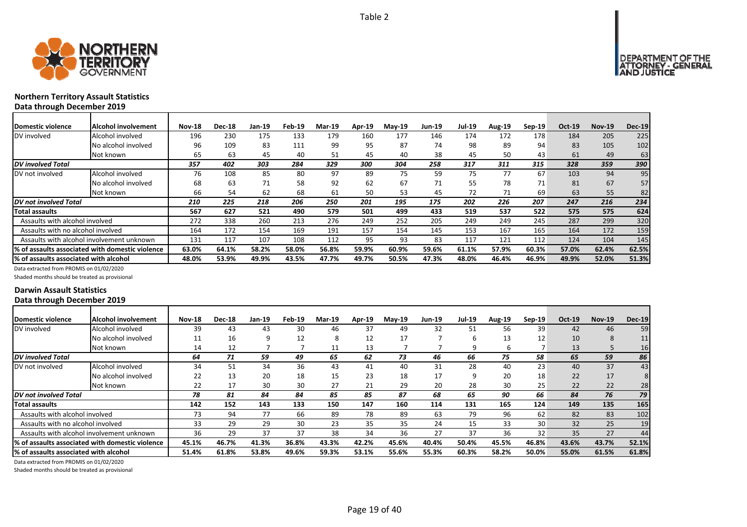Table 2

## Northern Territory Assault Statistics

### Data through December 2019

| Domestic violence | Alcohol involvement | Nov-18 | Dec-18 | Jan-19 | Feb-19 | Mar-19 | Apr-19 | May-19 | Jun-19 | Jul-19 | Aug-19 | Sep-19 | Oct-19 | Nov-19 | Dec-19 |
|---|---|---|---|---|---|---|---|---|---|---|---|---|---|---|---|
| DV involved | Alcohol involved | 196 | 230 | 175 | 133 | 179 | 160 | 177 | 146 | 174 | 172 | 178 | 184 | 205 | 225 |
| | No alcohol involved | 96 | 109 | 83 | 111 | 99 | 95 | 87 | 74 | 98 | 89 | 94 | 83 | 105 | 102 |
| | Not known | 65 | 63 | 45 | 40 | 51 | 45 | 40 | 38 | 45 | 50 | 43 | 61 | 49 | 63 |
| ***DV involved Total*** | | ***357*** | ***402*** | ***303*** | ***284*** | ***329*** | ***300*** | ***304*** | ***258*** | ***317*** | ***311*** | ***315*** | ***328*** | ***359*** | ***390*** |
| DV not involved | Alcohol involved | 76 | 108 | 85 | 80 | 97 | 89 | 75 | 59 | 75 | 77 | 67 | 103 | 94 | 95 |
| | No alcohol involved | 68 | 63 | 71 | 58 | 92 | 62 | 67 | 71 | 55 | 78 | 71 | 81 | 67 | 57 |
| | Not known | 66 | 54 | 62 | 68 | 61 | 50 | 53 | 45 | 72 | 71 | 69 | 63 | 55 | 82 |
| ***DV not involved Total*** | | ***210*** | ***225*** | ***218*** | ***206*** | ***250*** | ***201*** | ***195*** | ***175*** | ***202*** | ***226*** | ***207*** | ***247*** | ***216*** | ***234*** |
| **Total assaults** | | **567** | **627** | **521** | **490** | **579** | **501** | **499** | **433** | **519** | **537** | **522** | **575** | **575** | **624** |
| Assaults with alcohol involved | | 272 | 338 | 260 | 213 | 276 | 249 | 252 | 205 | 249 | 249 | 245 | 287 | 299 | 320 |
| Assaults with no alcohol involved | | 164 | 172 | 154 | 169 | 191 | 157 | 154 | 145 | 153 | 167 | 165 | 164 | 172 | 159 |
| Assaults with alcohol involvement unknown | | 131 | 117 | 107 | 108 | 112 | 95 | 93 | 83 | 117 | 121 | 112 | 124 | 104 | 145 |
| **% of assaults associated with domestic violence** | | **63.0%** | **64.1%** | **58.2%** | **58.0%** | **56.8%** | **59.9%** | **60.9%** | **59.6%** | **61.1%** | **57.9%** | **60.3%** | **57.0%** | **62.4%** | **62.5%** |
| **% of assaults associated with alcohol** | | **48.0%** | **53.9%** | **49.9%** | **43.5%** | **47.7%** | **49.7%** | **50.5%** | **47.3%** | **48.0%** | **46.4%** | **46.9%** | **49.9%** | **52.0%** | **51.3%** |

Data extracted from PROMIS on 01/02/2020

Shaded months should be treated as provisional

## Darwin Assault Statistics

### Data through December 2019

| Domestic violence | Alcohol involvement | Nov-18 | Dec-18 | Jan-19 | Feb-19 | Mar-19 | Apr-19 | May-19 | Jun-19 | Jul-19 | Aug-19 | Sep-19 | Oct-19 | Nov-19 | Dec-19 |
|---|---|---|---|---|---|---|---|---|---|---|---|---|---|---|---|
| DV involved | Alcohol involved | 39 | 43 | 43 | 30 | 46 | 37 | 49 | 32 | 51 | 56 | 39 | 42 | 46 | 59 |
| | No alcohol involved | 11 | 16 | 9 | 12 | 8 | 12 | 17 | 7 | 6 | 13 | 12 | 10 | 8 | 11 |
| | Not known | 14 | 12 | 7 | 7 | 11 | 13 | 7 | 7 | 9 | 6 | 7 | 13 | 5 | 16 |
| ***DV involved Total*** | | ***64*** | ***71*** | ***59*** | ***49*** | ***65*** | ***62*** | ***73*** | ***46*** | ***66*** | ***75*** | ***58*** | ***65*** | ***59*** | ***86*** |
| DV not involved | Alcohol involved | 34 | 51 | 34 | 36 | 43 | 41 | 40 | 31 | 28 | 40 | 23 | 40 | 37 | 43 |
| | No alcohol involved | 22 | 13 | 20 | 18 | 15 | 23 | 18 | 17 | 9 | 20 | 18 | 22 | 17 | 8 |
| | Not known | 22 | 17 | 30 | 30 | 27 | 21 | 29 | 20 | 28 | 30 | 25 | 22 | 22 | 28 |
| ***DV not involved Total*** | | ***78*** | ***81*** | ***84*** | ***84*** | ***85*** | ***85*** | ***87*** | ***68*** | ***65*** | ***90*** | ***66*** | ***84*** | ***76*** | ***79*** |
| **Total assaults** | | **142** | **152** | **143** | **133** | **150** | **147** | **160** | **114** | **131** | **165** | **124** | **149** | **135** | **165** |
| Assaults with alcohol involved | | 73 | 94 | 77 | 66 | 89 | 78 | 89 | 63 | 79 | 96 | 62 | 82 | 83 | 102 |
| Assaults with no alcohol involved | | 33 | 29 | 29 | 30 | 23 | 35 | 35 | 24 | 15 | 33 | 30 | 32 | 25 | 19 |
| Assaults with alcohol involvement unknown | | 36 | 29 | 37 | 37 | 38 | 34 | 36 | 27 | 37 | 36 | 32 | 35 | 27 | 44 |
| **% of assaults associated with domestic violence** | | **45.1%** | **46.7%** | **41.3%** | **36.8%** | **43.3%** | **42.2%** | **45.6%** | **40.4%** | **50.4%** | **45.5%** | **46.8%** | **43.6%** | **43.7%** | **52.1%** |
| **% of assaults associated with alcohol** | | **51.4%** | **61.8%** | **53.8%** | **49.6%** | **59.3%** | **53.1%** | **55.6%** | **55.3%** | **60.3%** | **58.2%** | **50.0%** | **55.0%** | **61.5%** | **61.8%** |

Data extracted from PROMIS on 01/02/2020

Shaded months should be treated as provisional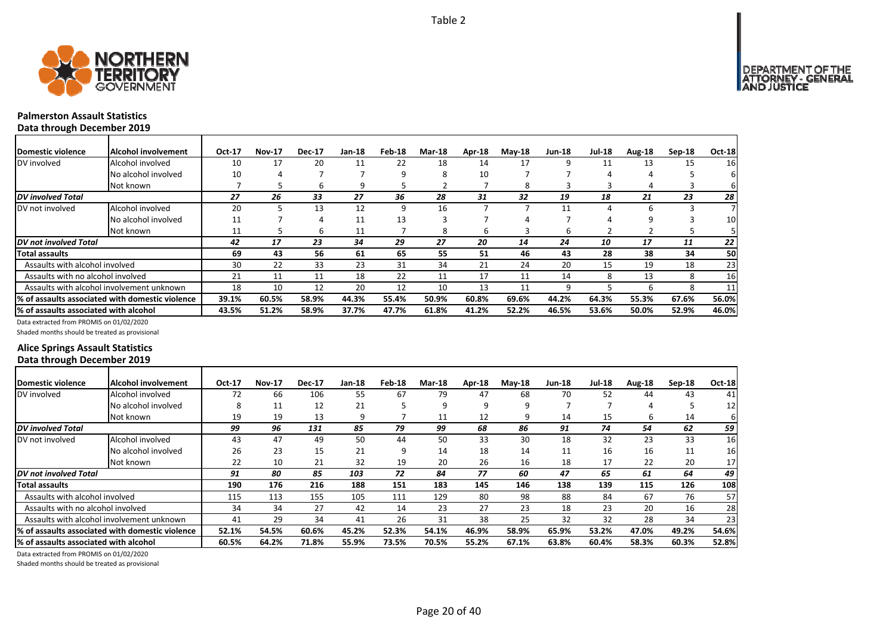Table 2

## Palmerston Assault Statistics

**Data through December 2019**

| Domestic violence | Alcohol involvement | Oct-17 | Nov-17 | Dec-17 | Jan-18 | Feb-18 | Mar-18 | Apr-18 | May-18 | Jun-18 | Jul-18 | Aug-18 | Sep-18 | Oct-18 |
|---|---|---|---|---|---|---|---|---|---|---|---|---|---|---|
| DV involved | Alcohol involved | 10 | 17 | 20 | 11 | 22 | 18 | 14 | 17 | 9 | 11 | 13 | 15 | 16 |
| | No alcohol involved | 10 | 4 | 7 | 7 | 9 | 8 | 10 | 7 | 7 | 4 | 4 | 5 | 6 |
| | Not known | 7 | 5 | 6 | 9 | 5 | 2 | 7 | 8 | 3 | 3 | 4 | 3 | 6 |
| *DV involved Total* | | *27* | *26* | *33* | *27* | *36* | *28* | *31* | *32* | *19* | *18* | *21* | *23* | *28* |
| DV not involved | Alcohol involved | 20 | 5 | 13 | 12 | 9 | 16 | 7 | 7 | 11 | 4 | 6 | 3 | 7 |
| | No alcohol involved | 11 | 7 | 4 | 11 | 13 | 3 | 7 | 4 | 7 | 4 | 9 | 3 | 10 |
| | Not known | 11 | 5 | 6 | 11 | 7 | 8 | 6 | 3 | 6 | 2 | 2 | 5 | 5 |
| *DV not involved Total* | | *42* | *17* | *23* | *34* | *29* | *27* | *20* | *14* | *24* | *10* | *17* | *11* | *22* |
| **Total assaults** | | **69** | **43** | **56** | **61** | **65** | **55** | **51** | **46** | **43** | **28** | **38** | **34** | **50** |
| Assaults with alcohol involved | | 30 | 22 | 33 | 23 | 31 | 34 | 21 | 24 | 20 | 15 | 19 | 18 | 23 |
| Assaults with no alcohol involved | | 21 | 11 | 11 | 18 | 22 | 11 | 17 | 11 | 14 | 8 | 13 | 8 | 16 |
| Assaults with alcohol involvement unknown | | 18 | 10 | 12 | 20 | 12 | 10 | 13 | 11 | 9 | 5 | 6 | 8 | 11 |
| **% of assaults associated with domestic violence** | | **39.1%** | **60.5%** | **58.9%** | **44.3%** | **55.4%** | **50.9%** | **60.8%** | **69.6%** | **44.2%** | **64.3%** | **55.3%** | **67.6%** | **56.0%** |
| **% of assaults associated with alcohol** | | **43.5%** | **51.2%** | **58.9%** | **37.7%** | **47.7%** | **61.8%** | **41.2%** | **52.2%** | **46.5%** | **53.6%** | **50.0%** | **52.9%** | **46.0%** |

Data extracted from PROMIS on 01/02/2020

Shaded months should be treated as provisional

## Alice Springs Assault Statistics

**Data through December 2019**

| Domestic violence | Alcohol involvement | Oct-17 | Nov-17 | Dec-17 | Jan-18 | Feb-18 | Mar-18 | Apr-18 | May-18 | Jun-18 | Jul-18 | Aug-18 | Sep-18 | Oct-18 |
|---|---|---|---|---|---|---|---|---|---|---|---|---|---|---|
| DV involved | Alcohol involved | 72 | 66 | 106 | 55 | 67 | 79 | 47 | 68 | 70 | 52 | 44 | 43 | 41 |
| | No alcohol involved | 8 | 11 | 12 | 21 | 5 | 9 | 9 | 9 | 7 | 7 | 4 | 5 | 12 |
| | Not known | 19 | 19 | 13 | 9 | 7 | 11 | 12 | 9 | 14 | 15 | 6 | 14 | 6 |
| *DV involved Total* | | *99* | *96* | *131* | *85* | *79* | *99* | *68* | *86* | *91* | *74* | *54* | *62* | *59* |
| DV not involved | Alcohol involved | 43 | 47 | 49 | 50 | 44 | 50 | 33 | 30 | 18 | 32 | 23 | 33 | 16 |
| | No alcohol involved | 26 | 23 | 15 | 21 | 9 | 14 | 18 | 14 | 11 | 16 | 16 | 11 | 16 |
| | Not known | 22 | 10 | 21 | 32 | 19 | 20 | 26 | 16 | 18 | 17 | 22 | 20 | 17 |
| *DV not involved Total* | | *91* | *80* | *85* | *103* | *72* | *84* | *77* | *60* | *47* | *65* | *61* | *64* | *49* |
| **Total assaults** | | **190** | **176** | **216** | **188** | **151** | **183** | **145** | **146** | **138** | **139** | **115** | **126** | **108** |
| Assaults with alcohol involved | | 115 | 113 | 155 | 105 | 111 | 129 | 80 | 98 | 88 | 84 | 67 | 76 | 57 |
| Assaults with no alcohol involved | | 34 | 34 | 27 | 42 | 14 | 23 | 27 | 23 | 18 | 23 | 20 | 16 | 28 |
| Assaults with alcohol involvement unknown | | 41 | 29 | 34 | 41 | 26 | 31 | 38 | 25 | 32 | 32 | 28 | 34 | 23 |
| **% of assaults associated with domestic violence** | | **52.1%** | **54.5%** | **60.6%** | **45.2%** | **52.3%** | **54.1%** | **46.9%** | **58.9%** | **65.9%** | **53.2%** | **47.0%** | **49.2%** | **54.6%** |
| **% of assaults associated with alcohol** | | **60.5%** | **64.2%** | **71.8%** | **55.9%** | **73.5%** | **70.5%** | **55.2%** | **67.1%** | **63.8%** | **60.4%** | **58.3%** | **60.3%** | **52.8%** |

Data extracted from PROMIS on 01/02/2020

Shaded months should be treated as provisional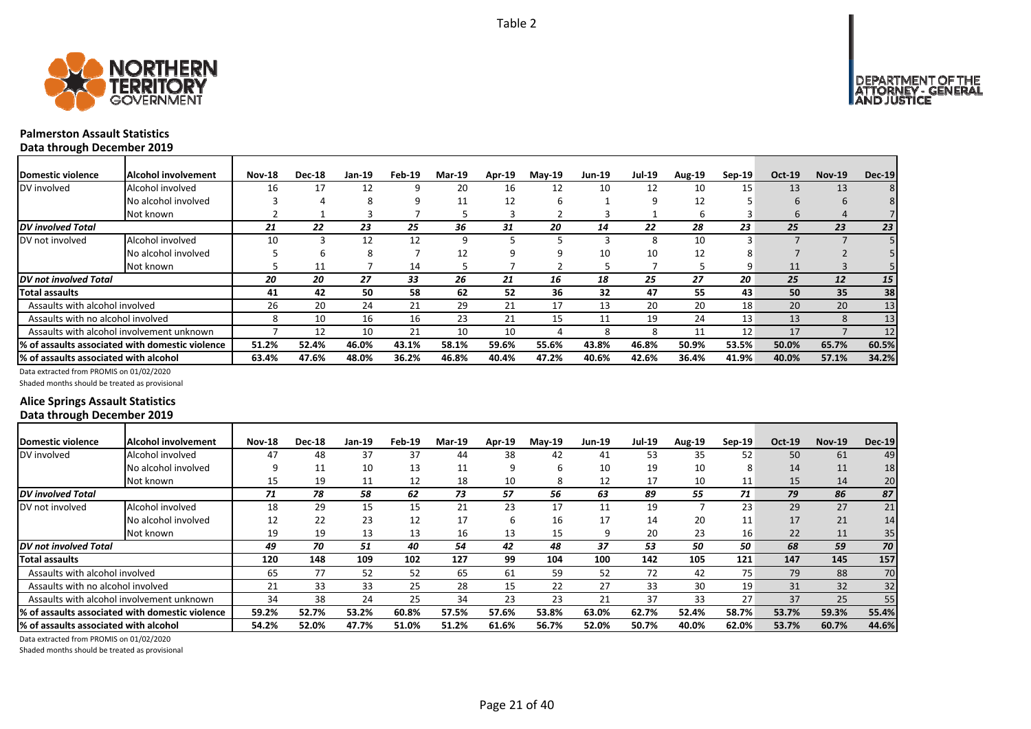Table 2

## Palmerston Assault Statistics

### Data through December 2019

| Domestic violence | Alcohol involvement | Nov-18 | Dec-18 | Jan-19 | Feb-19 | Mar-19 | Apr-19 | May-19 | Jun-19 | Jul-19 | Aug-19 | Sep-19 | Oct-19 | Nov-19 | Dec-19 |
|---|---|---|---|---|---|---|---|---|---|---|---|---|---|---|---|
| DV involved | Alcohol involved | 16 | 17 | 12 | 9 | 20 | 16 | 12 | 10 | 12 | 10 | 15 | 13 | 13 | 8 |
| | No alcohol involved | 3 | 4 | 8 | 9 | 11 | 12 | 6 | 1 | 9 | 12 | 5 | 6 | 6 | 8 |
| | Not known | 2 | 1 | 3 | 7 | 5 | 3 | 2 | 3 | 1 | 6 | 3 | 6 | 4 | 7 |
| *DV involved Total* | | *21* | *22* | *23* | *25* | *36* | *31* | *20* | *14* | *22* | *28* | *23* | *25* | *23* | *23* |
| DV not involved | Alcohol involved | 10 | 3 | 12 | 12 | 9 | 5 | 5 | 3 | 8 | 10 | 3 | 7 | 7 | 5 |
| | No alcohol involved | 5 | 6 | 8 | 7 | 12 | 9 | 9 | 10 | 10 | 12 | 8 | 7 | 2 | 5 |
| | Not known | 5 | 11 | 7 | 14 | 5 | 7 | 2 | 5 | 7 | 5 | 9 | 11 | 3 | 5 |
| *DV not involved Total* | | *20* | *20* | *27* | *33* | *26* | *21* | *16* | *18* | *25* | *27* | *20* | *25* | *12* | *15* |
| **Total assaults** | | **41** | **42** | **50** | **58** | **62** | **52** | **36** | **32** | **47** | **55** | **43** | **50** | **35** | **38** |
| Assaults with alcohol involved | | 26 | 20 | 24 | 21 | 29 | 21 | 17 | 13 | 20 | 20 | 18 | 20 | 20 | 13 |
| Assaults with no alcohol involved | | 8 | 10 | 16 | 16 | 23 | 21 | 15 | 11 | 19 | 24 | 13 | 13 | 8 | 13 |
| Assaults with alcohol involvement unknown | | 7 | 12 | 10 | 21 | 10 | 10 | 4 | 8 | 8 | 11 | 12 | 17 | 7 | 12 |
| **% of assaults associated with domestic violence** | | **51.2%** | **52.4%** | **46.0%** | **43.1%** | **58.1%** | **59.6%** | **55.6%** | **43.8%** | **46.8%** | **50.9%** | **53.5%** | **50.0%** | **65.7%** | **60.5%** |
| **% of assaults associated with alcohol** | | **63.4%** | **47.6%** | **48.0%** | **36.2%** | **46.8%** | **40.4%** | **47.2%** | **40.6%** | **42.6%** | **36.4%** | **41.9%** | **40.0%** | **57.1%** | **34.2%** |

Data extracted from PROMIS on 01/02/2020

Shaded months should be treated as provisional

## Alice Springs Assault Statistics

### Data through December 2019

| Domestic violence | Alcohol involvement | Nov-18 | Dec-18 | Jan-19 | Feb-19 | Mar-19 | Apr-19 | May-19 | Jun-19 | Jul-19 | Aug-19 | Sep-19 | Oct-19 | Nov-19 | Dec-19 |
|---|---|---|---|---|---|---|---|---|---|---|---|---|---|---|---|
| DV involved | Alcohol involved | 47 | 48 | 37 | 37 | 44 | 38 | 42 | 41 | 53 | 35 | 52 | 50 | 61 | 49 |
| | No alcohol involved | 9 | 11 | 10 | 13 | 11 | 9 | 6 | 10 | 19 | 10 | 8 | 14 | 11 | 18 |
| | Not known | 15 | 19 | 11 | 12 | 18 | 10 | 8 | 12 | 17 | 10 | 11 | 15 | 14 | 20 |
| *DV involved Total* | | *71* | *78* | *58* | *62* | *73* | *57* | *56* | *63* | *89* | *55* | *71* | *79* | *86* | *87* |
| DV not involved | Alcohol involved | 18 | 29 | 15 | 15 | 21 | 23 | 17 | 11 | 19 | 7 | 23 | 29 | 27 | 21 |
| | No alcohol involved | 12 | 22 | 23 | 12 | 17 | 6 | 16 | 17 | 14 | 20 | 11 | 17 | 21 | 14 |
| | Not known | 19 | 19 | 13 | 13 | 16 | 13 | 15 | 9 | 20 | 23 | 16 | 22 | 11 | 35 |
| *DV not involved Total* | | *49* | *70* | *51* | *40* | *54* | *42* | *48* | *37* | *53* | *50* | *50* | *68* | *59* | *70* |
| **Total assaults** | | **120** | **148** | **109** | **102** | **127** | **99** | **104** | **100** | **142** | **105** | **121** | **147** | **145** | **157** |
| Assaults with alcohol involved | | 65 | 77 | 52 | 52 | 65 | 61 | 59 | 52 | 72 | 42 | 75 | 79 | 88 | 70 |
| Assaults with no alcohol involved | | 21 | 33 | 33 | 25 | 28 | 15 | 22 | 27 | 33 | 30 | 19 | 31 | 32 | 32 |
| Assaults with alcohol involvement unknown | | 34 | 38 | 24 | 25 | 34 | 23 | 23 | 21 | 37 | 33 | 27 | 37 | 25 | 55 |
| **% of assaults associated with domestic violence** | | **59.2%** | **52.7%** | **53.2%** | **60.8%** | **57.5%** | **57.6%** | **53.8%** | **63.0%** | **62.7%** | **52.4%** | **58.7%** | **53.7%** | **59.3%** | **55.4%** |
| **% of assaults associated with alcohol** | | **54.2%** | **52.0%** | **47.7%** | **51.0%** | **51.2%** | **61.6%** | **56.7%** | **52.0%** | **50.7%** | **40.0%** | **62.0%** | **53.7%** | **60.7%** | **44.6%** |

Data extracted from PROMIS on 01/02/2020

Shaded months should be treated as provisional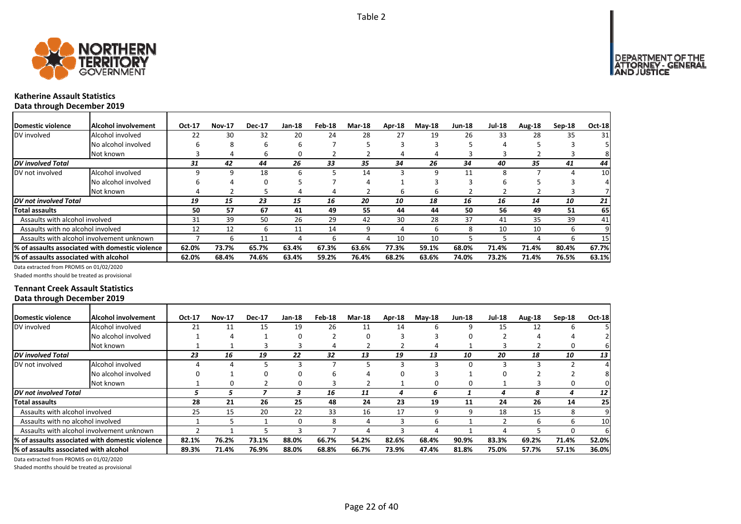Table 2

## Katherine Assault Statistics

### Data through December 2019

| Domestic violence | Alcohol involvement | Oct-17 | Nov-17 | Dec-17 | Jan-18 | Feb-18 | Mar-18 | Apr-18 | May-18 | Jun-18 | Jul-18 | Aug-18 | Sep-18 | Oct-18 |
|---|---|---|---|---|---|---|---|---|---|---|---|---|---|---|
| DV involved | Alcohol involved | 22 | 30 | 32 | 20 | 24 | 28 | 27 | 19 | 26 | 33 | 28 | 35 | 31 |
| | No alcohol involved | 6 | 8 | 6 | 6 | 7 | 5 | 3 | 3 | 5 | 4 | 5 | 3 | 5 |
| | Not known | 3 | 4 | 6 | 0 | 2 | 2 | 4 | 4 | 3 | 3 | 2 | 3 | 8 |
| ***DV involved Total*** | | ***31*** | ***42*** | ***44*** | ***26*** | ***33*** | ***35*** | ***34*** | ***26*** | ***34*** | ***40*** | ***35*** | ***41*** | ***44*** |
| DV not involved | Alcohol involved | 9 | 9 | 18 | 6 | 5 | 14 | 3 | 9 | 11 | 8 | 7 | 4 | 10 |
| | No alcohol involved | 6 | 4 | 0 | 5 | 7 | 4 | 1 | 3 | 3 | 6 | 5 | 3 | 4 |
| | Not known | 4 | 2 | 5 | 4 | 4 | 2 | 6 | 6 | 2 | 2 | 2 | 3 | 7 |
| ***DV not involved Total*** | | ***19*** | ***15*** | ***23*** | ***15*** | ***16*** | ***20*** | ***10*** | ***18*** | ***16*** | ***16*** | ***14*** | ***10*** | ***21*** |
| **Total assaults** | | **50** | **57** | **67** | **41** | **49** | **55** | **44** | **44** | **50** | **56** | **49** | **51** | **65** |
| Assaults with alcohol involved | | 31 | 39 | 50 | 26 | 29 | 42 | 30 | 28 | 37 | 41 | 35 | 39 | 41 |
| Assaults with no alcohol involved | | 12 | 12 | 6 | 11 | 14 | 9 | 4 | 6 | 8 | 10 | 10 | 6 | 9 |
| Assaults with alcohol involvement unknown | | 7 | 6 | 11 | 4 | 6 | 4 | 10 | 10 | 5 | 5 | 4 | 6 | 15 |
| **% of assaults associated with domestic violence** | | **62.0%** | **73.7%** | **65.7%** | **63.4%** | **67.3%** | **63.6%** | **77.3%** | **59.1%** | **68.0%** | **71.4%** | **71.4%** | **80.4%** | **67.7%** |
| **% of assaults associated with alcohol** | | **62.0%** | **68.4%** | **74.6%** | **63.4%** | **59.2%** | **76.4%** | **68.2%** | **63.6%** | **74.0%** | **73.2%** | **71.4%** | **76.5%** | **63.1%** |

Data extracted from PROMIS on 01/02/2020

Shaded months should be treated as provisional

## Tennant Creek Assault Statistics

### Data through December 2019

| Domestic violence | Alcohol involvement | Oct-17 | Nov-17 | Dec-17 | Jan-18 | Feb-18 | Mar-18 | Apr-18 | May-18 | Jun-18 | Jul-18 | Aug-18 | Sep-18 | Oct-18 |
|---|---|---|---|---|---|---|---|---|---|---|---|---|---|---|
| DV involved | Alcohol involved | 21 | 11 | 15 | 19 | 26 | 11 | 14 | 6 | 9 | 15 | 12 | 6 | 5 |
| | No alcohol involved | 1 | 4 | 1 | 0 | 2 | 0 | 3 | 3 | 0 | 2 | 4 | 4 | 2 |
| | Not known | 1 | 1 | 3 | 3 | 4 | 2 | 2 | 4 | 1 | 3 | 2 | 0 | 6 |
| ***DV involved Total*** | | ***23*** | ***16*** | ***19*** | ***22*** | ***32*** | ***13*** | ***19*** | ***13*** | ***10*** | ***20*** | ***18*** | ***10*** | ***13*** |
| DV not involved | Alcohol involved | 4 | 4 | 5 | 3 | 7 | 5 | 3 | 3 | 0 | 3 | 3 | 2 | 4 |
| | No alcohol involved | 0 | 1 | 0 | 0 | 6 | 4 | 0 | 3 | 1 | 0 | 2 | 2 | 8 |
| | Not known | 1 | 0 | 2 | 0 | 3 | 2 | 1 | 0 | 0 | 1 | 3 | 0 | 0 |
| ***DV not involved Total*** | | ***5*** | ***5*** | ***7*** | ***3*** | ***16*** | ***11*** | ***4*** | ***6*** | ***1*** | ***4*** | ***8*** | ***4*** | ***12*** |
| **Total assaults** | | **28** | **21** | **26** | **25** | **48** | **24** | **23** | **19** | **11** | **24** | **26** | **14** | **25** |
| Assaults with alcohol involved | | 25 | 15 | 20 | 22 | 33 | 16 | 17 | 9 | 9 | 18 | 15 | 8 | 9 |
| Assaults with no alcohol involved | | 1 | 5 | 1 | 0 | 8 | 4 | 3 | 6 | 1 | 2 | 6 | 6 | 10 |
| Assaults with alcohol involvement unknown | | 2 | 1 | 5 | 3 | 7 | 4 | 3 | 4 | 1 | 4 | 5 | 0 | 6 |
| **% of assaults associated with domestic violence** | | **82.1%** | **76.2%** | **73.1%** | **88.0%** | **66.7%** | **54.2%** | **82.6%** | **68.4%** | **90.9%** | **83.3%** | **69.2%** | **71.4%** | **52.0%** |
| **% of assaults associated with alcohol** | | **89.3%** | **71.4%** | **76.9%** | **88.0%** | **68.8%** | **66.7%** | **73.9%** | **47.4%** | **81.8%** | **75.0%** | **57.7%** | **57.1%** | **36.0%** |

Data extracted from PROMIS on 01/02/2020

Shaded months should be treated as provisional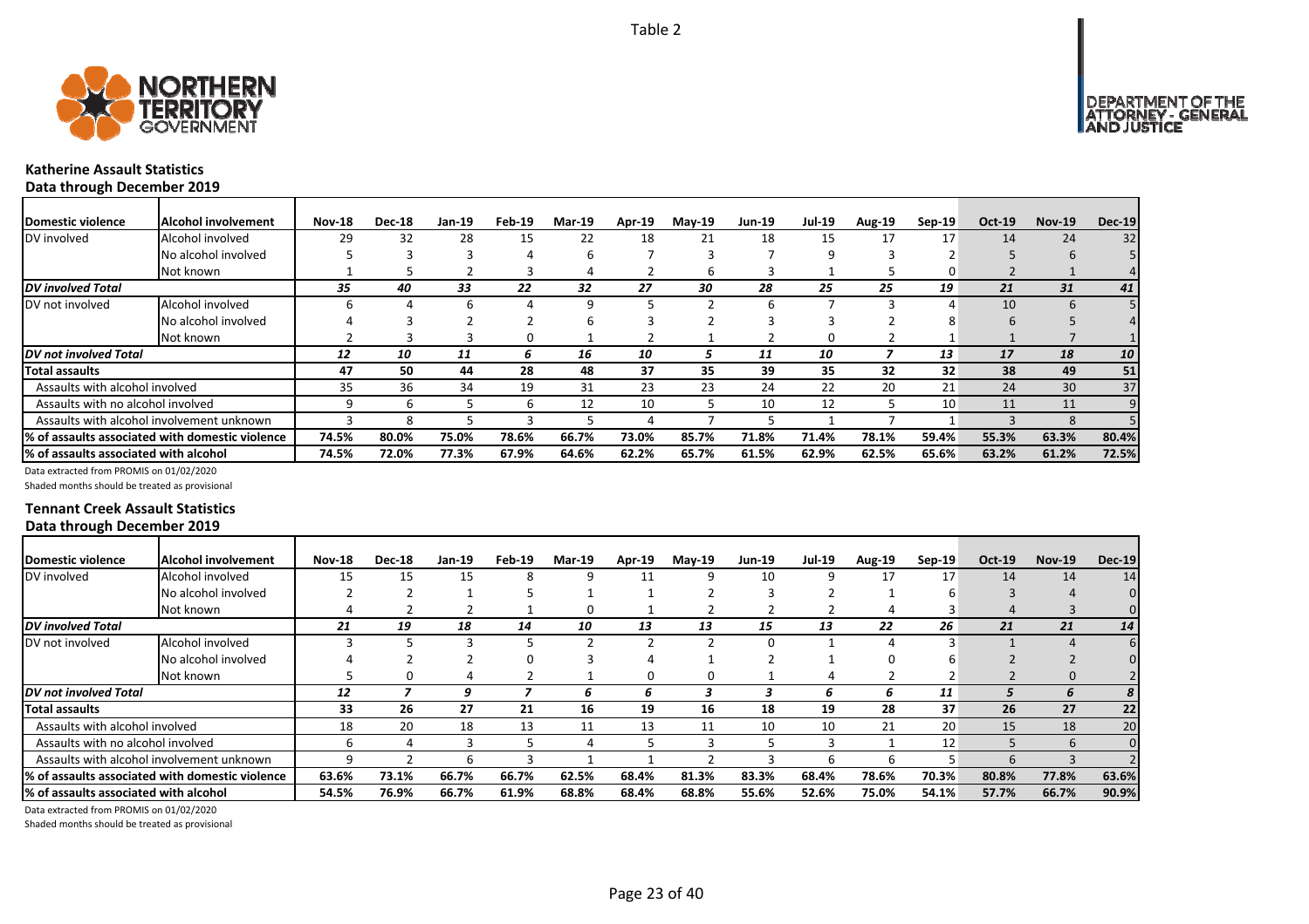Table 2

## Katherine Assault Statistics

**Data through December 2019**

| Domestic violence | Alcohol involvement | Nov-18 | Dec-18 | Jan-19 | Feb-19 | Mar-19 | Apr-19 | May-19 | Jun-19 | Jul-19 | Aug-19 | Sep-19 | Oct-19 | Nov-19 | Dec-19 |
|---|---|---|---|---|---|---|---|---|---|---|---|---|---|---|---|
| DV involved | Alcohol involved | 29 | 32 | 28 | 15 | 22 | 18 | 21 | 18 | 15 | 17 | 17 | 14 | 24 | 32 |
| | No alcohol involved | 5 | 3 | 3 | 4 | 6 | 7 | 3 | 7 | 9 | 3 | 2 | 5 | 6 | 5 |
| | Not known | 1 | 5 | 2 | 3 | 4 | 2 | 6 | 3 | 1 | 5 | 0 | 2 | 1 | 4 |
| ***DV involved Total*** | | ***35*** | ***40*** | ***33*** | ***22*** | ***32*** | ***27*** | ***30*** | ***28*** | ***25*** | ***25*** | ***19*** | ***21*** | ***31*** | ***41*** |
| DV not involved | Alcohol involved | 6 | 4 | 6 | 4 | 9 | 5 | 2 | 6 | 7 | 3 | 4 | 10 | 6 | 5 |
| | No alcohol involved | 4 | 3 | 2 | 2 | 6 | 3 | 2 | 3 | 3 | 2 | 8 | 6 | 5 | 4 |
| | Not known | 2 | 3 | 3 | 0 | 1 | 2 | 1 | 2 | 0 | 2 | 1 | 1 | 7 | 1 |
| ***DV not involved Total*** | | ***12*** | ***10*** | ***11*** | ***6*** | ***16*** | ***10*** | ***5*** | ***11*** | ***10*** | ***7*** | ***13*** | ***17*** | ***18*** | ***10*** |
| **Total assaults** | | **47** | **50** | **44** | **28** | **48** | **37** | **35** | **39** | **35** | **32** | **32** | **38** | **49** | **51** |
| Assaults with alcohol involved | | 35 | 36 | 34 | 19 | 31 | 23 | 23 | 24 | 22 | 20 | 21 | 24 | 30 | 37 |
| Assaults with no alcohol involved | | 9 | 6 | 5 | 6 | 12 | 10 | 5 | 10 | 12 | 5 | 10 | 11 | 11 | 9 |
| Assaults with alcohol involvement unknown | | 3 | 8 | 5 | 3 | 5 | 4 | 7 | 5 | 1 | 7 | 1 | 3 | 8 | 5 |
| **% of assaults associated with domestic violence** | | **74.5%** | **80.0%** | **75.0%** | **78.6%** | **66.7%** | **73.0%** | **85.7%** | **71.8%** | **71.4%** | **78.1%** | **59.4%** | **55.3%** | **63.3%** | **80.4%** |
| **% of assaults associated with alcohol** | | **74.5%** | **72.0%** | **77.3%** | **67.9%** | **64.6%** | **62.2%** | **65.7%** | **61.5%** | **62.9%** | **62.5%** | **65.6%** | **63.2%** | **61.2%** | **72.5%** |

Data extracted from PROMIS on 01/02/2020

Shaded months should be treated as provisional

## Tennant Creek Assault Statistics

**Data through December 2019**

| Domestic violence | Alcohol involvement | Nov-18 | Dec-18 | Jan-19 | Feb-19 | Mar-19 | Apr-19 | May-19 | Jun-19 | Jul-19 | Aug-19 | Sep-19 | Oct-19 | Nov-19 | Dec-19 |
|---|---|---|---|---|---|---|---|---|---|---|---|---|---|---|---|
| DV involved | Alcohol involved | 15 | 15 | 15 | 8 | 9 | 11 | 9 | 10 | 9 | 17 | 17 | 14 | 14 | 14 |
| | No alcohol involved | 2 | 2 | 1 | 5 | 1 | 1 | 2 | 3 | 2 | 1 | 6 | 3 | 4 | 0 |
| | Not known | 4 | 2 | 2 | 1 | 0 | 1 | 2 | 2 | 2 | 4 | 3 | 4 | 3 | 0 |
| ***DV involved Total*** | | ***21*** | ***19*** | ***18*** | ***14*** | ***10*** | ***13*** | ***13*** | ***15*** | ***13*** | ***22*** | ***26*** | ***21*** | ***21*** | ***14*** |
| DV not involved | Alcohol involved | 3 | 5 | 3 | 5 | 2 | 2 | 2 | 0 | 1 | 4 | 3 | 1 | 4 | 6 |
| | No alcohol involved | 4 | 2 | 2 | 0 | 3 | 4 | 1 | 2 | 1 | 0 | 6 | 2 | 2 | 0 |
| | Not known | 5 | 0 | 4 | 2 | 1 | 0 | 0 | 1 | 4 | 2 | 2 | 2 | 0 | 2 |
| ***DV not involved Total*** | | ***12*** | ***7*** | ***9*** | ***7*** | ***6*** | ***6*** | ***3*** | ***3*** | ***6*** | ***6*** | ***11*** | ***5*** | ***6*** | ***8*** |
| **Total assaults** | | **33** | **26** | **27** | **21** | **16** | **19** | **16** | **18** | **19** | **28** | **37** | **26** | **27** | **22** |
| Assaults with alcohol involved | | 18 | 20 | 18 | 13 | 11 | 13 | 11 | 10 | 10 | 21 | 20 | 15 | 18 | 20 |
| Assaults with no alcohol involved | | 6 | 4 | 3 | 5 | 4 | 5 | 3 | 5 | 3 | 1 | 12 | 5 | 6 | 0 |
| Assaults with alcohol involvement unknown | | 9 | 2 | 6 | 3 | 1 | 1 | 2 | 3 | 6 | 6 | 5 | 6 | 3 | 2 |
| **% of assaults associated with domestic violence** | | **63.6%** | **73.1%** | **66.7%** | **66.7%** | **62.5%** | **68.4%** | **81.3%** | **83.3%** | **68.4%** | **78.6%** | **70.3%** | **80.8%** | **77.8%** | **63.6%** |
| **% of assaults associated with alcohol** | | **54.5%** | **76.9%** | **66.7%** | **61.9%** | **68.8%** | **68.4%** | **68.8%** | **55.6%** | **52.6%** | **75.0%** | **54.1%** | **57.7%** | **66.7%** | **90.9%** |

Data extracted from PROMIS on 01/02/2020

Shaded months should be treated as provisional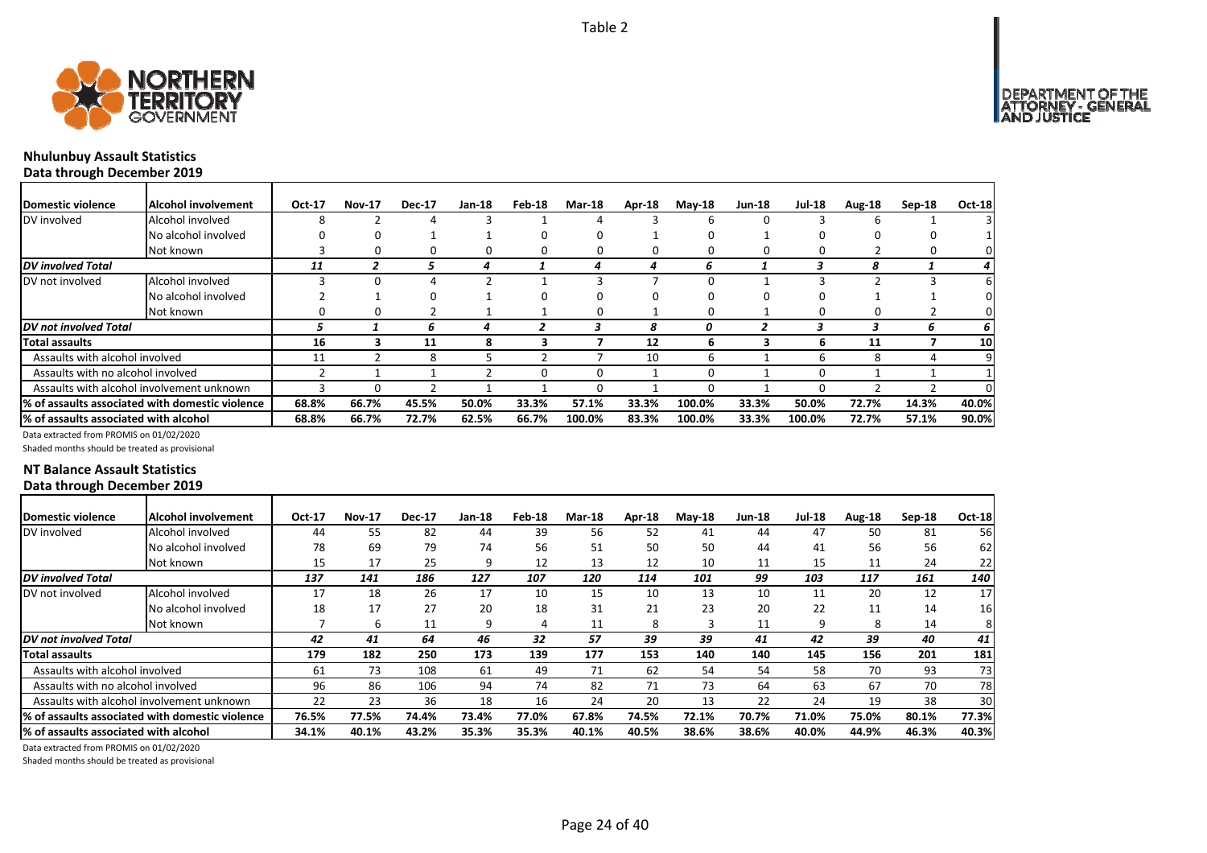Table 2

## Nhulunbuy Assault Statistics
### Data through December 2019

| Domestic violence | Alcohol involvement | Oct-17 | Nov-17 | Dec-17 | Jan-18 | Feb-18 | Mar-18 | Apr-18 | May-18 | Jun-18 | Jul-18 | Aug-18 | Sep-18 | Oct-18 |
|---|---|---|---|---|---|---|---|---|---|---|---|---|---|---|
| DV involved | Alcohol involved | 8 | 2 | 4 | 3 | 1 | 4 | 3 | 6 | 0 | 3 | 6 | 1 | 3 |
| | No alcohol involved | 0 | 0 | 1 | 1 | 0 | 0 | 1 | 0 | 1 | 0 | 0 | 0 | 1 |
| | Not known | 3 | 0 | 0 | 0 | 0 | 0 | 0 | 0 | 0 | 0 | 2 | 0 | 0 |
| ***DV involved Total*** | | *11* | *2* | *5* | *4* | *1* | *4* | *4* | *6* | *1* | *3* | *8* | *1* | *4* |
| DV not involved | Alcohol involved | 3 | 0 | 4 | 2 | 1 | 3 | 7 | 0 | 1 | 3 | 2 | 3 | 6 |
| | No alcohol involved | 2 | 1 | 0 | 1 | 0 | 0 | 0 | 0 | 0 | 0 | 1 | 1 | 0 |
| | Not known | 0 | 0 | 2 | 1 | 1 | 0 | 1 | 0 | 1 | 0 | 0 | 2 | 0 |
| ***DV not involved Total*** | | *5* | *1* | *6* | *4* | *2* | *3* | *8* | *0* | *2* | *3* | *3* | *6* | *6* |
| **Total assaults** | | **16** | **3** | **11** | **8** | **3** | **7** | **12** | **6** | **3** | **6** | **11** | **7** | **10** |
| Assaults with alcohol involved | | 11 | 2 | 8 | 5 | 2 | 7 | 10 | 6 | 1 | 6 | 8 | 4 | 9 |
| Assaults with no alcohol involved | | 2 | 1 | 1 | 2 | 0 | 0 | 1 | 0 | 1 | 0 | 1 | 1 | 1 |
| Assaults with alcohol involvement unknown | | 3 | 0 | 2 | 1 | 1 | 0 | 1 | 0 | 1 | 0 | 2 | 2 | 0 |
| **% of assaults associated with domestic violence** | | **68.8%** | **66.7%** | **45.5%** | **50.0%** | **33.3%** | **57.1%** | **33.3%** | **100.0%** | **33.3%** | **50.0%** | **72.7%** | **14.3%** | **40.0%** |
| **% of assaults associated with alcohol** | | **68.8%** | **66.7%** | **72.7%** | **62.5%** | **66.7%** | **100.0%** | **83.3%** | **100.0%** | **33.3%** | **100.0%** | **72.7%** | **57.1%** | **90.0%** |

Data extracted from PROMIS on 01/02/2020

Shaded months should be treated as provisional

## NT Balance Assault Statistics
### Data through December 2019

| Domestic violence | Alcohol involvement | Oct-17 | Nov-17 | Dec-17 | Jan-18 | Feb-18 | Mar-18 | Apr-18 | May-18 | Jun-18 | Jul-18 | Aug-18 | Sep-18 | Oct-18 |
|---|---|---|---|---|---|---|---|---|---|---|---|---|---|---|
| DV involved | Alcohol involved | 44 | 55 | 82 | 44 | 39 | 56 | 52 | 41 | 44 | 47 | 50 | 81 | 56 |
| | No alcohol involved | 78 | 69 | 79 | 74 | 56 | 51 | 50 | 50 | 44 | 41 | 56 | 56 | 62 |
| | Not known | 15 | 17 | 25 | 9 | 12 | 13 | 12 | 10 | 11 | 15 | 11 | 24 | 22 |
| ***DV involved Total*** | | *137* | *141* | *186* | *127* | *107* | *120* | *114* | *101* | *99* | *103* | *117* | *161* | *140* |
| DV not involved | Alcohol involved | 17 | 18 | 26 | 17 | 10 | 15 | 10 | 13 | 10 | 11 | 20 | 12 | 17 |
| | No alcohol involved | 18 | 17 | 27 | 20 | 18 | 31 | 21 | 23 | 20 | 22 | 11 | 14 | 16 |
| | Not known | 7 | 6 | 11 | 9 | 4 | 11 | 8 | 3 | 11 | 9 | 8 | 14 | 8 |
| ***DV not involved Total*** | | *42* | *41* | *64* | *46* | *32* | *57* | *39* | *39* | *41* | *42* | *39* | *40* | *41* |
| **Total assaults** | | **179** | **182** | **250** | **173** | **139** | **177** | **153** | **140** | **140** | **145** | **156** | **201** | **181** |
| Assaults with alcohol involved | | 61 | 73 | 108 | 61 | 49 | 71 | 62 | 54 | 54 | 58 | 70 | 93 | 73 |
| Assaults with no alcohol involved | | 96 | 86 | 106 | 94 | 74 | 82 | 71 | 73 | 64 | 63 | 67 | 70 | 78 |
| Assaults with alcohol involvement unknown | | 22 | 23 | 36 | 18 | 16 | 24 | 20 | 13 | 22 | 24 | 19 | 38 | 30 |
| **% of assaults associated with domestic violence** | | **76.5%** | **77.5%** | **74.4%** | **73.4%** | **77.0%** | **67.8%** | **74.5%** | **72.1%** | **70.7%** | **71.0%** | **75.0%** | **80.1%** | **77.3%** |
| **% of assaults associated with alcohol** | | **34.1%** | **40.1%** | **43.2%** | **35.3%** | **35.3%** | **40.1%** | **40.5%** | **38.6%** | **38.6%** | **40.0%** | **44.9%** | **46.3%** | **40.3%** |

Data extracted from PROMIS on 01/02/2020

Shaded months should be treated as provisional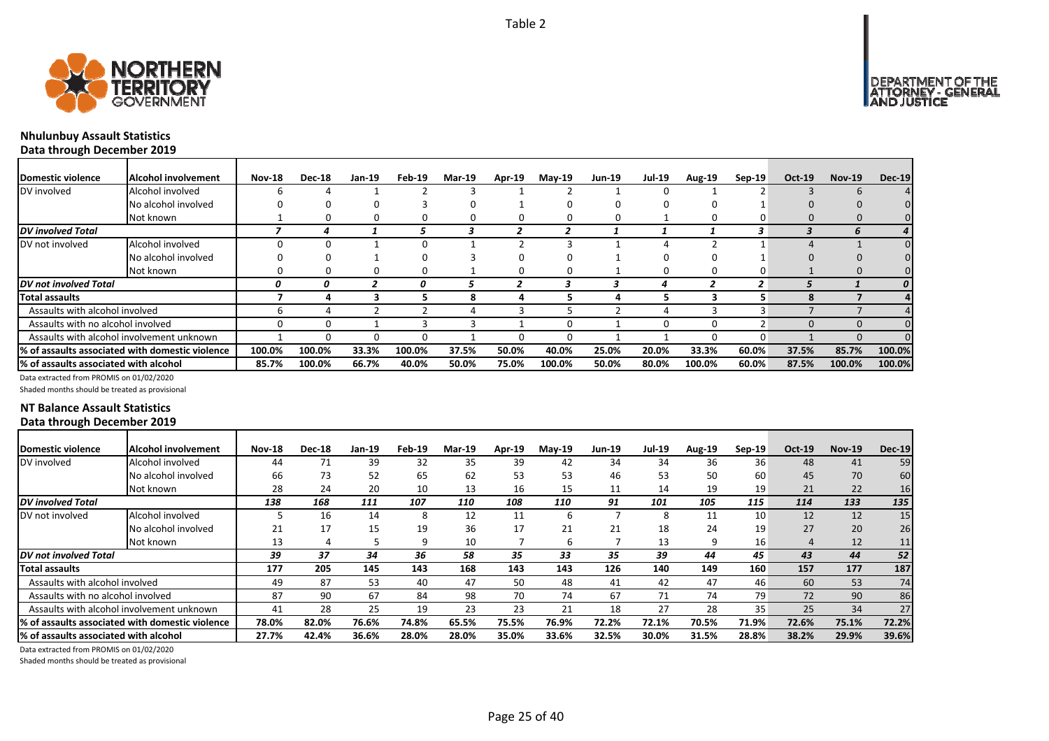Table 2

## Nhulunbuy Assault Statistics
### Data through December 2019

| Domestic violence | Alcohol involvement | Nov-18 | Dec-18 | Jan-19 | Feb-19 | Mar-19 | Apr-19 | May-19 | Jun-19 | Jul-19 | Aug-19 | Sep-19 | Oct-19 | Nov-19 | Dec-19 |
|---|---|---|---|---|---|---|---|---|---|---|---|---|---|---|---|
| DV involved | Alcohol involved | 6 | 4 | 1 | 2 | 3 | 1 | 2 | 1 | 0 | 1 | 2 | 3 | 6 | 4 |
| | No alcohol involved | 0 | 0 | 0 | 3 | 0 | 1 | 0 | 0 | 0 | 0 | 1 | 0 | 0 | 0 |
| | Not known | 1 | 0 | 0 | 0 | 0 | 0 | 0 | 0 | 1 | 0 | 0 | 0 | 0 | 0 |
| *DV involved Total* | | *7* | *4* | *1* | *5* | *3* | *2* | *2* | *1* | *1* | *1* | *3* | *3* | *6* | *4* |
| DV not involved | Alcohol involved | 0 | 0 | 1 | 0 | 1 | 2 | 3 | 1 | 4 | 2 | 1 | 4 | 1 | 0 |
| | No alcohol involved | 0 | 0 | 1 | 0 | 3 | 0 | 0 | 1 | 0 | 0 | 1 | 0 | 0 | 0 |
| | Not known | 0 | 0 | 0 | 0 | 1 | 0 | 0 | 1 | 0 | 0 | 0 | 1 | 0 | 0 |
| *DV not involved Total* | | *0* | *0* | *2* | *0* | *5* | *2* | *3* | *3* | *4* | *2* | *2* | *5* | *1* | *0* |
| **Total assaults** | | **7** | **4** | **3** | **5** | **8** | **4** | **5** | **4** | **5** | **3** | **5** | **8** | **7** | **4** |
| Assaults with alcohol involved | | 6 | 4 | 2 | 2 | 4 | 3 | 5 | 2 | 4 | 3 | 3 | 7 | 7 | 4 |
| Assaults with no alcohol involved | | 0 | 0 | 1 | 3 | 3 | 1 | 0 | 1 | 0 | 0 | 2 | 0 | 0 | 0 |
| Assaults with alcohol involvement unknown | | 1 | 0 | 0 | 0 | 1 | 0 | 0 | 1 | 1 | 0 | 0 | 1 | 0 | 0 |
| **% of assaults associated with domestic violence** | | **100.0%** | **100.0%** | **33.3%** | **100.0%** | **37.5%** | **50.0%** | **40.0%** | **25.0%** | **20.0%** | **33.3%** | **60.0%** | **37.5%** | **85.7%** | **100.0%** |
| **% of assaults associated with alcohol** | | **85.7%** | **100.0%** | **66.7%** | **40.0%** | **50.0%** | **75.0%** | **100.0%** | **50.0%** | **80.0%** | **100.0%** | **60.0%** | **87.5%** | **100.0%** | **100.0%** |

Data extracted from PROMIS on 01/02/2020

Shaded months should be treated as provisional

## NT Balance Assault Statistics
### Data through December 2019

| Domestic violence | Alcohol involvement | Nov-18 | Dec-18 | Jan-19 | Feb-19 | Mar-19 | Apr-19 | May-19 | Jun-19 | Jul-19 | Aug-19 | Sep-19 | Oct-19 | Nov-19 | Dec-19 |
|---|---|---|---|---|---|---|---|---|---|---|---|---|---|---|---|
| DV involved | Alcohol involved | 44 | 71 | 39 | 32 | 35 | 39 | 42 | 34 | 34 | 36 | 36 | 48 | 41 | 59 |
| | No alcohol involved | 66 | 73 | 52 | 65 | 62 | 53 | 53 | 46 | 53 | 50 | 60 | 45 | 70 | 60 |
| | Not known | 28 | 24 | 20 | 10 | 13 | 16 | 15 | 11 | 14 | 19 | 19 | 21 | 22 | 16 |
| *DV involved Total* | | *138* | *168* | *111* | *107* | *110* | *108* | *110* | *91* | *101* | *105* | *115* | *114* | *133* | *135* |
| DV not involved | Alcohol involved | 5 | 16 | 14 | 8 | 12 | 11 | 6 | 7 | 8 | 11 | 10 | 12 | 12 | 15 |
| | No alcohol involved | 21 | 17 | 15 | 19 | 36 | 17 | 21 | 21 | 18 | 24 | 19 | 27 | 20 | 26 |
| | Not known | 13 | 4 | 5 | 9 | 10 | 7 | 6 | 7 | 13 | 9 | 16 | 4 | 12 | 11 |
| *DV not involved Total* | | *39* | *37* | *34* | *36* | *58* | *35* | *33* | *35* | *39* | *44* | *45* | *43* | *44* | *52* |
| **Total assaults** | | **177** | **205** | **145** | **143** | **168** | **143** | **143** | **126** | **140** | **149** | **160** | **157** | **177** | **187** |
| Assaults with alcohol involved | | 49 | 87 | 53 | 40 | 47 | 50 | 48 | 41 | 42 | 47 | 46 | 60 | 53 | 74 |
| Assaults with no alcohol involved | | 87 | 90 | 67 | 84 | 98 | 70 | 74 | 67 | 71 | 74 | 79 | 72 | 90 | 86 |
| Assaults with alcohol involvement unknown | | 41 | 28 | 25 | 19 | 23 | 23 | 21 | 18 | 27 | 28 | 35 | 25 | 34 | 27 |
| **% of assaults associated with domestic violence** | | **78.0%** | **82.0%** | **76.6%** | **74.8%** | **65.5%** | **75.5%** | **76.9%** | **72.2%** | **72.1%** | **70.5%** | **71.9%** | **72.6%** | **75.1%** | **72.2%** |
| **% of assaults associated with alcohol** | | **27.7%** | **42.4%** | **36.6%** | **28.0%** | **28.0%** | **35.0%** | **33.6%** | **32.5%** | **30.0%** | **31.5%** | **28.8%** | **38.2%** | **29.9%** | **39.6%** |

Data extracted from PROMIS on 01/02/2020

Shaded months should be treated as provisional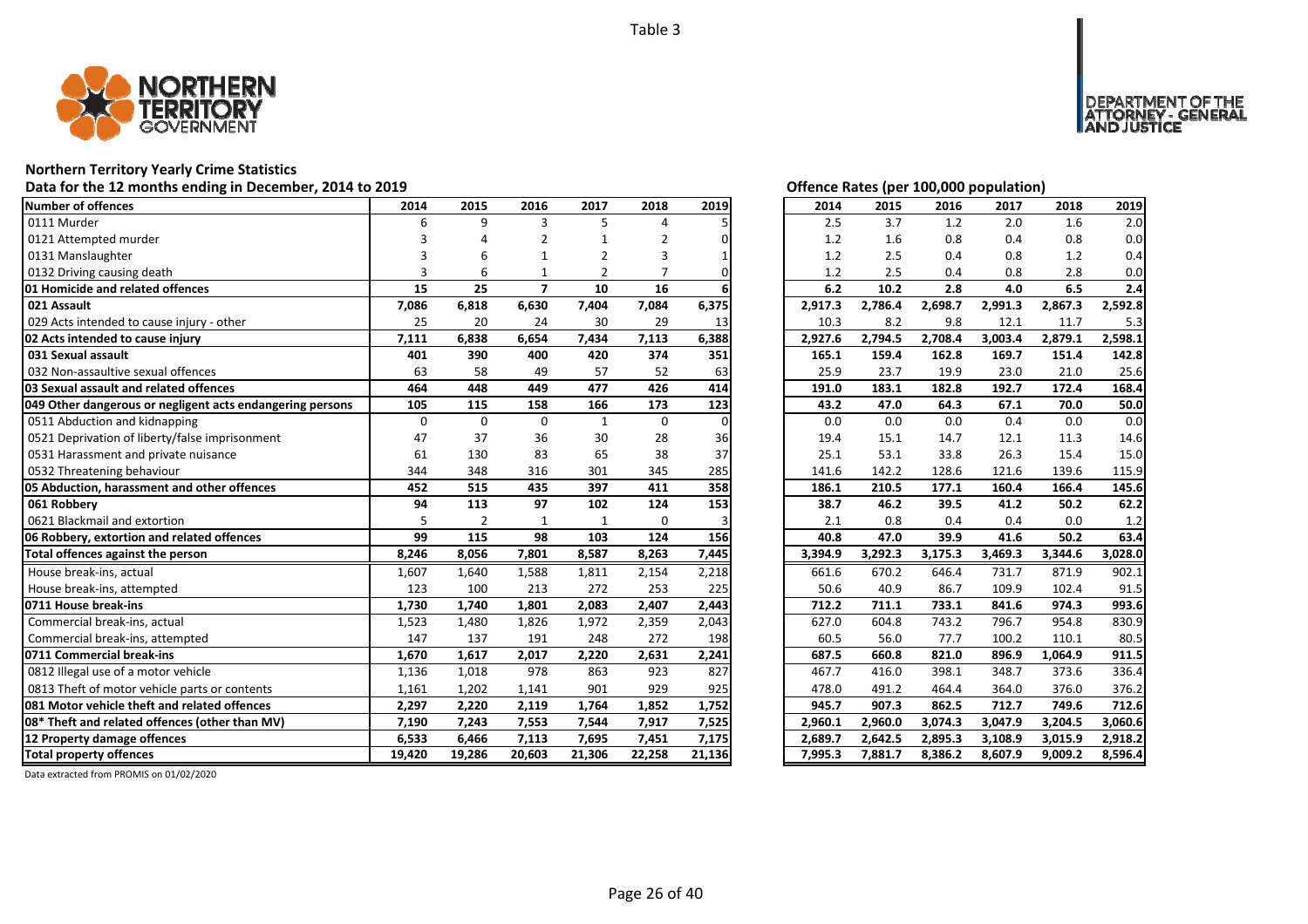Table 3

# Northern Territory Yearly Crime Statistics

## Data for the 12 months ending in December, 2014 to 2019

| Number of offences | 2014 | 2015 | 2016 | 2017 | 2018 | 2019 |
|---|---|---|---|---|---|---|
| 0111 Murder | 6 | 9 | 3 | 5 | 4 | 5 |
| 0121 Attempted murder | 3 | 4 | 2 | 1 | 2 | 0 |
| 0131 Manslaughter | 3 | 6 | 1 | 2 | 3 | 1 |
| 0132 Driving causing death | 3 | 6 | 1 | 2 | 7 | 0 |
| **01 Homicide and related offences** | **15** | **25** | **7** | **10** | **16** | **6** |
| **021 Assault** | **7,086** | **6,818** | **6,630** | **7,404** | **7,084** | **6,375** |
| 029 Acts intended to cause injury - other | 25 | 20 | 24 | 30 | 29 | 13 |
| **02 Acts intended to cause injury** | **7,111** | **6,838** | **6,654** | **7,434** | **7,113** | **6,388** |
| **031 Sexual assault** | **401** | **390** | **400** | **420** | **374** | **351** |
| 032 Non-assaultive sexual offences | 63 | 58 | 49 | 57 | 52 | 63 |
| **03 Sexual assault and related offences** | **464** | **448** | **449** | **477** | **426** | **414** |
| **049 Other dangerous or negligent acts endangering persons** | **105** | **115** | **158** | **166** | **173** | **123** |
| 0511 Abduction and kidnapping | 0 | 0 | 0 | 1 | 0 | 0 |
| 0521 Deprivation of liberty/false imprisonment | 47 | 37 | 36 | 30 | 28 | 36 |
| 0531 Harassment and private nuisance | 61 | 130 | 83 | 65 | 38 | 37 |
| 0532 Threatening behaviour | 344 | 348 | 316 | 301 | 345 | 285 |
| **05 Abduction, harassment and other offences** | **452** | **515** | **435** | **397** | **411** | **358** |
| **061 Robbery** | **94** | **113** | **97** | **102** | **124** | **153** |
| 0621 Blackmail and extortion | 5 | 2 | 1 | 1 | 0 | 3 |
| **06 Robbery, extortion and related offences** | **99** | **115** | **98** | **103** | **124** | **156** |
| **Total offences against the person** | **8,246** | **8,056** | **7,801** | **8,587** | **8,263** | **7,445** |
| House break-ins, actual | 1,607 | 1,640 | 1,588 | 1,811 | 2,154 | 2,218 |
| House break-ins, attempted | 123 | 100 | 213 | 272 | 253 | 225 |
| **0711 House break-ins** | **1,730** | **1,740** | **1,801** | **2,083** | **2,407** | **2,443** |
| Commercial break-ins, actual | 1,523 | 1,480 | 1,826 | 1,972 | 2,359 | 2,043 |
| Commercial break-ins, attempted | 147 | 137 | 191 | 248 | 272 | 198 |
| **0711 Commercial break-ins** | **1,670** | **1,617** | **2,017** | **2,220** | **2,631** | **2,241** |
| 0812 Illegal use of a motor vehicle | 1,136 | 1,018 | 978 | 863 | 923 | 827 |
| 0813 Theft of motor vehicle parts or contents | 1,161 | 1,202 | 1,141 | 901 | 929 | 925 |
| **081 Motor vehicle theft and related offences** | **2,297** | **2,220** | **2,119** | **1,764** | **1,852** | **1,752** |
| **08* Theft and related offences (other than MV)** | **7,190** | **7,243** | **7,553** | **7,544** | **7,917** | **7,525** |
| **12 Property damage offences** | **6,533** | **6,466** | **7,113** | **7,695** | **7,451** | **7,175** |
| **Total property offences** | **19,420** | **19,286** | **20,603** | **21,306** | **22,258** | **21,136** |

## Offence Rates (per 100,000 population)

| Number of offences | 2014 | 2015 | 2016 | 2017 | 2018 | 2019 |
|---|---|---|---|---|---|---|
| 0111 Murder | 2.5 | 3.7 | 1.2 | 2.0 | 1.6 | 2.0 |
| 0121 Attempted murder | 1.2 | 1.6 | 0.8 | 0.4 | 0.8 | 0.0 |
| 0131 Manslaughter | 1.2 | 2.5 | 0.4 | 0.8 | 1.2 | 0.4 |
| 0132 Driving causing death | 1.2 | 2.5 | 0.4 | 0.8 | 2.8 | 0.0 |
| **01 Homicide and related offences** | **6.2** | **10.2** | **2.8** | **4.0** | **6.5** | **2.4** |
| **021 Assault** | **2,917.3** | **2,786.4** | **2,698.7** | **2,991.3** | **2,867.3** | **2,592.8** |
| 029 Acts intended to cause injury - other | 10.3 | 8.2 | 9.8 | 12.1 | 11.7 | 5.3 |
| **02 Acts intended to cause injury** | **2,927.6** | **2,794.5** | **2,708.4** | **3,003.4** | **2,879.1** | **2,598.1** |
| **031 Sexual assault** | **165.1** | **159.4** | **162.8** | **169.7** | **151.4** | **142.8** |
| 032 Non-assaultive sexual offences | 25.9 | 23.7 | 19.9 | 23.0 | 21.0 | 25.6 |
| **03 Sexual assault and related offences** | **191.0** | **183.1** | **182.8** | **192.7** | **172.4** | **168.4** |
| **049 Other dangerous or negligent acts endangering persons** | **43.2** | **47.0** | **64.3** | **67.1** | **70.0** | **50.0** |
| 0511 Abduction and kidnapping | 0.0 | 0.0 | 0.0 | 0.4 | 0.0 | 0.0 |
| 0521 Deprivation of liberty/false imprisonment | 19.4 | 15.1 | 14.7 | 12.1 | 11.3 | 14.6 |
| 0531 Harassment and private nuisance | 25.1 | 53.1 | 33.8 | 26.3 | 15.4 | 15.0 |
| 0532 Threatening behaviour | 141.6 | 142.2 | 128.6 | 121.6 | 139.6 | 115.9 |
| **05 Abduction, harassment and other offences** | **186.1** | **210.5** | **177.1** | **160.4** | **166.4** | **145.6** |
| **061 Robbery** | **38.7** | **46.2** | **39.5** | **41.2** | **50.2** | **62.2** |
| 0621 Blackmail and extortion | 2.1 | 0.8 | 0.4 | 0.4 | 0.0 | 1.2 |
| **06 Robbery, extortion and related offences** | **40.8** | **47.0** | **39.9** | **41.6** | **50.2** | **63.4** |
| **Total offences against the person** | **3,394.9** | **3,292.3** | **3,175.3** | **3,469.3** | **3,344.6** | **3,028.0** |
| House break-ins, actual | 661.6 | 670.2 | 646.4 | 731.7 | 871.9 | 902.1 |
| House break-ins, attempted | 50.6 | 40.9 | 86.7 | 109.9 | 102.4 | 91.5 |
| **0711 House break-ins** | **712.2** | **711.1** | **733.1** | **841.6** | **974.3** | **993.6** |
| Commercial break-ins, actual | 627.0 | 604.8 | 743.2 | 796.7 | 954.8 | 830.9 |
| Commercial break-ins, attempted | 60.5 | 56.0 | 77.7 | 100.2 | 110.1 | 80.5 |
| **0711 Commercial break-ins** | **687.5** | **660.8** | **821.0** | **896.9** | **1,064.9** | **911.5** |
| 0812 Illegal use of a motor vehicle | 467.7 | 416.0 | 398.1 | 348.7 | 373.6 | 336.4 |
| 0813 Theft of motor vehicle parts or contents | 478.0 | 491.2 | 464.4 | 364.0 | 376.0 | 376.2 |
| **081 Motor vehicle theft and related offences** | **945.7** | **907.3** | **862.5** | **712.7** | **749.6** | **712.6** |
| **08* Theft and related offences (other than MV)** | **2,960.1** | **2,960.0** | **3,074.3** | **3,047.9** | **3,204.5** | **3,060.6** |
| **12 Property damage offences** | **2,689.7** | **2,642.5** | **2,895.3** | **3,108.9** | **3,015.9** | **2,918.2** |
| **Total property offences** | **7,995.3** | **7,881.7** | **8,386.2** | **8,607.9** | **9,009.2** | **8,596.4** |

Data extracted from PROMIS on 01/02/2020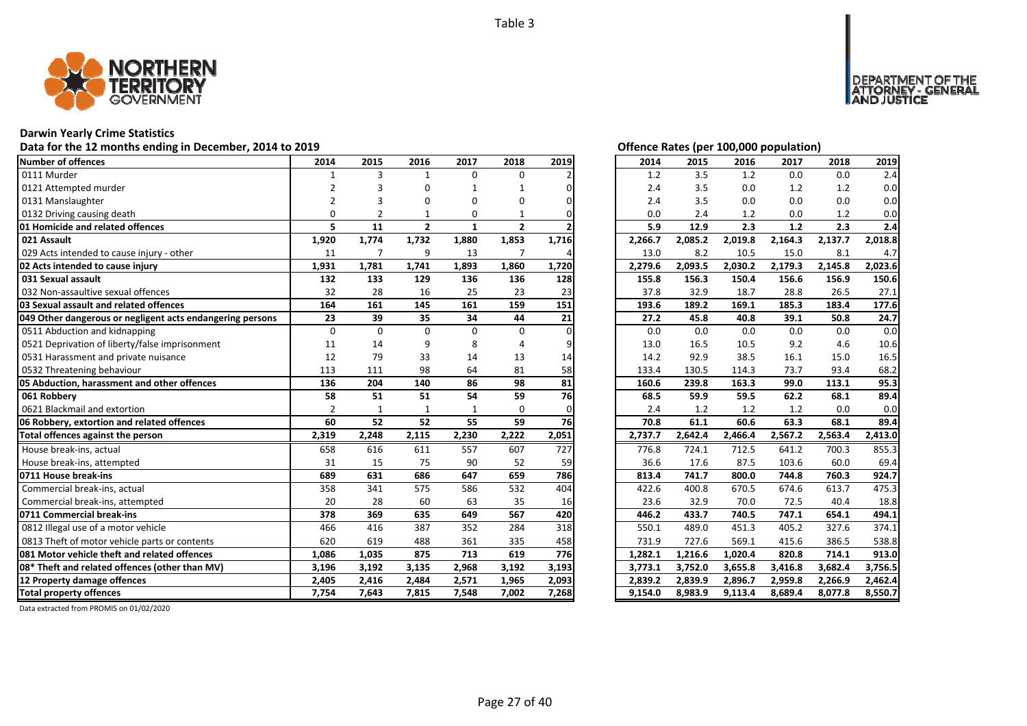Table 3

**Darwin Yearly Crime Statistics**

**Data for the 12 months ending in December, 2014 to 2019**

**Offence Rates (per 100,000 population)**

| Number of offences | 2014 | 2015 | 2016 | 2017 | 2018 | 2019 | 2014 | 2015 | 2016 | 2017 | 2018 | 2019 |
|---|---|---|---|---|---|---|---|---|---|---|---|---|
| 0111 Murder | 1 | 3 | 1 | 0 | 0 | 2 | 1.2 | 3.5 | 1.2 | 0.0 | 0.0 | 2.4 |
| 0121 Attempted murder | 2 | 3 | 0 | 1 | 1 | 0 | 2.4 | 3.5 | 0.0 | 1.2 | 1.2 | 0.0 |
| 0131 Manslaughter | 2 | 3 | 0 | 0 | 0 | 0 | 2.4 | 3.5 | 0.0 | 0.0 | 0.0 | 0.0 |
| 0132 Driving causing death | 0 | 2 | 1 | 0 | 1 | 0 | 0.0 | 2.4 | 1.2 | 0.0 | 1.2 | 0.0 |
| **01 Homicide and related offences** | **5** | **11** | **2** | **1** | **2** | **2** | **5.9** | **12.9** | **2.3** | **1.2** | **2.3** | **2.4** |
| **021 Assault** | **1,920** | **1,774** | **1,732** | **1,880** | **1,853** | **1,716** | **2,266.7** | **2,085.2** | **2,019.8** | **2,164.3** | **2,137.7** | **2,018.8** |
| 029 Acts intended to cause injury - other | 11 | 7 | 9 | 13 | 7 | 4 | 13.0 | 8.2 | 10.5 | 15.0 | 8.1 | 4.7 |
| **02 Acts intended to cause injury** | **1,931** | **1,781** | **1,741** | **1,893** | **1,860** | **1,720** | **2,279.6** | **2,093.5** | **2,030.2** | **2,179.3** | **2,145.8** | **2,023.6** |
| **031 Sexual assault** | **132** | **133** | **129** | **136** | **136** | **128** | **155.8** | **156.3** | **150.4** | **156.6** | **156.9** | **150.6** |
| 032 Non-assaultive sexual offences | 32 | 28 | 16 | 25 | 23 | 23 | 37.8 | 32.9 | 18.7 | 28.8 | 26.5 | 27.1 |
| **03 Sexual assault and related offences** | **164** | **161** | **145** | **161** | **159** | **151** | **193.6** | **189.2** | **169.1** | **185.3** | **183.4** | **177.6** |
| **049 Other dangerous or negligent acts endangering persons** | **23** | **39** | **35** | **34** | **44** | **21** | **27.2** | **45.8** | **40.8** | **39.1** | **50.8** | **24.7** |
| 0511 Abduction and kidnapping | 0 | 0 | 0 | 0 | 0 | 0 | 0.0 | 0.0 | 0.0 | 0.0 | 0.0 | 0.0 |
| 0521 Deprivation of liberty/false imprisonment | 11 | 14 | 9 | 8 | 4 | 9 | 13.0 | 16.5 | 10.5 | 9.2 | 4.6 | 10.6 |
| 0531 Harassment and private nuisance | 12 | 79 | 33 | 14 | 13 | 14 | 14.2 | 92.9 | 38.5 | 16.1 | 15.0 | 16.5 |
| 0532 Threatening behaviour | 113 | 111 | 98 | 64 | 81 | 58 | 133.4 | 130.5 | 114.3 | 73.7 | 93.4 | 68.2 |
| **05 Abduction, harassment and other offences** | **136** | **204** | **140** | **86** | **98** | **81** | **160.6** | **239.8** | **163.3** | **99.0** | **113.1** | **95.3** |
| **061 Robbery** | **58** | **51** | **51** | **54** | **59** | **76** | **68.5** | **59.9** | **59.5** | **62.2** | **68.1** | **89.4** |
| 0621 Blackmail and extortion | 2 | 1 | 1 | 1 | 0 | 0 | 2.4 | 1.2 | 1.2 | 1.2 | 0.0 | 0.0 |
| **06 Robbery, extortion and related offences** | **60** | **52** | **52** | **55** | **59** | **76** | **70.8** | **61.1** | **60.6** | **63.3** | **68.1** | **89.4** |
| **Total offences against the person** | **2,319** | **2,248** | **2,115** | **2,230** | **2,222** | **2,051** | **2,737.7** | **2,642.4** | **2,466.4** | **2,567.2** | **2,563.4** | **2,413.0** |
| House break-ins, actual | 658 | 616 | 611 | 557 | 607 | 727 | 776.8 | 724.1 | 712.5 | 641.2 | 700.3 | 855.3 |
| House break-ins, attempted | 31 | 15 | 75 | 90 | 52 | 59 | 36.6 | 17.6 | 87.5 | 103.6 | 60.0 | 69.4 |
| **0711 House break-ins** | **689** | **631** | **686** | **647** | **659** | **786** | **813.4** | **741.7** | **800.0** | **744.8** | **760.3** | **924.7** |
| Commercial break-ins, actual | 358 | 341 | 575 | 586 | 532 | 404 | 422.6 | 400.8 | 670.5 | 674.6 | 613.7 | 475.3 |
| Commercial break-ins, attempted | 20 | 28 | 60 | 63 | 35 | 16 | 23.6 | 32.9 | 70.0 | 72.5 | 40.4 | 18.8 |
| **0711 Commercial break-ins** | **378** | **369** | **635** | **649** | **567** | **420** | **446.2** | **433.7** | **740.5** | **747.1** | **654.1** | **494.1** |
| 0812 Illegal use of a motor vehicle | 466 | 416 | 387 | 352 | 284 | 318 | 550.1 | 489.0 | 451.3 | 405.2 | 327.6 | 374.1 |
| 0813 Theft of motor vehicle parts or contents | 620 | 619 | 488 | 361 | 335 | 458 | 731.9 | 727.6 | 569.1 | 415.6 | 386.5 | 538.8 |
| **081 Motor vehicle theft and related offences** | **1,086** | **1,035** | **875** | **713** | **619** | **776** | **1,282.1** | **1,216.6** | **1,020.4** | **820.8** | **714.1** | **913.0** |
| **08* Theft and related offences (other than MV)** | **3,196** | **3,192** | **3,135** | **2,968** | **3,192** | **3,193** | **3,773.1** | **3,752.0** | **3,655.8** | **3,416.8** | **3,682.4** | **3,756.5** |
| **12 Property damage offences** | **2,405** | **2,416** | **2,484** | **2,571** | **1,965** | **2,093** | **2,839.2** | **2,839.9** | **2,896.7** | **2,959.8** | **2,266.9** | **2,462.4** |
| **Total property offences** | **7,754** | **7,643** | **7,815** | **7,548** | **7,002** | **7,268** | **9,154.0** | **8,983.9** | **9,113.4** | **8,689.4** | **8,077.8** | **8,550.7** |

Data extracted from PROMIS on 01/02/2020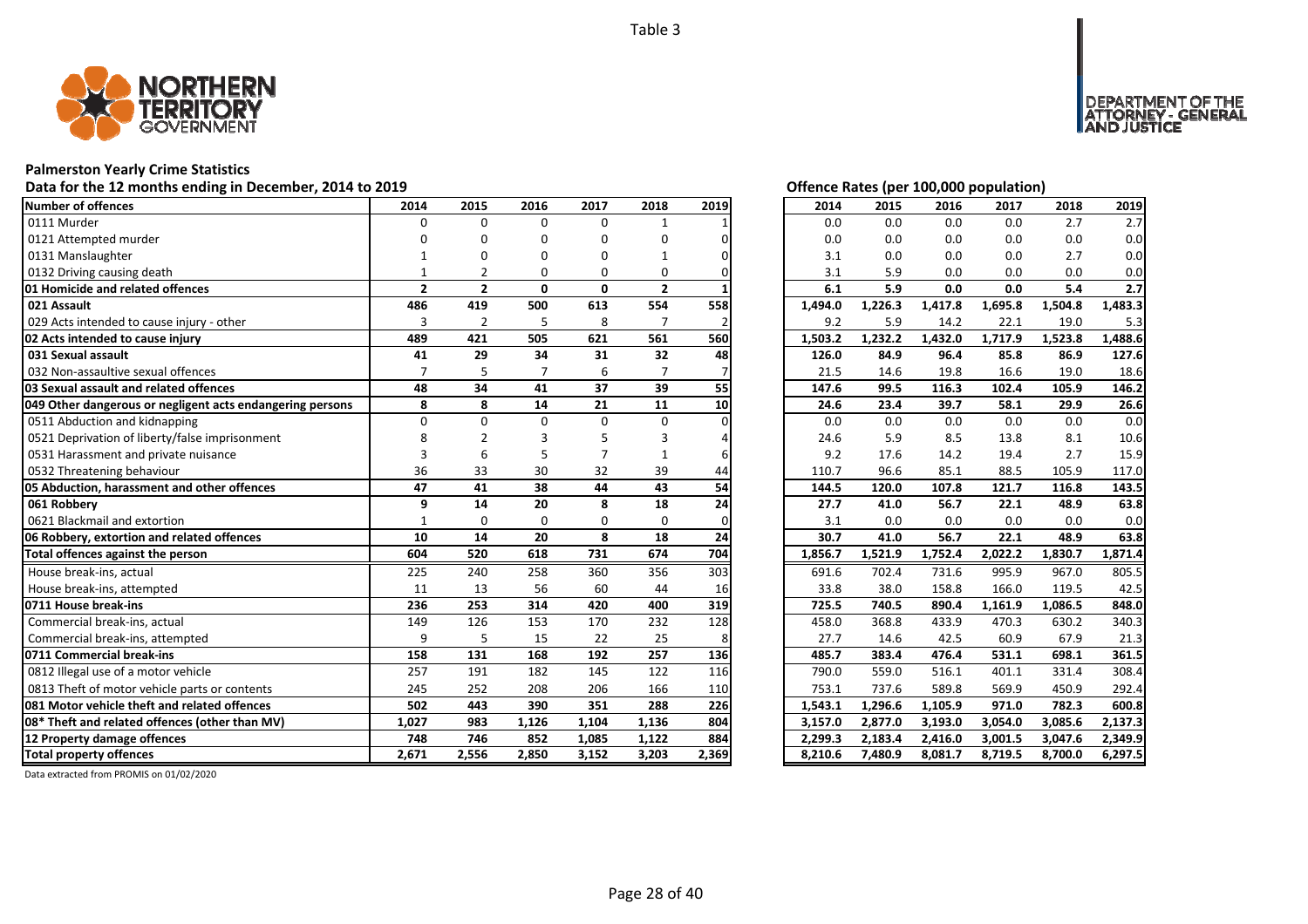Table 3

# Palmerston Yearly Crime Statistics

## Data for the 12 months ending in December, 2014 to 2019

| Number of offences | 2014 | 2015 | 2016 | 2017 | 2018 | 2019 |
|---|---|---|---|---|---|---|
| 0111 Murder | 0 | 0 | 0 | 0 | 1 | 1 |
| 0121 Attempted murder | 0 | 0 | 0 | 0 | 0 | 0 |
| 0131 Manslaughter | 1 | 0 | 0 | 0 | 1 | 0 |
| 0132 Driving causing death | 1 | 2 | 0 | 0 | 0 | 0 |
| **01 Homicide and related offences** | **2** | **2** | **0** | **0** | **2** | **1** |
| **021 Assault** | **486** | **419** | **500** | **613** | **554** | **558** |
| 029 Acts intended to cause injury - other | 3 | 2 | 5 | 8 | 7 | 2 |
| **02 Acts intended to cause injury** | **489** | **421** | **505** | **621** | **561** | **560** |
| **031 Sexual assault** | **41** | **29** | **34** | **31** | **32** | **48** |
| 032 Non-assaultive sexual offences | 7 | 5 | 7 | 6 | 7 | 7 |
| **03 Sexual assault and related offences** | **48** | **34** | **41** | **37** | **39** | **55** |
| **049 Other dangerous or negligent acts endangering persons** | **8** | **8** | **14** | **21** | **11** | **10** |
| 0511 Abduction and kidnapping | 0 | 0 | 0 | 0 | 0 | 0 |
| 0521 Deprivation of liberty/false imprisonment | 8 | 2 | 3 | 5 | 3 | 4 |
| 0531 Harassment and private nuisance | 3 | 6 | 5 | 7 | 1 | 6 |
| 0532 Threatening behaviour | 36 | 33 | 30 | 32 | 39 | 44 |
| **05 Abduction, harassment and other offences** | **47** | **41** | **38** | **44** | **43** | **54** |
| **061 Robbery** | **9** | **14** | **20** | **8** | **18** | **24** |
| 0621 Blackmail and extortion | 1 | 0 | 0 | 0 | 0 | 0 |
| **06 Robbery, extortion and related offences** | **10** | **14** | **20** | **8** | **18** | **24** |
| **Total offences against the person** | **604** | **520** | **618** | **731** | **674** | **704** |
| House break-ins, actual | 225 | 240 | 258 | 360 | 356 | 303 |
| House break-ins, attempted | 11 | 13 | 56 | 60 | 44 | 16 |
| **0711 House break-ins** | **236** | **253** | **314** | **420** | **400** | **319** |
| Commercial break-ins, actual | 149 | 126 | 153 | 170 | 232 | 128 |
| Commercial break-ins, attempted | 9 | 5 | 15 | 22 | 25 | 8 |
| **0711 Commercial break-ins** | **158** | **131** | **168** | **192** | **257** | **136** |
| 0812 Illegal use of a motor vehicle | 257 | 191 | 182 | 145 | 122 | 116 |
| 0813 Theft of motor vehicle parts or contents | 245 | 252 | 208 | 206 | 166 | 110 |
| **081 Motor vehicle theft and related offences** | **502** | **443** | **390** | **351** | **288** | **226** |
| **08* Theft and related offences (other than MV)** | **1,027** | **983** | **1,126** | **1,104** | **1,136** | **804** |
| **12 Property damage offences** | **748** | **746** | **852** | **1,085** | **1,122** | **884** |
| **Total property offences** | **2,671** | **2,556** | **2,850** | **3,152** | **3,203** | **2,369** |

## Offence Rates (per 100,000 population)

| Number of offences | 2014 | 2015 | 2016 | 2017 | 2018 | 2019 |
|---|---|---|---|---|---|---|
| 0111 Murder | 0.0 | 0.0 | 0.0 | 0.0 | 2.7 | 2.7 |
| 0121 Attempted murder | 0.0 | 0.0 | 0.0 | 0.0 | 0.0 | 0.0 |
| 0131 Manslaughter | 3.1 | 0.0 | 0.0 | 0.0 | 2.7 | 0.0 |
| 0132 Driving causing death | 3.1 | 5.9 | 0.0 | 0.0 | 0.0 | 0.0 |
| **01 Homicide and related offences** | **6.1** | **5.9** | **0.0** | **0.0** | **5.4** | **2.7** |
| **021 Assault** | **1,494.0** | **1,226.3** | **1,417.8** | **1,695.8** | **1,504.8** | **1,483.3** |
| 029 Acts intended to cause injury - other | 9.2 | 5.9 | 14.2 | 22.1 | 19.0 | 5.3 |
| **02 Acts intended to cause injury** | **1,503.2** | **1,232.2** | **1,432.0** | **1,717.9** | **1,523.8** | **1,488.6** |
| **031 Sexual assault** | **126.0** | **84.9** | **96.4** | **85.8** | **86.9** | **127.6** |
| 032 Non-assaultive sexual offences | 21.5 | 14.6 | 19.8 | 16.6 | 19.0 | 18.6 |
| **03 Sexual assault and related offences** | **147.6** | **99.5** | **116.3** | **102.4** | **105.9** | **146.2** |
| **049 Other dangerous or negligent acts endangering persons** | **24.6** | **23.4** | **39.7** | **58.1** | **29.9** | **26.6** |
| 0511 Abduction and kidnapping | 0.0 | 0.0 | 0.0 | 0.0 | 0.0 | 0.0 |
| 0521 Deprivation of liberty/false imprisonment | 24.6 | 5.9 | 8.5 | 13.8 | 8.1 | 10.6 |
| 0531 Harassment and private nuisance | 9.2 | 17.6 | 14.2 | 19.4 | 2.7 | 15.9 |
| 0532 Threatening behaviour | 110.7 | 96.6 | 85.1 | 88.5 | 105.9 | 117.0 |
| **05 Abduction, harassment and other offences** | **144.5** | **120.0** | **107.8** | **121.7** | **116.8** | **143.5** |
| **061 Robbery** | **27.7** | **41.0** | **56.7** | **22.1** | **48.9** | **63.8** |
| 0621 Blackmail and extortion | 3.1 | 0.0 | 0.0 | 0.0 | 0.0 | 0.0 |
| **06 Robbery, extortion and related offences** | **30.7** | **41.0** | **56.7** | **22.1** | **48.9** | **63.8** |
| **Total offences against the person** | **1,856.7** | **1,521.9** | **1,752.4** | **2,022.2** | **1,830.7** | **1,871.4** |
| House break-ins, actual | 691.6 | 702.4 | 731.6 | 995.9 | 967.0 | 805.5 |
| House break-ins, attempted | 33.8 | 38.0 | 158.8 | 166.0 | 119.5 | 42.5 |
| **0711 House break-ins** | **725.5** | **740.5** | **890.4** | **1,161.9** | **1,086.5** | **848.0** |
| Commercial break-ins, actual | 458.0 | 368.8 | 433.9 | 470.3 | 630.2 | 340.3 |
| Commercial break-ins, attempted | 27.7 | 14.6 | 42.5 | 60.9 | 67.9 | 21.3 |
| **0711 Commercial break-ins** | **485.7** | **383.4** | **476.4** | **531.1** | **698.1** | **361.5** |
| 0812 Illegal use of a motor vehicle | 790.0 | 559.0 | 516.1 | 401.1 | 331.4 | 308.4 |
| 0813 Theft of motor vehicle parts or contents | 753.1 | 737.6 | 589.8 | 569.9 | 450.9 | 292.4 |
| **081 Motor vehicle theft and related offences** | **1,543.1** | **1,296.6** | **1,105.9** | **971.0** | **782.3** | **600.8** |
| **08* Theft and related offences (other than MV)** | **3,157.0** | **2,877.0** | **3,193.0** | **3,054.0** | **3,085.6** | **2,137.3** |
| **12 Property damage offences** | **2,299.3** | **2,183.4** | **2,416.0** | **3,001.5** | **3,047.6** | **2,349.9** |
| **Total property offences** | **8,210.6** | **7,480.9** | **8,081.7** | **8,719.5** | **8,700.0** | **6,297.5** |

Data extracted from PROMIS on 01/02/2020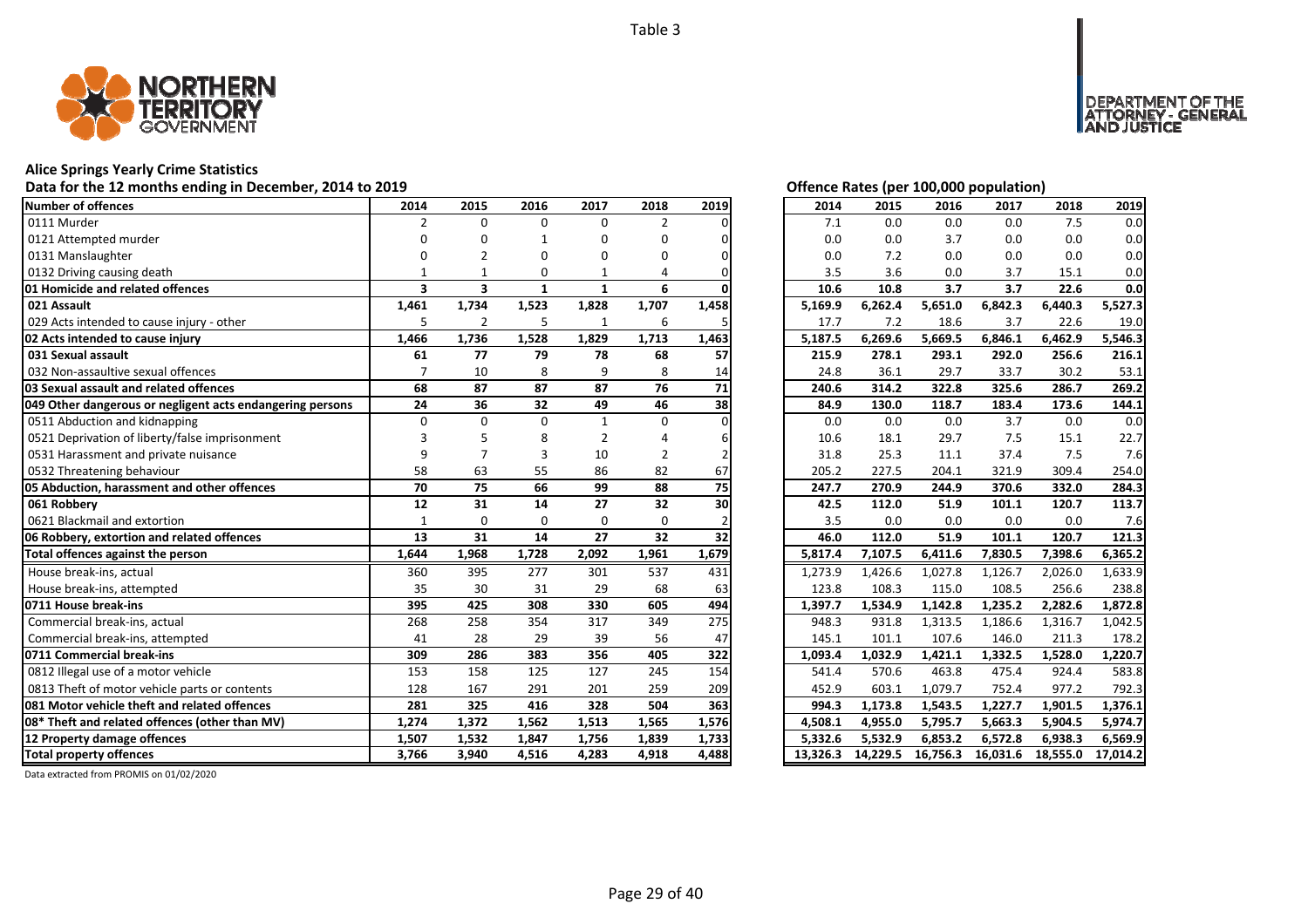Table 3

## Alice Springs Yearly Crime Statistics

Data for the 12 months ending in December, 2014 to 2019

| Number of offences | 2014 | 2015 | 2016 | 2017 | 2018 | 2019 |
|---|---|---|---|---|---|---|
| 0111 Murder | 2 | 0 | 0 | 0 | 2 | 0 |
| 0121 Attempted murder | 0 | 0 | 1 | 0 | 0 | 0 |
| 0131 Manslaughter | 0 | 2 | 0 | 0 | 0 | 0 |
| 0132 Driving causing death | 1 | 1 | 0 | 1 | 4 | 0 |
| **01 Homicide and related offences** | **3** | **3** | **1** | **1** | **6** | **0** |
| **021 Assault** | **1,461** | **1,734** | **1,523** | **1,828** | **1,707** | **1,458** |
| 029 Acts intended to cause injury - other | 5 | 2 | 5 | 1 | 6 | 5 |
| **02 Acts intended to cause injury** | **1,466** | **1,736** | **1,528** | **1,829** | **1,713** | **1,463** |
| **031 Sexual assault** | **61** | **77** | **79** | **78** | **68** | **57** |
| 032 Non-assaultive sexual offences | 7 | 10 | 8 | 9 | 8 | 14 |
| **03 Sexual assault and related offences** | **68** | **87** | **87** | **87** | **76** | **71** |
| **049 Other dangerous or negligent acts endangering persons** | **24** | **36** | **32** | **49** | **46** | **38** |
| 0511 Abduction and kidnapping | 0 | 0 | 0 | 1 | 0 | 0 |
| 0521 Deprivation of liberty/false imprisonment | 3 | 5 | 8 | 2 | 4 | 6 |
| 0531 Harassment and private nuisance | 9 | 7 | 3 | 10 | 2 | 2 |
| 0532 Threatening behaviour | 58 | 63 | 55 | 86 | 82 | 67 |
| **05 Abduction, harassment and other offences** | **70** | **75** | **66** | **99** | **88** | **75** |
| **061 Robbery** | **12** | **31** | **14** | **27** | **32** | **30** |
| 0621 Blackmail and extortion | 1 | 0 | 0 | 0 | 0 | 2 |
| **06 Robbery, extortion and related offences** | **13** | **31** | **14** | **27** | **32** | **32** |
| **Total offences against the person** | **1,644** | **1,968** | **1,728** | **2,092** | **1,961** | **1,679** |
| House break-ins, actual | 360 | 395 | 277 | 301 | 537 | 431 |
| House break-ins, attempted | 35 | 30 | 31 | 29 | 68 | 63 |
| **0711 House break-ins** | **395** | **425** | **308** | **330** | **605** | **494** |
| Commercial break-ins, actual | 268 | 258 | 354 | 317 | 349 | 275 |
| Commercial break-ins, attempted | 41 | 28 | 29 | 39 | 56 | 47 |
| **0711 Commercial break-ins** | **309** | **286** | **383** | **356** | **405** | **322** |
| 0812 Illegal use of a motor vehicle | 153 | 158 | 125 | 127 | 245 | 154 |
| 0813 Theft of motor vehicle parts or contents | 128 | 167 | 291 | 201 | 259 | 209 |
| **081 Motor vehicle theft and related offences** | **281** | **325** | **416** | **328** | **504** | **363** |
| **08* Theft and related offences (other than MV)** | **1,274** | **1,372** | **1,562** | **1,513** | **1,565** | **1,576** |
| **12 Property damage offences** | **1,507** | **1,532** | **1,847** | **1,756** | **1,839** | **1,733** |
| **Total property offences** | **3,766** | **3,940** | **4,516** | **4,283** | **4,918** | **4,488** |

## Offence Rates (per 100,000 population)

| Number of offences | 2014 | 2015 | 2016 | 2017 | 2018 | 2019 |
|---|---|---|---|---|---|---|
| 0111 Murder | 7.1 | 0.0 | 0.0 | 0.0 | 7.5 | 0.0 |
| 0121 Attempted murder | 0.0 | 0.0 | 3.7 | 0.0 | 0.0 | 0.0 |
| 0131 Manslaughter | 0.0 | 7.2 | 0.0 | 0.0 | 0.0 | 0.0 |
| 0132 Driving causing death | 3.5 | 3.6 | 0.0 | 3.7 | 15.1 | 0.0 |
| **01 Homicide and related offences** | **10.6** | **10.8** | **3.7** | **3.7** | **22.6** | **0.0** |
| **021 Assault** | **5,169.9** | **6,262.4** | **5,651.0** | **6,842.3** | **6,440.3** | **5,527.3** |
| 029 Acts intended to cause injury - other | 17.7 | 7.2 | 18.6 | 3.7 | 22.6 | 19.0 |
| **02 Acts intended to cause injury** | **5,187.5** | **6,269.6** | **5,669.5** | **6,846.1** | **6,462.9** | **5,546.3** |
| **031 Sexual assault** | **215.9** | **278.1** | **293.1** | **292.0** | **256.6** | **216.1** |
| 032 Non-assaultive sexual offences | 24.8 | 36.1 | 29.7 | 33.7 | 30.2 | 53.1 |
| **03 Sexual assault and related offences** | **240.6** | **314.2** | **322.8** | **325.6** | **286.7** | **269.2** |
| **049 Other dangerous or negligent acts endangering persons** | **84.9** | **130.0** | **118.7** | **183.4** | **173.6** | **144.1** |
| 0511 Abduction and kidnapping | 0.0 | 0.0 | 0.0 | 3.7 | 0.0 | 0.0 |
| 0521 Deprivation of liberty/false imprisonment | 10.6 | 18.1 | 29.7 | 7.5 | 15.1 | 22.7 |
| 0531 Harassment and private nuisance | 31.8 | 25.3 | 11.1 | 37.4 | 7.5 | 7.6 |
| 0532 Threatening behaviour | 205.2 | 227.5 | 204.1 | 321.9 | 309.4 | 254.0 |
| **05 Abduction, harassment and other offences** | **247.7** | **270.9** | **244.9** | **370.6** | **332.0** | **284.3** |
| **061 Robbery** | **42.5** | **112.0** | **51.9** | **101.1** | **120.7** | **113.7** |
| 0621 Blackmail and extortion | 3.5 | 0.0 | 0.0 | 0.0 | 0.0 | 7.6 |
| **06 Robbery, extortion and related offences** | **46.0** | **112.0** | **51.9** | **101.1** | **120.7** | **121.3** |
| **Total offences against the person** | **5,817.4** | **7,107.5** | **6,411.6** | **7,830.5** | **7,398.6** | **6,365.2** |
| House break-ins, actual | 1,273.9 | 1,426.6 | 1,027.8 | 1,126.7 | 2,026.0 | 1,633.9 |
| House break-ins, attempted | 123.8 | 108.3 | 115.0 | 108.5 | 256.6 | 238.8 |
| **0711 House break-ins** | **1,397.7** | **1,534.9** | **1,142.8** | **1,235.2** | **2,282.6** | **1,872.8** |
| Commercial break-ins, actual | 948.3 | 931.8 | 1,313.5 | 1,186.6 | 1,316.7 | 1,042.5 |
| Commercial break-ins, attempted | 145.1 | 101.1 | 107.6 | 146.0 | 211.3 | 178.2 |
| **0711 Commercial break-ins** | **1,093.4** | **1,032.9** | **1,421.1** | **1,332.5** | **1,528.0** | **1,220.7** |
| 0812 Illegal use of a motor vehicle | 541.4 | 570.6 | 463.8 | 475.4 | 924.4 | 583.8 |
| 0813 Theft of motor vehicle parts or contents | 452.9 | 603.1 | 1,079.7 | 752.4 | 977.2 | 792.3 |
| **081 Motor vehicle theft and related offences** | **994.3** | **1,173.8** | **1,543.5** | **1,227.7** | **1,901.5** | **1,376.1** |
| **08* Theft and related offences (other than MV)** | **4,508.1** | **4,955.0** | **5,795.7** | **5,663.3** | **5,904.5** | **5,974.7** |
| **12 Property damage offences** | **5,332.6** | **5,532.9** | **6,853.2** | **6,572.8** | **6,938.3** | **6,569.9** |
| **Total property offences** | **13,326.3** | **14,229.5** | **16,756.3** | **16,031.6** | **18,555.0** | **17,014.2** |

Data extracted from PROMIS on 01/02/2020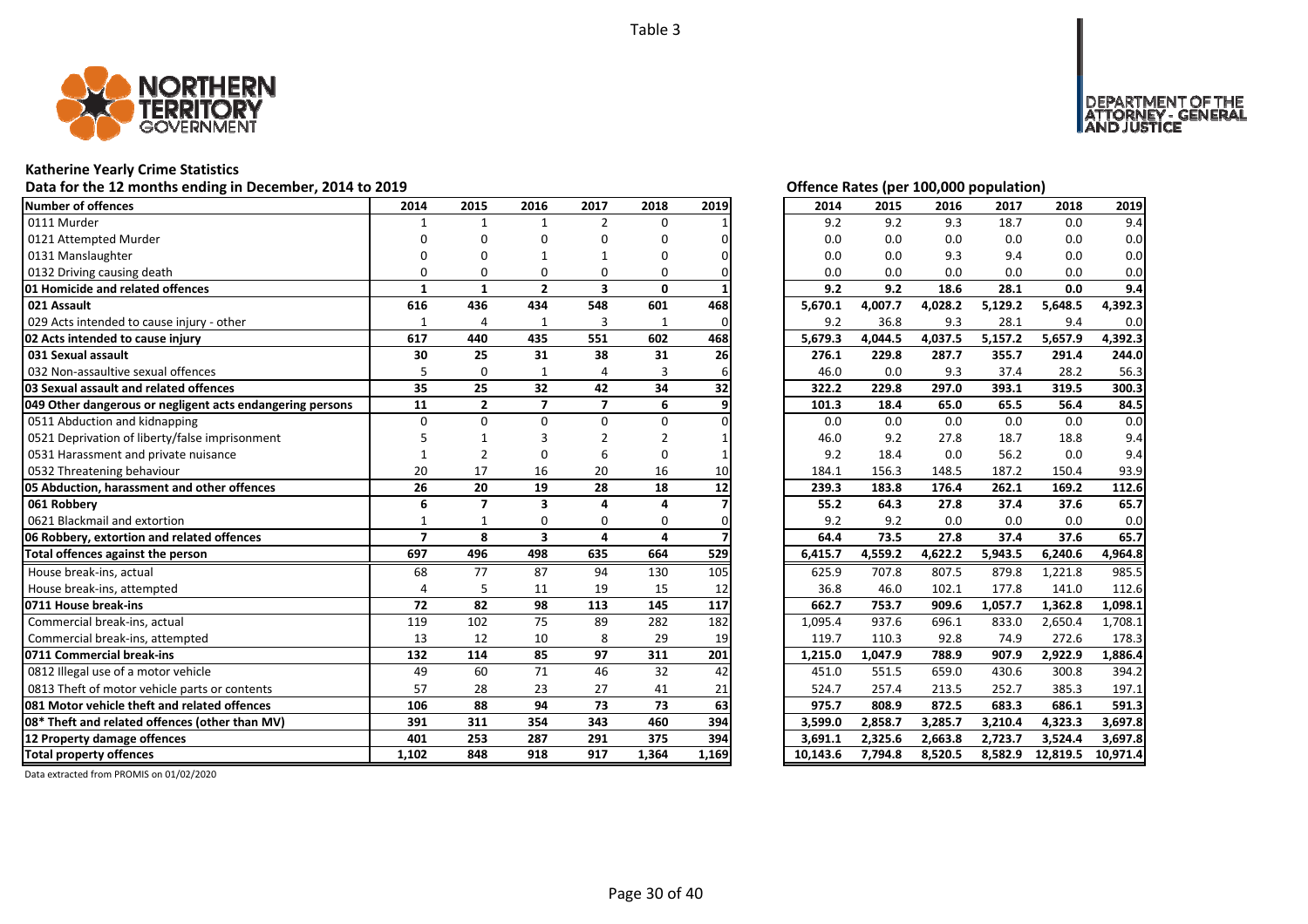Table 3

## Katherine Yearly Crime Statistics

Data for the 12 months ending in December, 2014 to 2019

Offence Rates (per 100,000 population)

| Number of offences | 2014 | 2015 | 2016 | 2017 | 2018 | 2019 | 2014 | 2015 | 2016 | 2017 | 2018 | 2019 |
|---|---|---|---|---|---|---|---|---|---|---|---|---|
| 0111 Murder | 1 | 1 | 1 | 2 | 0 | 1 | 9.2 | 9.2 | 9.3 | 18.7 | 0.0 | 9.4 |
| 0121 Attempted Murder | 0 | 0 | 0 | 0 | 0 | 0 | 0.0 | 0.0 | 0.0 | 0.0 | 0.0 | 0.0 |
| 0131 Manslaughter | 0 | 0 | 1 | 1 | 0 | 0 | 0.0 | 0.0 | 9.3 | 9.4 | 0.0 | 0.0 |
| 0132 Driving causing death | 0 | 0 | 0 | 0 | 0 | 0 | 0.0 | 0.0 | 0.0 | 0.0 | 0.0 | 0.0 |
| **01 Homicide and related offences** | **1** | **1** | **2** | **3** | **0** | **1** | **9.2** | **9.2** | **18.6** | **28.1** | **0.0** | **9.4** |
| **021 Assault** | **616** | **436** | **434** | **548** | **601** | **468** | **5,670.1** | **4,007.7** | **4,028.2** | **5,129.2** | **5,648.5** | **4,392.3** |
| 029 Acts intended to cause injury - other | 1 | 4 | 1 | 3 | 1 | 0 | 9.2 | 36.8 | 9.3 | 28.1 | 9.4 | 0.0 |
| **02 Acts intended to cause injury** | **617** | **440** | **435** | **551** | **602** | **468** | **5,679.3** | **4,044.5** | **4,037.5** | **5,157.2** | **5,657.9** | **4,392.3** |
| **031 Sexual assault** | **30** | **25** | **31** | **38** | **31** | **26** | **276.1** | **229.8** | **287.7** | **355.7** | **291.4** | **244.0** |
| 032 Non-assaultive sexual offences | 5 | 0 | 1 | 4 | 3 | 6 | 46.0 | 0.0 | 9.3 | 37.4 | 28.2 | 56.3 |
| **03 Sexual assault and related offences** | **35** | **25** | **32** | **42** | **34** | **32** | **322.2** | **229.8** | **297.0** | **393.1** | **319.5** | **300.3** |
| **049 Other dangerous or negligent acts endangering persons** | **11** | **2** | **7** | **7** | **6** | **9** | **101.3** | **18.4** | **65.0** | **65.5** | **56.4** | **84.5** |
| 0511 Abduction and kidnapping | 0 | 0 | 0 | 0 | 0 | 0 | 0.0 | 0.0 | 0.0 | 0.0 | 0.0 | 0.0 |
| 0521 Deprivation of liberty/false imprisonment | 5 | 1 | 3 | 2 | 2 | 1 | 46.0 | 9.2 | 27.8 | 18.7 | 18.8 | 9.4 |
| 0531 Harassment and private nuisance | 1 | 2 | 0 | 6 | 0 | 1 | 9.2 | 18.4 | 0.0 | 56.2 | 0.0 | 9.4 |
| 0532 Threatening behaviour | 20 | 17 | 16 | 20 | 16 | 10 | 184.1 | 156.3 | 148.5 | 187.2 | 150.4 | 93.9 |
| **05 Abduction, harassment and other offences** | **26** | **20** | **19** | **28** | **18** | **12** | **239.3** | **183.8** | **176.4** | **262.1** | **169.2** | **112.6** |
| **061 Robbery** | **6** | **7** | **3** | **4** | **4** | **7** | **55.2** | **64.3** | **27.8** | **37.4** | **37.6** | **65.7** |
| 0621 Blackmail and extortion | 1 | 1 | 0 | 0 | 0 | 0 | 9.2 | 9.2 | 0.0 | 0.0 | 0.0 | 0.0 |
| **06 Robbery, extortion and related offences** | **7** | **8** | **3** | **4** | **4** | **7** | **64.4** | **73.5** | **27.8** | **37.4** | **37.6** | **65.7** |
| **Total offences against the person** | **697** | **496** | **498** | **635** | **664** | **529** | **6,415.7** | **4,559.2** | **4,622.2** | **5,943.5** | **6,240.6** | **4,964.8** |
| House break-ins, actual | 68 | 77 | 87 | 94 | 130 | 105 | 625.9 | 707.8 | 807.5 | 879.8 | 1,221.8 | 985.5 |
| House break-ins, attempted | 4 | 5 | 11 | 19 | 15 | 12 | 36.8 | 46.0 | 102.1 | 177.8 | 141.0 | 112.6 |
| **0711 House break-ins** | **72** | **82** | **98** | **113** | **145** | **117** | **662.7** | **753.7** | **909.6** | **1,057.7** | **1,362.8** | **1,098.1** |
| Commercial break-ins, actual | 119 | 102 | 75 | 89 | 282 | 182 | 1,095.4 | 937.6 | 696.1 | 833.0 | 2,650.4 | 1,708.1 |
| Commercial break-ins, attempted | 13 | 12 | 10 | 8 | 29 | 19 | 119.7 | 110.3 | 92.8 | 74.9 | 272.6 | 178.3 |
| **0711 Commercial break-ins** | **132** | **114** | **85** | **97** | **311** | **201** | **1,215.0** | **1,047.9** | **788.9** | **907.9** | **2,922.9** | **1,886.4** |
| 0812 Illegal use of a motor vehicle | 49 | 60 | 71 | 46 | 32 | 42 | 451.0 | 551.5 | 659.0 | 430.6 | 300.8 | 394.2 |
| 0813 Theft of motor vehicle parts or contents | 57 | 28 | 23 | 27 | 41 | 21 | 524.7 | 257.4 | 213.5 | 252.7 | 385.3 | 197.1 |
| **081 Motor vehicle theft and related offences** | **106** | **88** | **94** | **73** | **73** | **63** | **975.7** | **808.9** | **872.5** | **683.3** | **686.1** | **591.3** |
| **08\* Theft and related offences (other than MV)** | **391** | **311** | **354** | **343** | **460** | **394** | **3,599.0** | **2,858.7** | **3,285.7** | **3,210.4** | **4,323.3** | **3,697.8** |
| **12 Property damage offences** | **401** | **253** | **287** | **291** | **375** | **394** | **3,691.1** | **2,325.6** | **2,663.8** | **2,723.7** | **3,524.4** | **3,697.8** |
| **Total property offences** | **1,102** | **848** | **918** | **917** | **1,364** | **1,169** | **10,143.6** | **7,794.8** | **8,520.5** | **8,582.9** | **12,819.5** | **10,971.4** |

Data extracted from PROMIS on 01/02/2020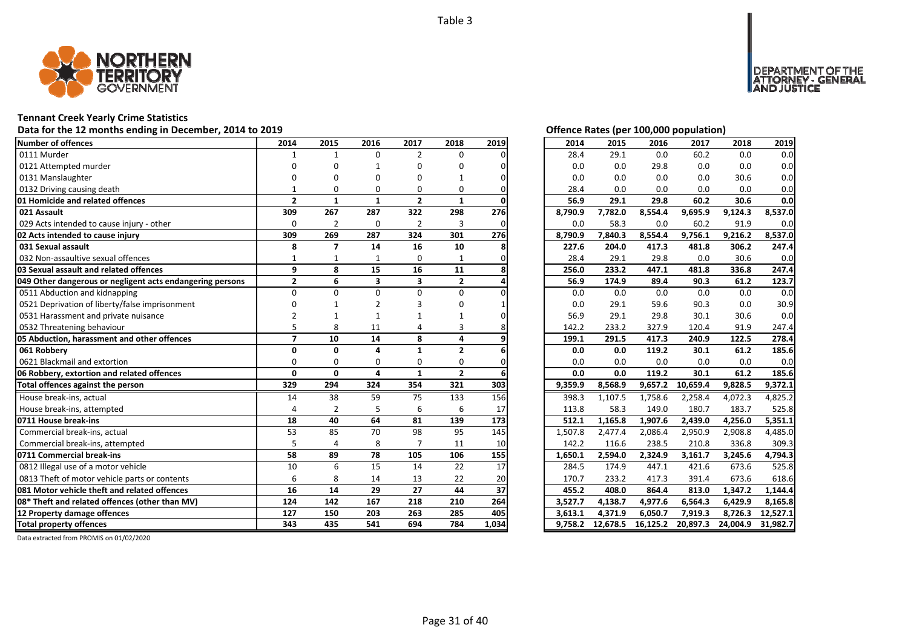Table 3

# Tennant Creek Yearly Crime Statistics

## Data for the 12 months ending in December, 2014 to 2019

| Number of offences | 2014 | 2015 | 2016 | 2017 | 2018 | 2019 |
|---|---|---|---|---|---|---|
| 0111 Murder | 1 | 1 | 0 | 2 | 0 | 0 |
| 0121 Attempted murder | 0 | 0 | 1 | 0 | 0 | 0 |
| 0131 Manslaughter | 0 | 0 | 0 | 0 | 1 | 0 |
| 0132 Driving causing death | 1 | 0 | 0 | 0 | 0 | 0 |
| **01 Homicide and related offences** | **2** | **1** | **1** | **2** | **1** | **0** |
| **021 Assault** | **309** | **267** | **287** | **322** | **298** | **276** |
| 029 Acts intended to cause injury - other | 0 | 2 | 0 | 2 | 3 | 0 |
| **02 Acts intended to cause injury** | **309** | **269** | **287** | **324** | **301** | **276** |
| **031 Sexual assault** | **8** | **7** | **14** | **16** | **10** | **8** |
| 032 Non-assaultive sexual offences | 1 | 1 | 1 | 0 | 1 | 0 |
| **03 Sexual assault and related offences** | **9** | **8** | **15** | **16** | **11** | **8** |
| **049 Other dangerous or negligent acts endangering persons** | **2** | **6** | **3** | **3** | **2** | **4** |
| 0511 Abduction and kidnapping | 0 | 0 | 0 | 0 | 0 | 0 |
| 0521 Deprivation of liberty/false imprisonment | 0 | 1 | 2 | 3 | 0 | 1 |
| 0531 Harassment and private nuisance | 2 | 1 | 1 | 1 | 1 | 0 |
| 0532 Threatening behaviour | 5 | 8 | 11 | 4 | 3 | 8 |
| **05 Abduction, harassment and other offences** | **7** | **10** | **14** | **8** | **4** | **9** |
| **061 Robbery** | **0** | **0** | **4** | **1** | **2** | **6** |
| 0621 Blackmail and extortion | 0 | 0 | 0 | 0 | 0 | 0 |
| **06 Robbery, extortion and related offences** | **0** | **0** | **4** | **1** | **2** | **6** |
| **Total offences against the person** | **329** | **294** | **324** | **354** | **321** | **303** |
| House break-ins, actual | 14 | 38 | 59 | 75 | 133 | 156 |
| House break-ins, attempted | 4 | 2 | 5 | 6 | 6 | 17 |
| **0711 House break-ins** | **18** | **40** | **64** | **81** | **139** | **173** |
| Commercial break-ins, actual | 53 | 85 | 70 | 98 | 95 | 145 |
| Commercial break-ins, attempted | 5 | 4 | 8 | 7 | 11 | 10 |
| **0711 Commercial break-ins** | **58** | **89** | **78** | **105** | **106** | **155** |
| 0812 Illegal use of a motor vehicle | 10 | 6 | 15 | 14 | 22 | 17 |
| 0813 Theft of motor vehicle parts or contents | 6 | 8 | 14 | 13 | 22 | 20 |
| **081 Motor vehicle theft and related offences** | **16** | **14** | **29** | **27** | **44** | **37** |
| **08* Theft and related offences (other than MV)** | **124** | **142** | **167** | **218** | **210** | **264** |
| **12 Property damage offences** | **127** | **150** | **203** | **263** | **285** | **405** |
| **Total property offences** | **343** | **435** | **541** | **694** | **784** | **1,034** |

## Offence Rates (per 100,000 population)

| Number of offences | 2014 | 2015 | 2016 | 2017 | 2018 | 2019 |
|---|---|---|---|---|---|---|
| 0111 Murder | 28.4 | 29.1 | 0.0 | 60.2 | 0.0 | 0.0 |
| 0121 Attempted murder | 0.0 | 0.0 | 29.8 | 0.0 | 0.0 | 0.0 |
| 0131 Manslaughter | 0.0 | 0.0 | 0.0 | 0.0 | 30.6 | 0.0 |
| 0132 Driving causing death | 28.4 | 0.0 | 0.0 | 0.0 | 0.0 | 0.0 |
| **01 Homicide and related offences** | **56.9** | **29.1** | **29.8** | **60.2** | **30.6** | **0.0** |
| **021 Assault** | **8,790.9** | **7,782.0** | **8,554.4** | **9,695.9** | **9,124.3** | **8,537.0** |
| 029 Acts intended to cause injury - other | 0.0 | 58.3 | 0.0 | 60.2 | 91.9 | 0.0 |
| **02 Acts intended to cause injury** | **8,790.9** | **7,840.3** | **8,554.4** | **9,756.1** | **9,216.2** | **8,537.0** |
| **031 Sexual assault** | **227.6** | **204.0** | **417.3** | **481.8** | **306.2** | **247.4** |
| 032 Non-assaultive sexual offences | 28.4 | 29.1 | 29.8 | 0.0 | 30.6 | 0.0 |
| **03 Sexual assault and related offences** | **256.0** | **233.2** | **447.1** | **481.8** | **336.8** | **247.4** |
| **049 Other dangerous or negligent acts endangering persons** | **56.9** | **174.9** | **89.4** | **90.3** | **61.2** | **123.7** |
| 0511 Abduction and kidnapping | 0.0 | 0.0 | 0.0 | 0.0 | 0.0 | 0.0 |
| 0521 Deprivation of liberty/false imprisonment | 0.0 | 29.1 | 59.6 | 90.3 | 0.0 | 30.9 |
| 0531 Harassment and private nuisance | 56.9 | 29.1 | 29.8 | 30.1 | 30.6 | 0.0 |
| 0532 Threatening behaviour | 142.2 | 233.2 | 327.9 | 120.4 | 91.9 | 247.4 |
| **05 Abduction, harassment and other offences** | **199.1** | **291.5** | **417.3** | **240.9** | **122.5** | **278.4** |
| **061 Robbery** | **0.0** | **0.0** | **119.2** | **30.1** | **61.2** | **185.6** |
| 0621 Blackmail and extortion | 0.0 | 0.0 | 0.0 | 0.0 | 0.0 | 0.0 |
| **06 Robbery, extortion and related offences** | **0.0** | **0.0** | **119.2** | **30.1** | **61.2** | **185.6** |
| **Total offences against the person** | **9,359.9** | **8,568.9** | **9,657.2** | **10,659.4** | **9,828.5** | **9,372.1** |
| House break-ins, actual | 398.3 | 1,107.5 | 1,758.6 | 2,258.4 | 4,072.3 | 4,825.2 |
| House break-ins, attempted | 113.8 | 58.3 | 149.0 | 180.7 | 183.7 | 525.8 |
| **0711 House break-ins** | **512.1** | **1,165.8** | **1,907.6** | **2,439.0** | **4,256.0** | **5,351.1** |
| Commercial break-ins, actual | 1,507.8 | 2,477.4 | 2,086.4 | 2,950.9 | 2,908.8 | 4,485.0 |
| Commercial break-ins, attempted | 142.2 | 116.6 | 238.5 | 210.8 | 336.8 | 309.3 |
| **0711 Commercial break-ins** | **1,650.1** | **2,594.0** | **2,324.9** | **3,161.7** | **3,245.6** | **4,794.3** |
| 0812 Illegal use of a motor vehicle | 284.5 | 174.9 | 447.1 | 421.6 | 673.6 | 525.8 |
| 0813 Theft of motor vehicle parts or contents | 170.7 | 233.2 | 417.3 | 391.4 | 673.6 | 618.6 |
| **081 Motor vehicle theft and related offences** | **455.2** | **408.0** | **864.4** | **813.0** | **1,347.2** | **1,144.4** |
| **08* Theft and related offences (other than MV)** | **3,527.7** | **4,138.7** | **4,977.6** | **6,564.3** | **6,429.9** | **8,165.8** |
| **12 Property damage offences** | **3,613.1** | **4,371.9** | **6,050.7** | **7,919.3** | **8,726.3** | **12,527.1** |
| **Total property offences** | **9,758.2** | **12,678.5** | **16,125.2** | **20,897.3** | **24,004.9** | **31,982.7** |

Data extracted from PROMIS on 01/02/2020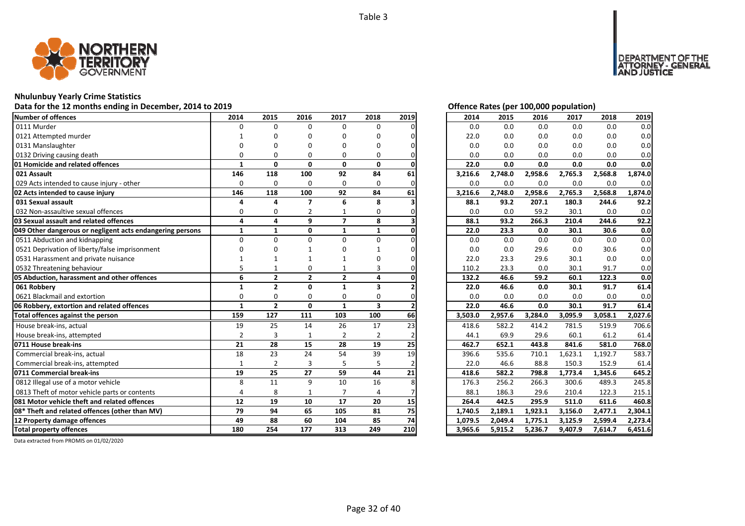Table 3

# Nhulunbuy Yearly Crime Statistics

## Data for the 12 months ending in December, 2014 to 2019

| Number of offences | 2014 | 2015 | 2016 | 2017 | 2018 | 2019 | Offence Rates (per 100,000 population) 2014 | 2015 | 2016 | 2017 | 2018 | 2019 |
|---|---|---|---|---|---|---|---|---|---|---|---|---|
| 0111 Murder | 0 | 0 | 0 | 0 | 0 | 0 | 0.0 | 0.0 | 0.0 | 0.0 | 0.0 | 0.0 |
| 0121 Attempted murder | 1 | 0 | 0 | 0 | 0 | 0 | 22.0 | 0.0 | 0.0 | 0.0 | 0.0 | 0.0 |
| 0131 Manslaughter | 0 | 0 | 0 | 0 | 0 | 0 | 0.0 | 0.0 | 0.0 | 0.0 | 0.0 | 0.0 |
| 0132 Driving causing death | 0 | 0 | 0 | 0 | 0 | 0 | 0.0 | 0.0 | 0.0 | 0.0 | 0.0 | 0.0 |
| **01 Homicide and related offences** | **1** | **0** | **0** | **0** | **0** | **0** | **22.0** | **0.0** | **0.0** | **0.0** | **0.0** | **0.0** |
| **021 Assault** | **146** | **118** | **100** | **92** | **84** | **61** | **3,216.6** | **2,748.0** | **2,958.6** | **2,765.3** | **2,568.8** | **1,874.0** |
| 029 Acts intended to cause injury - other | 0 | 0 | 0 | 0 | 0 | 0 | 0.0 | 0.0 | 0.0 | 0.0 | 0.0 | 0.0 |
| **02 Acts intended to cause injury** | **146** | **118** | **100** | **92** | **84** | **61** | **3,216.6** | **2,748.0** | **2,958.6** | **2,765.3** | **2,568.8** | **1,874.0** |
| **031 Sexual assault** | **4** | **4** | **7** | **6** | **8** | **3** | **88.1** | **93.2** | **207.1** | **180.3** | **244.6** | **92.2** |
| 032 Non-assaultive sexual offences | 0 | 0 | 2 | 1 | 0 | 0 | 0.0 | 0.0 | 59.2 | 30.1 | 0.0 | 0.0 |
| **03 Sexual assault and related offences** | **4** | **4** | **9** | **7** | **8** | **3** | **88.1** | **93.2** | **266.3** | **210.4** | **244.6** | **92.2** |
| **049 Other dangerous or negligent acts endangering persons** | **1** | **1** | **0** | **1** | **1** | **0** | **22.0** | **23.3** | **0.0** | **30.1** | **30.6** | **0.0** |
| 0511 Abduction and kidnapping | 0 | 0 | 0 | 0 | 0 | 0 | 0.0 | 0.0 | 0.0 | 0.0 | 0.0 | 0.0 |
| 0521 Deprivation of liberty/false imprisonment | 0 | 0 | 1 | 0 | 1 | 0 | 0.0 | 0.0 | 29.6 | 0.0 | 30.6 | 0.0 |
| 0531 Harassment and private nuisance | 1 | 1 | 1 | 1 | 0 | 0 | 22.0 | 23.3 | 29.6 | 30.1 | 0.0 | 0.0 |
| 0532 Threatening behaviour | 5 | 1 | 0 | 1 | 3 | 0 | 110.2 | 23.3 | 0.0 | 30.1 | 91.7 | 0.0 |
| **05 Abduction, harassment and other offences** | **6** | **2** | **2** | **2** | **4** | **0** | **132.2** | **46.6** | **59.2** | **60.1** | **122.3** | **0.0** |
| **061 Robbery** | **1** | **2** | **0** | **1** | **3** | **2** | **22.0** | **46.6** | **0.0** | **30.1** | **91.7** | **61.4** |
| 0621 Blackmail and extortion | 0 | 0 | 0 | 0 | 0 | 0 | 0.0 | 0.0 | 0.0 | 0.0 | 0.0 | 0.0 |
| **06 Robbery, extortion and related offences** | **1** | **2** | **0** | **1** | **3** | **2** | **22.0** | **46.6** | **0.0** | **30.1** | **91.7** | **61.4** |
| **Total offences against the person** | **159** | **127** | **111** | **103** | **100** | **66** | **3,503.0** | **2,957.6** | **3,284.0** | **3,095.9** | **3,058.1** | **2,027.6** |
| House break-ins, actual | 19 | 25 | 14 | 26 | 17 | 23 | 418.6 | 582.2 | 414.2 | 781.5 | 519.9 | 706.6 |
| House break-ins, attempted | 2 | 3 | 1 | 2 | 2 | 2 | 44.1 | 69.9 | 29.6 | 60.1 | 61.2 | 61.4 |
| **0711 House break-ins** | **21** | **28** | **15** | **28** | **19** | **25** | **462.7** | **652.1** | **443.8** | **841.6** | **581.0** | **768.0** |
| Commercial break-ins, actual | 18 | 23 | 24 | 54 | 39 | 19 | 396.6 | 535.6 | 710.1 | 1,623.1 | 1,192.7 | 583.7 |
| Commercial break-ins, attempted | 1 | 2 | 3 | 5 | 5 | 2 | 22.0 | 46.6 | 88.8 | 150.3 | 152.9 | 61.4 |
| **0711 Commercial break-ins** | **19** | **25** | **27** | **59** | **44** | **21** | **418.6** | **582.2** | **798.8** | **1,773.4** | **1,345.6** | **645.2** |
| 0812 Illegal use of a motor vehicle | 8 | 11 | 9 | 10 | 16 | 8 | 176.3 | 256.2 | 266.3 | 300.6 | 489.3 | 245.8 |
| 0813 Theft of motor vehicle parts or contents | 4 | 8 | 1 | 7 | 4 | 7 | 88.1 | 186.3 | 29.6 | 210.4 | 122.3 | 215.1 |
| **081 Motor vehicle theft and related offences** | **12** | **19** | **10** | **17** | **20** | **15** | **264.4** | **442.5** | **295.9** | **511.0** | **611.6** | **460.8** |
| **08* Theft and related offences (other than MV)** | **79** | **94** | **65** | **105** | **81** | **75** | **1,740.5** | **2,189.1** | **1,923.1** | **3,156.0** | **2,477.1** | **2,304.1** |
| **12 Property damage offences** | **49** | **88** | **60** | **104** | **85** | **74** | **1,079.5** | **2,049.4** | **1,775.1** | **3,125.9** | **2,599.4** | **2,273.4** |
| **Total property offences** | **180** | **254** | **177** | **313** | **249** | **210** | **3,965.6** | **5,915.2** | **5,236.7** | **9,407.9** | **7,614.7** | **6,451.6** |

Data extracted from PROMIS on 01/02/2020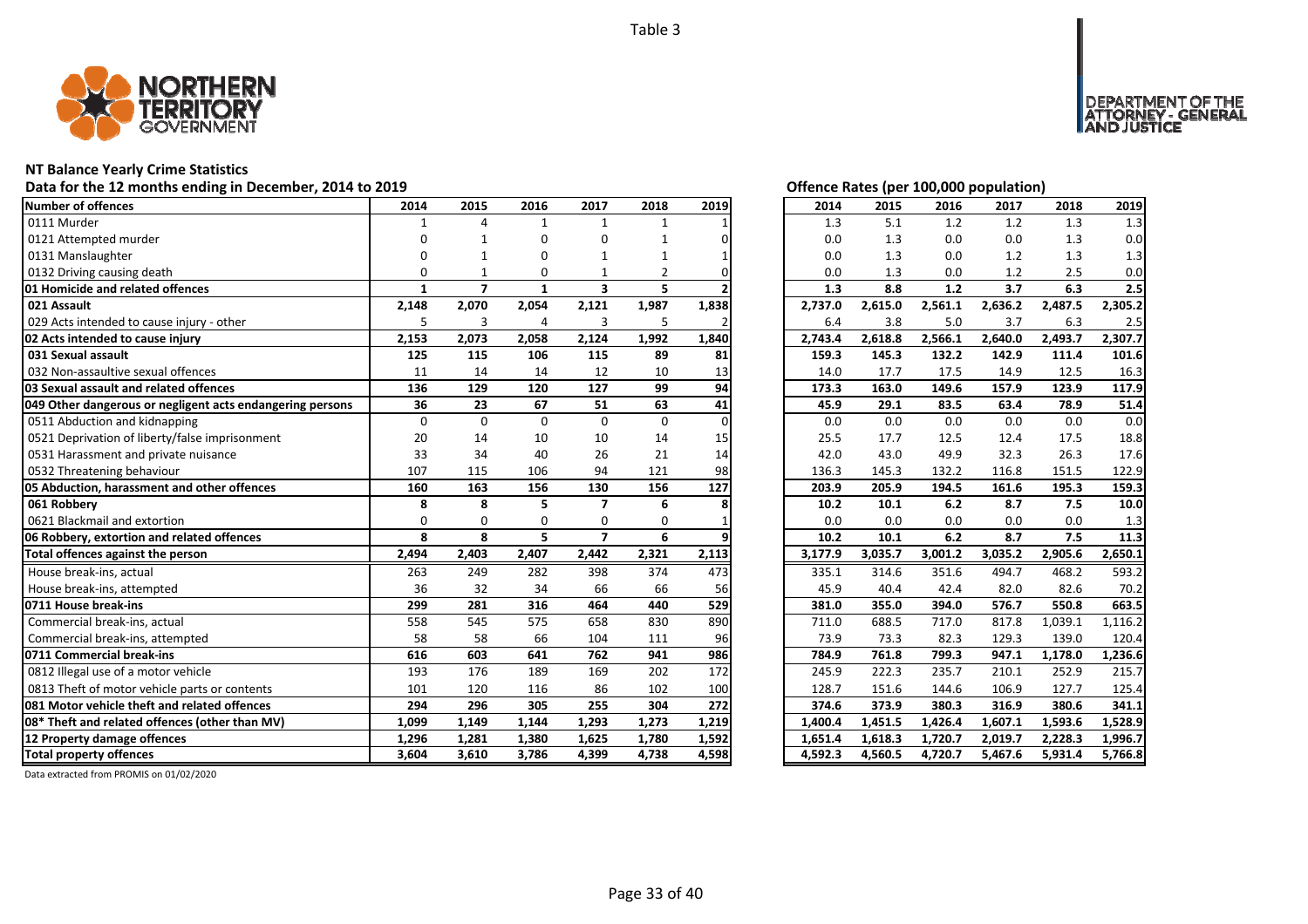Table 3

# NT Balance Yearly Crime Statistics

## Data for the 12 months ending in December, 2014 to 2019

Offence Rates (per 100,000 population)

| Number of offences | 2014 | 2015 | 2016 | 2017 | 2018 | 2019 | 2014 | 2015 | 2016 | 2017 | 2018 | 2019 |
|---|---|---|---|---|---|---|---|---|---|---|---|---|
| 0111 Murder | 1 | 4 | 1 | 1 | 1 | 1 | 1.3 | 5.1 | 1.2 | 1.2 | 1.3 | 1.3 |
| 0121 Attempted murder | 0 | 1 | 0 | 0 | 1 | 0 | 0.0 | 1.3 | 0.0 | 0.0 | 1.3 | 0.0 |
| 0131 Manslaughter | 0 | 1 | 0 | 1 | 1 | 1 | 0.0 | 1.3 | 0.0 | 1.2 | 1.3 | 1.3 |
| 0132 Driving causing death | 0 | 1 | 0 | 1 | 2 | 0 | 0.0 | 1.3 | 0.0 | 1.2 | 2.5 | 0.0 |
| **01 Homicide and related offences** | **1** | **7** | **1** | **3** | **5** | **2** | **1.3** | **8.8** | **1.2** | **3.7** | **6.3** | **2.5** |
| **021 Assault** | **2,148** | **2,070** | **2,054** | **2,121** | **1,987** | **1,838** | **2,737.0** | **2,615.0** | **2,561.1** | **2,636.2** | **2,487.5** | **2,305.2** |
| 029 Acts intended to cause injury - other | 5 | 3 | 4 | 3 | 5 | 2 | 6.4 | 3.8 | 5.0 | 3.7 | 6.3 | 2.5 |
| **02 Acts intended to cause injury** | **2,153** | **2,073** | **2,058** | **2,124** | **1,992** | **1,840** | **2,743.4** | **2,618.8** | **2,566.1** | **2,640.0** | **2,493.7** | **2,307.7** |
| **031 Sexual assault** | **125** | **115** | **106** | **115** | **89** | **81** | **159.3** | **145.3** | **132.2** | **142.9** | **111.4** | **101.6** |
| 032 Non-assaultive sexual offences | 11 | 14 | 14 | 12 | 10 | 13 | 14.0 | 17.7 | 17.5 | 14.9 | 12.5 | 16.3 |
| **03 Sexual assault and related offences** | **136** | **129** | **120** | **127** | **99** | **94** | **173.3** | **163.0** | **149.6** | **157.9** | **123.9** | **117.9** |
| **049 Other dangerous or negligent acts endangering persons** | **36** | **23** | **67** | **51** | **63** | **41** | **45.9** | **29.1** | **83.5** | **63.4** | **78.9** | **51.4** |
| 0511 Abduction and kidnapping | 0 | 0 | 0 | 0 | 0 | 0 | 0.0 | 0.0 | 0.0 | 0.0 | 0.0 | 0.0 |
| 0521 Deprivation of liberty/false imprisonment | 20 | 14 | 10 | 10 | 14 | 15 | 25.5 | 17.7 | 12.5 | 12.4 | 17.5 | 18.8 |
| 0531 Harassment and private nuisance | 33 | 34 | 40 | 26 | 21 | 14 | 42.0 | 43.0 | 49.9 | 32.3 | 26.3 | 17.6 |
| 0532 Threatening behaviour | 107 | 115 | 106 | 94 | 121 | 98 | 136.3 | 145.3 | 132.2 | 116.8 | 151.5 | 122.9 |
| **05 Abduction, harassment and other offences** | **160** | **163** | **156** | **130** | **156** | **127** | **203.9** | **205.9** | **194.5** | **161.6** | **195.3** | **159.3** |
| **061 Robbery** | **8** | **8** | **5** | **7** | **6** | **8** | **10.2** | **10.1** | **6.2** | **8.7** | **7.5** | **10.0** |
| 0621 Blackmail and extortion | 0 | 0 | 0 | 0 | 0 | 1 | 0.0 | 0.0 | 0.0 | 0.0 | 0.0 | 1.3 |
| **06 Robbery, extortion and related offences** | **8** | **8** | **5** | **7** | **6** | **9** | **10.2** | **10.1** | **6.2** | **8.7** | **7.5** | **11.3** |
| **Total offences against the person** | **2,494** | **2,403** | **2,407** | **2,442** | **2,321** | **2,113** | **3,177.9** | **3,035.7** | **3,001.2** | **3,035.2** | **2,905.6** | **2,650.1** |
| House break-ins, actual | 263 | 249 | 282 | 398 | 374 | 473 | 335.1 | 314.6 | 351.6 | 494.7 | 468.2 | 593.2 |
| House break-ins, attempted | 36 | 32 | 34 | 66 | 66 | 56 | 45.9 | 40.4 | 42.4 | 82.0 | 82.6 | 70.2 |
| **0711 House break-ins** | **299** | **281** | **316** | **464** | **440** | **529** | **381.0** | **355.0** | **394.0** | **576.7** | **550.8** | **663.5** |
| Commercial break-ins, actual | 558 | 545 | 575 | 658 | 830 | 890 | 711.0 | 688.5 | 717.0 | 817.8 | 1,039.1 | 1,116.2 |
| Commercial break-ins, attempted | 58 | 58 | 66 | 104 | 111 | 96 | 73.9 | 73.3 | 82.3 | 129.3 | 139.0 | 120.4 |
| **0711 Commercial break-ins** | **616** | **603** | **641** | **762** | **941** | **986** | **784.9** | **761.8** | **799.3** | **947.1** | **1,178.0** | **1,236.6** |
| 0812 Illegal use of a motor vehicle | 193 | 176 | 189 | 169 | 202 | 172 | 245.9 | 222.3 | 235.7 | 210.1 | 252.9 | 215.7 |
| 0813 Theft of motor vehicle parts or contents | 101 | 120 | 116 | 86 | 102 | 100 | 128.7 | 151.6 | 144.6 | 106.9 | 127.7 | 125.4 |
| **081 Motor vehicle theft and related offences** | **294** | **296** | **305** | **255** | **304** | **272** | **374.6** | **373.9** | **380.3** | **316.9** | **380.6** | **341.1** |
| **08* Theft and related offences (other than MV)** | **1,099** | **1,149** | **1,144** | **1,293** | **1,273** | **1,219** | **1,400.4** | **1,451.5** | **1,426.4** | **1,607.1** | **1,593.6** | **1,528.9** |
| **12 Property damage offences** | **1,296** | **1,281** | **1,380** | **1,625** | **1,780** | **1,592** | **1,651.4** | **1,618.3** | **1,720.7** | **2,019.7** | **2,228.3** | **1,996.7** |
| **Total property offences** | **3,604** | **3,610** | **3,786** | **4,399** | **4,738** | **4,598** | **4,592.3** | **4,560.5** | **4,720.7** | **5,467.6** | **5,931.4** | **5,766.8** |

Data extracted from PROMIS on 01/02/2020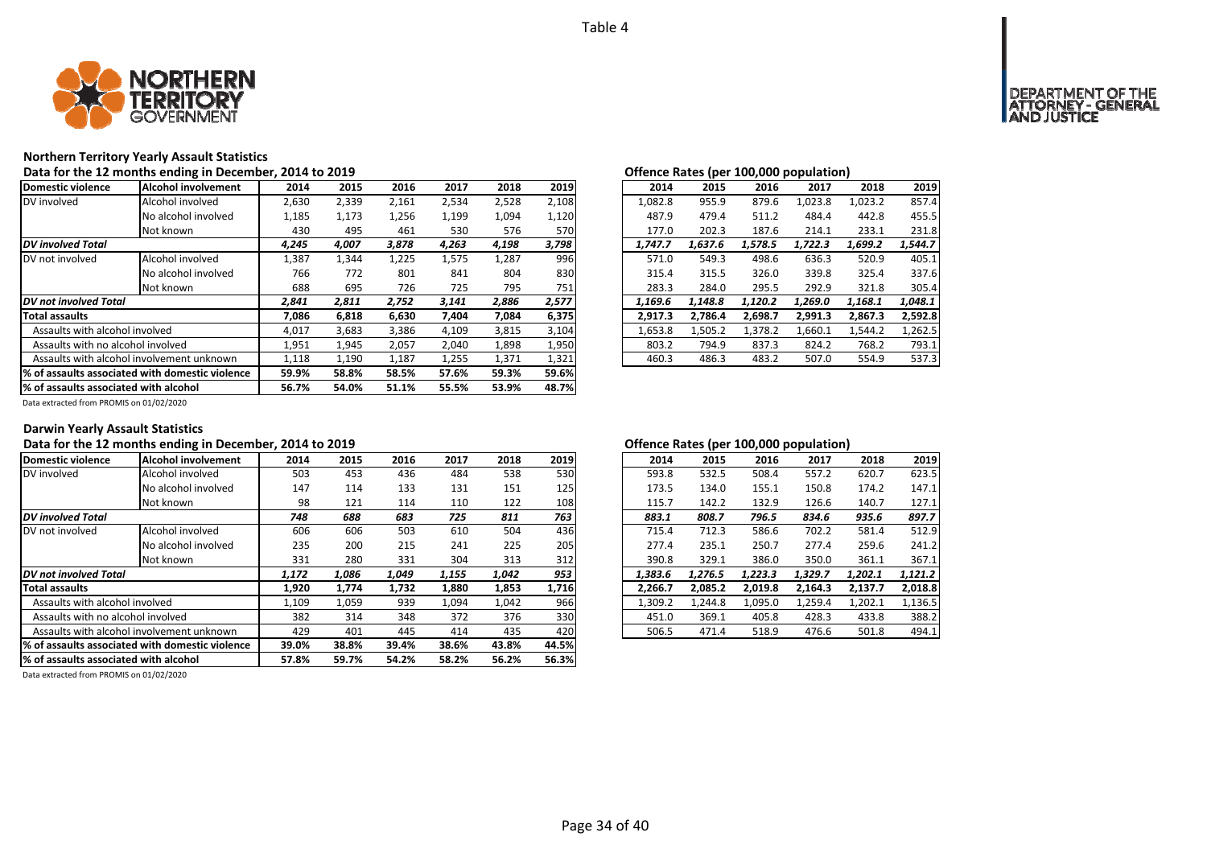Table 4

## Northern Territory Yearly Assault Statistics

### Data for the 12 months ending in December, 2014 to 2019

| Domestic violence | Alcohol involvement | 2014 | 2015 | 2016 | 2017 | 2018 | 2019 |
|---|---|---|---|---|---|---|---|
| DV involved | Alcohol involved | 2,630 | 2,339 | 2,161 | 2,534 | 2,528 | 2,108 |
| | No alcohol involved | 1,185 | 1,173 | 1,256 | 1,199 | 1,094 | 1,120 |
| | Not known | 430 | 495 | 461 | 530 | 576 | 570 |
| ***DV involved Total*** | | ***4,245*** | ***4,007*** | ***3,878*** | ***4,263*** | ***4,198*** | ***3,798*** |
| DV not involved | Alcohol involved | 1,387 | 1,344 | 1,225 | 1,575 | 1,287 | 996 |
| | No alcohol involved | 766 | 772 | 801 | 841 | 804 | 830 |
| | Not known | 688 | 695 | 726 | 725 | 795 | 751 |
| ***DV not involved Total*** | | ***2,841*** | ***2,811*** | ***2,752*** | ***3,141*** | ***2,886*** | ***2,577*** |
| **Total assaults** | | **7,086** | **6,818** | **6,630** | **7,404** | **7,084** | **6,375** |
| Assaults with alcohol involved | | 4,017 | 3,683 | 3,386 | 4,109 | 3,815 | 3,104 |
| Assaults with no alcohol involved | | 1,951 | 1,945 | 2,057 | 2,040 | 1,898 | 1,950 |
| Assaults with alcohol involvement unknown | | 1,118 | 1,190 | 1,187 | 1,255 | 1,371 | 1,321 |
| **% of assaults associated with domestic violence** | | **59.9%** | **58.8%** | **58.5%** | **57.6%** | **59.3%** | **59.6%** |
| **% of assaults associated with alcohol** | | **56.7%** | **54.0%** | **51.1%** | **55.5%** | **53.9%** | **48.7%** |

Data extracted from PROMIS on 01/02/2020

### Offence Rates (per 100,000 population)

| Domestic violence | Alcohol involvement | 2014 | 2015 | 2016 | 2017 | 2018 | 2019 |
|---|---|---|---|---|---|---|---|
| DV involved | Alcohol involved | 1,082.8 | 955.9 | 879.6 | 1,023.8 | 1,023.2 | 857.4 |
| | No alcohol involved | 487.9 | 479.4 | 511.2 | 484.4 | 442.8 | 455.5 |
| | Not known | 177.0 | 202.3 | 187.6 | 214.1 | 233.1 | 231.8 |
| ***DV involved Total*** | | ***1,747.7*** | ***1,637.6*** | ***1,578.5*** | ***1,722.3*** | ***1,699.2*** | ***1,544.7*** |
| DV not involved | Alcohol involved | 571.0 | 549.3 | 498.6 | 636.3 | 520.9 | 405.1 |
| | No alcohol involved | 315.4 | 315.5 | 326.0 | 339.8 | 325.4 | 337.6 |
| | Not known | 283.3 | 284.0 | 295.5 | 292.9 | 321.8 | 305.4 |
| ***DV not involved Total*** | | ***1,169.6*** | ***1,148.8*** | ***1,120.2*** | ***1,269.0*** | ***1,168.1*** | ***1,048.1*** |
| **Total assaults** | | **2,917.3** | **2,786.4** | **2,698.7** | **2,991.3** | **2,867.3** | **2,592.8** |
| Assaults with alcohol involved | | 1,653.8 | 1,505.2 | 1,378.2 | 1,660.1 | 1,544.2 | 1,262.5 |
| Assaults with no alcohol involved | | 803.2 | 794.9 | 837.3 | 824.2 | 768.2 | 793.1 |
| Assaults with alcohol involvement unknown | | 460.3 | 486.3 | 483.2 | 507.0 | 554.9 | 537.3 |

## Darwin Yearly Assault Statistics

### Data for the 12 months ending in December, 2014 to 2019

| Domestic violence | Alcohol involvement | 2014 | 2015 | 2016 | 2017 | 2018 | 2019 |
|---|---|---|---|---|---|---|---|
| DV involved | Alcohol involved | 503 | 453 | 436 | 484 | 538 | 530 |
| | No alcohol involved | 147 | 114 | 133 | 131 | 151 | 125 |
| | Not known | 98 | 121 | 114 | 110 | 122 | 108 |
| ***DV involved Total*** | | ***748*** | ***688*** | ***683*** | ***725*** | ***811*** | ***763*** |
| DV not involved | Alcohol involved | 606 | 606 | 503 | 610 | 504 | 436 |
| | No alcohol involved | 235 | 200 | 215 | 241 | 225 | 205 |
| | Not known | 331 | 280 | 331 | 304 | 313 | 312 |
| ***DV not involved Total*** | | ***1,172*** | ***1,086*** | ***1,049*** | ***1,155*** | ***1,042*** | ***953*** |
| **Total assaults** | | **1,920** | **1,774** | **1,732** | **1,880** | **1,853** | **1,716** |
| Assaults with alcohol involved | | 1,109 | 1,059 | 939 | 1,094 | 1,042 | 966 |
| Assaults with no alcohol involved | | 382 | 314 | 348 | 372 | 376 | 330 |
| Assaults with alcohol involvement unknown | | 429 | 401 | 445 | 414 | 435 | 420 |
| **% of assaults associated with domestic violence** | | **39.0%** | **38.8%** | **39.4%** | **38.6%** | **43.8%** | **44.5%** |
| **% of assaults associated with alcohol** | | **57.8%** | **59.7%** | **54.2%** | **58.2%** | **56.2%** | **56.3%** |

Data extracted from PROMIS on 01/02/2020

### Offence Rates (per 100,000 population)

| Domestic violence | Alcohol involvement | 2014 | 2015 | 2016 | 2017 | 2018 | 2019 |
|---|---|---|---|---|---|---|---|
| DV involved | Alcohol involved | 593.8 | 532.5 | 508.4 | 557.2 | 620.7 | 623.5 |
| | No alcohol involved | 173.5 | 134.0 | 155.1 | 150.8 | 174.2 | 147.1 |
| | Not known | 115.7 | 142.2 | 132.9 | 126.6 | 140.7 | 127.1 |
| ***DV involved Total*** | | ***883.1*** | ***808.7*** | ***796.5*** | ***834.6*** | ***935.6*** | ***897.7*** |
| DV not involved | Alcohol involved | 715.4 | 712.3 | 586.6 | 702.2 | 581.4 | 512.9 |
| | No alcohol involved | 277.4 | 235.1 | 250.7 | 277.4 | 259.6 | 241.2 |
| | Not known | 390.8 | 329.1 | 386.0 | 350.0 | 361.1 | 367.1 |
| ***DV not involved Total*** | | ***1,383.6*** | ***1,276.5*** | ***1,223.3*** | ***1,329.7*** | ***1,202.1*** | ***1,121.2*** |
| **Total assaults** | | **2,266.7** | **2,085.2** | **2,019.8** | **2,164.3** | **2,137.7** | **2,018.8** |
| Assaults with alcohol involved | | 1,309.2 | 1,244.8 | 1,095.0 | 1,259.4 | 1,202.1 | 1,136.5 |
| Assaults with no alcohol involved | | 451.0 | 369.1 | 405.8 | 428.3 | 433.8 | 388.2 |
| Assaults with alcohol involvement unknown | | 506.5 | 471.4 | 518.9 | 476.6 | 501.8 | 494.1 |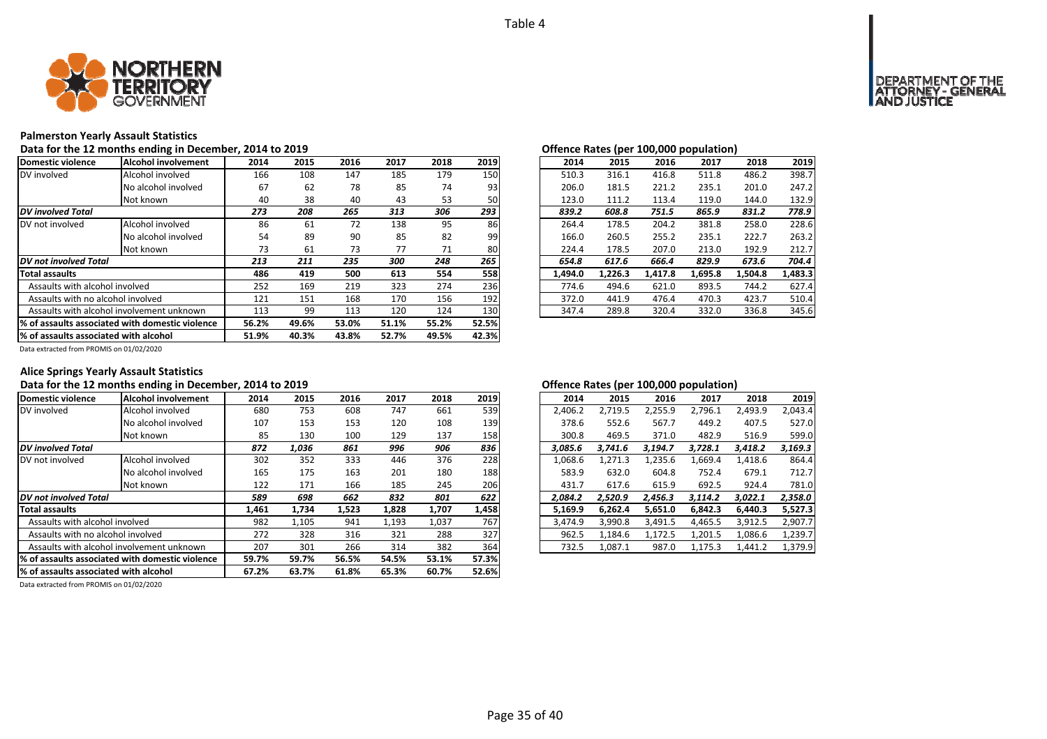Table 4

## Palmerston Yearly Assault Statistics

### Data for the 12 months ending in December, 2014 to 2019

| Domestic violence | Alcohol involvement | 2014 | 2015 | 2016 | 2017 | 2018 | 2019 |
|---|---|---|---|---|---|---|---|
| DV involved | Alcohol involved | 166 | 108 | 147 | 185 | 179 | 150 |
| | No alcohol involved | 67 | 62 | 78 | 85 | 74 | 93 |
| | Not known | 40 | 38 | 40 | 43 | 53 | 50 |
| ***DV involved Total*** | | ***273*** | ***208*** | ***265*** | ***313*** | ***306*** | ***293*** |
| DV not involved | Alcohol involved | 86 | 61 | 72 | 138 | 95 | 86 |
| | No alcohol involved | 54 | 89 | 90 | 85 | 82 | 99 |
| | Not known | 73 | 61 | 73 | 77 | 71 | 80 |
| ***DV not involved Total*** | | ***213*** | ***211*** | ***235*** | ***300*** | ***248*** | ***265*** |
| **Total assaults** | | **486** | **419** | **500** | **613** | **554** | **558** |
| Assaults with alcohol involved | | 252 | 169 | 219 | 323 | 274 | 236 |
| Assaults with no alcohol involved | | 121 | 151 | 168 | 170 | 156 | 192 |
| Assaults with alcohol involvement unknown | | 113 | 99 | 113 | 120 | 124 | 130 |
| **% of assaults associated with domestic violence** | | **56.2%** | **49.6%** | **53.0%** | **51.1%** | **55.2%** | **52.5%** |
| **% of assaults associated with alcohol** | | **51.9%** | **40.3%** | **43.8%** | **52.7%** | **49.5%** | **42.3%** |

Data extracted from PROMIS on 01/02/2020

### Offence Rates (per 100,000 population)

| Domestic violence | Alcohol involvement | 2014 | 2015 | 2016 | 2017 | 2018 | 2019 |
|---|---|---|---|---|---|---|---|
| DV involved | Alcohol involved | 510.3 | 316.1 | 416.8 | 511.8 | 486.2 | 398.7 |
| | No alcohol involved | 206.0 | 181.5 | 221.2 | 235.1 | 201.0 | 247.2 |
| | Not known | 123.0 | 111.2 | 113.4 | 119.0 | 144.0 | 132.9 |
| ***DV involved Total*** | | ***839.2*** | ***608.8*** | ***751.5*** | ***865.9*** | ***831.2*** | ***778.9*** |
| DV not involved | Alcohol involved | 264.4 | 178.5 | 204.2 | 381.8 | 258.0 | 228.6 |
| | No alcohol involved | 166.0 | 260.5 | 255.2 | 235.1 | 222.7 | 263.2 |
| | Not known | 224.4 | 178.5 | 207.0 | 213.0 | 192.9 | 212.7 |
| ***DV not involved Total*** | | ***654.8*** | ***617.6*** | ***666.4*** | ***829.9*** | ***673.6*** | ***704.4*** |
| **Total assaults** | | **1,494.0** | **1,226.3** | **1,417.8** | **1,695.8** | **1,504.8** | **1,483.3** |
| Assaults with alcohol involved | | 774.6 | 494.6 | 621.0 | 893.5 | 744.2 | 627.4 |
| Assaults with no alcohol involved | | 372.0 | 441.9 | 476.4 | 470.3 | 423.7 | 510.4 |
| Assaults with alcohol involvement unknown | | 347.4 | 289.8 | 320.4 | 332.0 | 336.8 | 345.6 |

## Alice Springs Yearly Assault Statistics

### Data for the 12 months ending in December, 2014 to 2019

| Domestic violence | Alcohol involvement | 2014 | 2015 | 2016 | 2017 | 2018 | 2019 |
|---|---|---|---|---|---|---|---|
| DV involved | Alcohol involved | 680 | 753 | 608 | 747 | 661 | 539 |
| | No alcohol involved | 107 | 153 | 153 | 120 | 108 | 139 |
| | Not known | 85 | 130 | 100 | 129 | 137 | 158 |
| ***DV involved Total*** | | ***872*** | ***1,036*** | ***861*** | ***996*** | ***906*** | ***836*** |
| DV not involved | Alcohol involved | 302 | 352 | 333 | 446 | 376 | 228 |
| | No alcohol involved | 165 | 175 | 163 | 201 | 180 | 188 |
| | Not known | 122 | 171 | 166 | 185 | 245 | 206 |
| ***DV not involved Total*** | | ***589*** | ***698*** | ***662*** | ***832*** | ***801*** | ***622*** |
| **Total assaults** | | **1,461** | **1,734** | **1,523** | **1,828** | **1,707** | **1,458** |
| Assaults with alcohol involved | | 982 | 1,105 | 941 | 1,193 | 1,037 | 767 |
| Assaults with no alcohol involved | | 272 | 328 | 316 | 321 | 288 | 327 |
| Assaults with alcohol involvement unknown | | 207 | 301 | 266 | 314 | 382 | 364 |
| **% of assaults associated with domestic violence** | | **59.7%** | **59.7%** | **56.5%** | **54.5%** | **53.1%** | **57.3%** |
| **% of assaults associated with alcohol** | | **67.2%** | **63.7%** | **61.8%** | **65.3%** | **60.7%** | **52.6%** |

Data extracted from PROMIS on 01/02/2020

### Offence Rates (per 100,000 population)

| Domestic violence | Alcohol involvement | 2014 | 2015 | 2016 | 2017 | 2018 | 2019 |
|---|---|---|---|---|---|---|---|
| DV involved | Alcohol involved | 2,406.2 | 2,719.5 | 2,255.9 | 2,796.1 | 2,493.9 | 2,043.4 |
| | No alcohol involved | 378.6 | 552.6 | 567.7 | 449.2 | 407.5 | 527.0 |
| | Not known | 300.8 | 469.5 | 371.0 | 482.9 | 516.9 | 599.0 |
| ***DV involved Total*** | | ***3,085.6*** | ***3,741.6*** | ***3,194.7*** | ***3,728.1*** | ***3,418.2*** | ***3,169.3*** |
| DV not involved | Alcohol involved | 1,068.6 | 1,271.3 | 1,235.6 | 1,669.4 | 1,418.6 | 864.4 |
| | No alcohol involved | 583.9 | 632.0 | 604.8 | 752.4 | 679.1 | 712.7 |
| | Not known | 431.7 | 617.6 | 615.9 | 692.5 | 924.4 | 781.0 |
| ***DV not involved Total*** | | ***2,084.2*** | ***2,520.9*** | ***2,456.3*** | ***3,114.2*** | ***3,022.1*** | ***2,358.0*** |
| **Total assaults** | | **5,169.9** | **6,262.4** | **5,651.0** | **6,842.3** | **6,440.3** | **5,527.3** |
| Assaults with alcohol involved | | 3,474.9 | 3,990.8 | 3,491.5 | 4,465.5 | 3,912.5 | 2,907.7 |
| Assaults with no alcohol involved | | 962.5 | 1,184.6 | 1,172.5 | 1,201.5 | 1,086.6 | 1,239.7 |
| Assaults with alcohol involvement unknown | | 732.5 | 1,087.1 | 987.0 | 1,175.3 | 1,441.2 | 1,379.9 |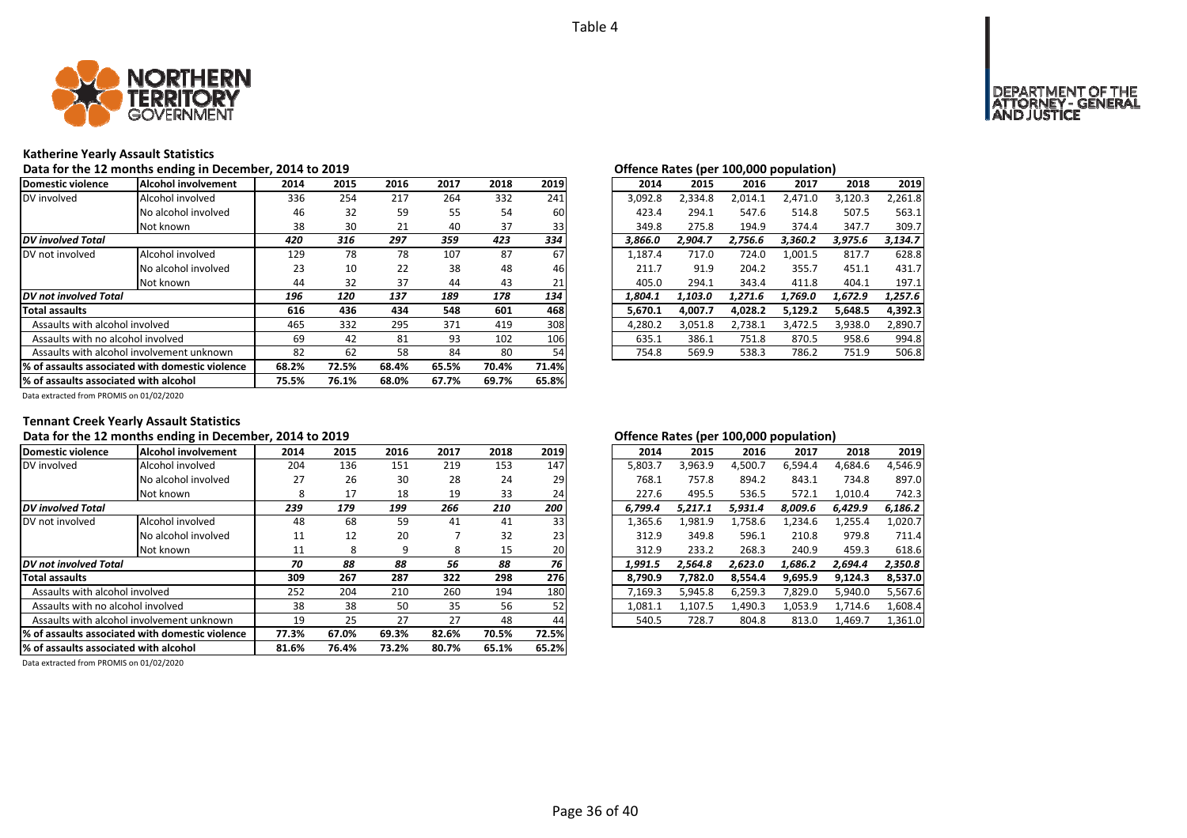Table 4

## Katherine Yearly Assault Statistics

Data for the 12 months ending in December, 2014 to 2019

| Domestic violence | Alcohol involvement | 2014 | 2015 | 2016 | 2017 | 2018 | 2019 |
|---|---|---|---|---|---|---|---|
| DV involved | Alcohol involved | 336 | 254 | 217 | 264 | 332 | 241 |
| | No alcohol involved | 46 | 32 | 59 | 55 | 54 | 60 |
| | Not known | 38 | 30 | 21 | 40 | 37 | 33 |
| *DV involved Total* | | *420* | *316* | *297* | *359* | *423* | *334* |
| DV not involved | Alcohol involved | 129 | 78 | 78 | 107 | 87 | 67 |
| | No alcohol involved | 23 | 10 | 22 | 38 | 48 | 46 |
| | Not known | 44 | 32 | 37 | 44 | 43 | 21 |
| *DV not involved Total* | | *196* | *120* | *137* | *189* | *178* | *134* |
| **Total assaults** | | **616** | **436** | **434** | **548** | **601** | **468** |
| Assaults with alcohol involved | | 465 | 332 | 295 | 371 | 419 | 308 |
| Assaults with no alcohol involved | | 69 | 42 | 81 | 93 | 102 | 106 |
| Assaults with alcohol involvement unknown | | 82 | 62 | 58 | 84 | 80 | 54 |
| **% of assaults associated with domestic violence** | | **68.2%** | **72.5%** | **68.4%** | **65.5%** | **70.4%** | **71.4%** |
| **% of assaults associated with alcohol** | | **75.5%** | **76.1%** | **68.0%** | **67.7%** | **69.7%** | **65.8%** |

Data extracted from PROMIS on 01/02/2020

Offence Rates (per 100,000 population)

| 2014 | 2015 | 2016 | 2017 | 2018 | 2019 |
|---|---|---|---|---|---|
| 3,092.8 | 2,334.8 | 2,014.1 | 2,471.0 | 3,120.3 | 2,261.8 |
| 423.4 | 294.1 | 547.6 | 514.8 | 507.5 | 563.1 |
| 349.8 | 275.8 | 194.9 | 374.4 | 347.7 | 309.7 |
| *3,866.0* | *2,904.7* | *2,756.6* | *3,360.2* | *3,975.6* | *3,134.7* |
| 1,187.4 | 717.0 | 724.0 | 1,001.5 | 817.7 | 628.8 |
| 211.7 | 91.9 | 204.2 | 355.7 | 451.1 | 431.7 |
| 405.0 | 294.1 | 343.4 | 411.8 | 404.1 | 197.1 |
| *1,804.1* | *1,103.0* | *1,271.6* | *1,769.0* | *1,672.9* | *1,257.6* |
| **5,670.1** | **4,007.7** | **4,028.2** | **5,129.2** | **5,648.5** | **4,392.3** |
| 4,280.2 | 3,051.8 | 2,738.1 | 3,472.5 | 3,938.0 | 2,890.7 |
| 635.1 | 386.1 | 751.8 | 870.5 | 958.6 | 994.8 |
| 754.8 | 569.9 | 538.3 | 786.2 | 751.9 | 506.8 |

## Tennant Creek Yearly Assault Statistics

Data for the 12 months ending in December, 2014 to 2019

| Domestic violence | Alcohol involvement | 2014 | 2015 | 2016 | 2017 | 2018 | 2019 |
|---|---|---|---|---|---|---|---|
| DV involved | Alcohol involved | 204 | 136 | 151 | 219 | 153 | 147 |
| | No alcohol involved | 27 | 26 | 30 | 28 | 24 | 29 |
| | Not known | 8 | 17 | 18 | 19 | 33 | 24 |
| *DV involved Total* | | *239* | *179* | *199* | *266* | *210* | *200* |
| DV not involved | Alcohol involved | 48 | 68 | 59 | 41 | 41 | 33 |
| | No alcohol involved | 11 | 12 | 20 | 7 | 32 | 23 |
| | Not known | 11 | 8 | 9 | 8 | 15 | 20 |
| *DV not involved Total* | | *70* | *88* | *88* | *56* | *88* | *76* |
| **Total assaults** | | **309** | **267** | **287** | **322** | **298** | **276** |
| Assaults with alcohol involved | | 252 | 204 | 210 | 260 | 194 | 180 |
| Assaults with no alcohol involved | | 38 | 38 | 50 | 35 | 56 | 52 |
| Assaults with alcohol involvement unknown | | 19 | 25 | 27 | 27 | 48 | 44 |
| **% of assaults associated with domestic violence** | | **77.3%** | **67.0%** | **69.3%** | **82.6%** | **70.5%** | **72.5%** |
| **% of assaults associated with alcohol** | | **81.6%** | **76.4%** | **73.2%** | **80.7%** | **65.1%** | **65.2%** |

Data extracted from PROMIS on 01/02/2020

Offence Rates (per 100,000 population)

| 2014 | 2015 | 2016 | 2017 | 2018 | 2019 |
|---|---|---|---|---|---|
| 5,803.7 | 3,963.9 | 4,500.7 | 6,594.4 | 4,684.6 | 4,546.9 |
| 768.1 | 757.8 | 894.2 | 843.1 | 734.8 | 897.0 |
| 227.6 | 495.5 | 536.5 | 572.1 | 1,010.4 | 742.3 |
| *6,799.4* | *5,217.1* | *5,931.4* | *8,009.6* | *6,429.9* | *6,186.2* |
| 1,365.6 | 1,981.9 | 1,758.6 | 1,234.6 | 1,255.4 | 1,020.7 |
| 312.9 | 349.8 | 596.1 | 210.8 | 979.8 | 711.4 |
| 312.9 | 233.2 | 268.3 | 240.9 | 459.3 | 618.6 |
| *1,991.5* | *2,564.8* | *2,623.0* | *1,686.2* | *2,694.4* | *2,350.8* |
| **8,790.9** | **7,782.0** | **8,554.4** | **9,695.9** | **9,124.3** | **8,537.0** |
| 7,169.3 | 5,945.8 | 6,259.3 | 7,829.0 | 5,940.0 | 5,567.6 |
| 1,081.1 | 1,107.5 | 1,490.3 | 1,053.9 | 1,714.6 | 1,608.4 |
| 540.5 | 728.7 | 804.8 | 813.0 | 1,469.7 | 1,361.0 |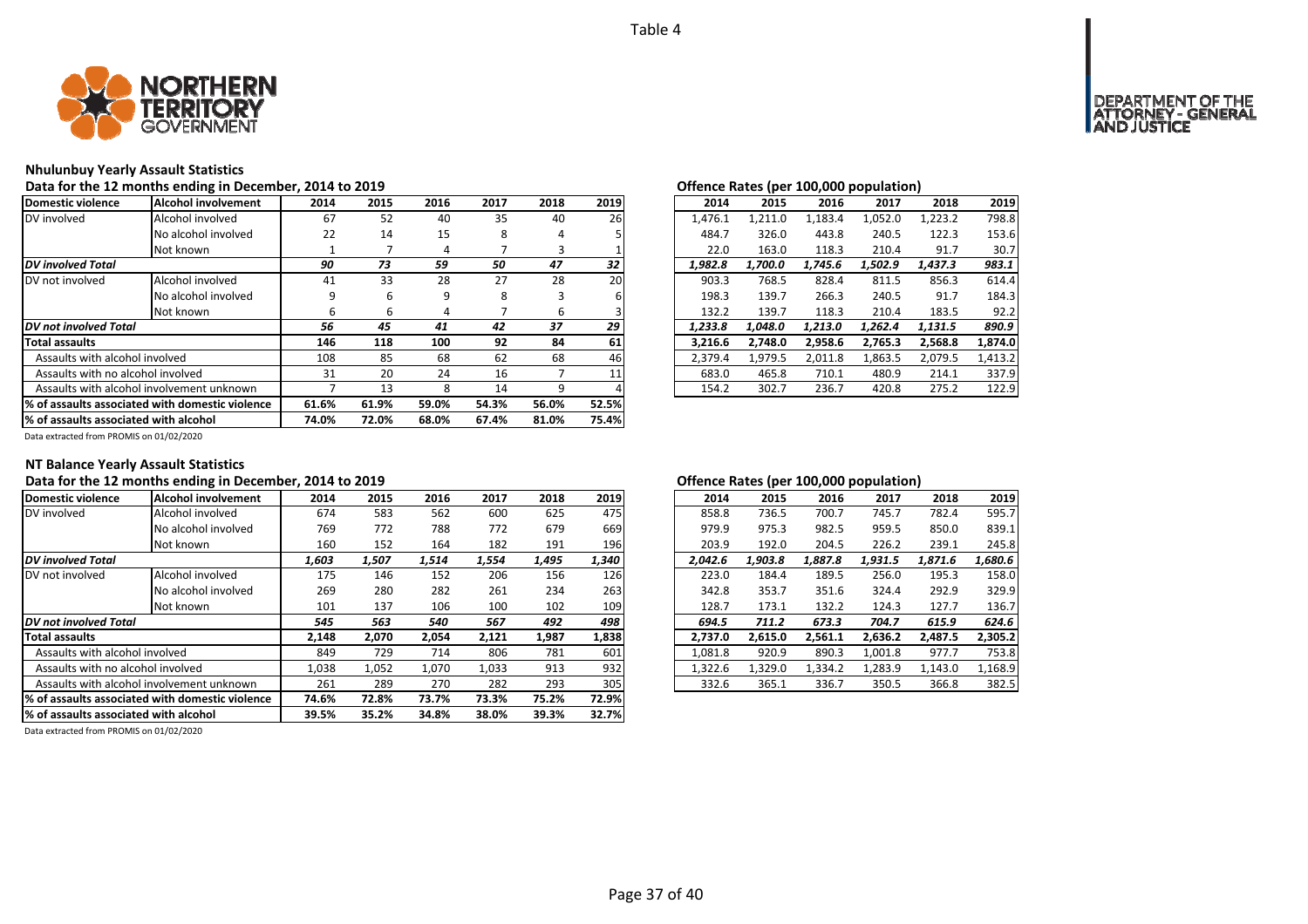Table 4

## Nhulunbuy Yearly Assault Statistics

### Data for the 12 months ending in December, 2014 to 2019

| Domestic violence | Alcohol involvement | 2014 | 2015 | 2016 | 2017 | 2018 | 2019 |
|---|---|---|---|---|---|---|---|
| DV involved | Alcohol involved | 67 | 52 | 40 | 35 | 40 | 26 |
| | No alcohol involved | 22 | 14 | 15 | 8 | 4 | 5 |
| | Not known | 1 | 7 | 4 | 7 | 3 | 1 |
| ***DV involved Total*** | | *90* | *73* | *59* | *50* | *47* | *32* |
| DV not involved | Alcohol involved | 41 | 33 | 28 | 27 | 28 | 20 |
| | No alcohol involved | 9 | 6 | 9 | 8 | 3 | 6 |
| | Not known | 6 | 6 | 4 | 7 | 6 | 3 |
| ***DV not involved Total*** | | *56* | *45* | *41* | *42* | *37* | *29* |
| **Total assaults** | | **146** | **118** | **100** | **92** | **84** | **61** |
| Assaults with alcohol involved | | 108 | 85 | 68 | 62 | 68 | 46 |
| Assaults with no alcohol involved | | 31 | 20 | 24 | 16 | 7 | 11 |
| Assaults with alcohol involvement unknown | | 7 | 13 | 8 | 14 | 9 | 4 |
| **% of assaults associated with domestic violence** | | **61.6%** | **61.9%** | **59.0%** | **54.3%** | **56.0%** | **52.5%** |
| **% of assaults associated with alcohol** | | **74.0%** | **72.0%** | **68.0%** | **67.4%** | **81.0%** | **75.4%** |

### Offence Rates (per 100,000 population)

| 2014 | 2015 | 2016 | 2017 | 2018 | 2019 |
|---|---|---|---|---|---|
| 1,476.1 | 1,211.0 | 1,183.4 | 1,052.0 | 1,223.2 | 798.8 |
| 484.7 | 326.0 | 443.8 | 240.5 | 122.3 | 153.6 |
| 22.0 | 163.0 | 118.3 | 210.4 | 91.7 | 30.7 |
| *1,982.8* | *1,700.0* | *1,745.6* | *1,502.9* | *1,437.3* | *983.1* |
| 903.3 | 768.5 | 828.4 | 811.5 | 856.3 | 614.4 |
| 198.3 | 139.7 | 266.3 | 240.5 | 91.7 | 184.3 |
| 132.2 | 139.7 | 118.3 | 210.4 | 183.5 | 92.2 |
| *1,233.8* | *1,048.0* | *1,213.0* | *1,262.4* | *1,131.5* | *890.9* |
| **3,216.6** | **2,748.0** | **2,958.6** | **2,765.3** | **2,568.8** | **1,874.0** |
| 2,379.4 | 1,979.5 | 2,011.8 | 1,863.5 | 2,079.5 | 1,413.2 |
| 683.0 | 465.8 | 710.1 | 480.9 | 214.1 | 337.9 |
| 154.2 | 302.7 | 236.7 | 420.8 | 275.2 | 122.9 |

Data extracted from PROMIS on 01/02/2020

## NT Balance Yearly Assault Statistics

### Data for the 12 months ending in December, 2014 to 2019

| Domestic violence | Alcohol involvement | 2014 | 2015 | 2016 | 2017 | 2018 | 2019 |
|---|---|---|---|---|---|---|---|
| DV involved | Alcohol involved | 674 | 583 | 562 | 600 | 625 | 475 |
| | No alcohol involved | 769 | 772 | 788 | 772 | 679 | 669 |
| | Not known | 160 | 152 | 164 | 182 | 191 | 196 |
| ***DV involved Total*** | | *1,603* | *1,507* | *1,514* | *1,554* | *1,495* | *1,340* |
| DV not involved | Alcohol involved | 175 | 146 | 152 | 206 | 156 | 126 |
| | No alcohol involved | 269 | 280 | 282 | 261 | 234 | 263 |
| | Not known | 101 | 137 | 106 | 100 | 102 | 109 |
| ***DV not involved Total*** | | *545* | *563* | *540* | *567* | *492* | *498* |
| **Total assaults** | | **2,148** | **2,070** | **2,054** | **2,121** | **1,987** | **1,838** |
| Assaults with alcohol involved | | 849 | 729 | 714 | 806 | 781 | 601 |
| Assaults with no alcohol involved | | 1,038 | 1,052 | 1,070 | 1,033 | 913 | 932 |
| Assaults with alcohol involvement unknown | | 261 | 289 | 270 | 282 | 293 | 305 |
| **% of assaults associated with domestic violence** | | **74.6%** | **72.8%** | **73.7%** | **73.3%** | **75.2%** | **72.9%** |
| **% of assaults associated with alcohol** | | **39.5%** | **35.2%** | **34.8%** | **38.0%** | **39.3%** | **32.7%** |

### Offence Rates (per 100,000 population)

| 2014 | 2015 | 2016 | 2017 | 2018 | 2019 |
|---|---|---|---|---|---|
| 858.8 | 736.5 | 700.7 | 745.7 | 782.4 | 595.7 |
| 979.9 | 975.3 | 982.5 | 959.5 | 850.0 | 839.1 |
| 203.9 | 192.0 | 204.5 | 226.2 | 239.1 | 245.8 |
| *2,042.6* | *1,903.8* | *1,887.8* | *1,931.5* | *1,871.6* | *1,680.6* |
| 223.0 | 184.4 | 189.5 | 256.0 | 195.3 | 158.0 |
| 342.8 | 353.7 | 351.6 | 324.4 | 292.9 | 329.9 |
| 128.7 | 173.1 | 132.2 | 124.3 | 127.7 | 136.7 |
| *694.5* | *711.2* | *673.3* | *704.7* | *615.9* | *624.6* |
| **2,737.0** | **2,615.0** | **2,561.1** | **2,636.2** | **2,487.5** | **2,305.2** |
| 1,081.8 | 920.9 | 890.3 | 1,001.8 | 977.7 | 753.8 |
| 1,322.6 | 1,329.0 | 1,334.2 | 1,283.9 | 1,143.0 | 1,168.9 |
| 332.6 | 365.1 | 336.7 | 350.5 | 366.8 | 382.5 |

Data extracted from PROMIS on 01/02/2020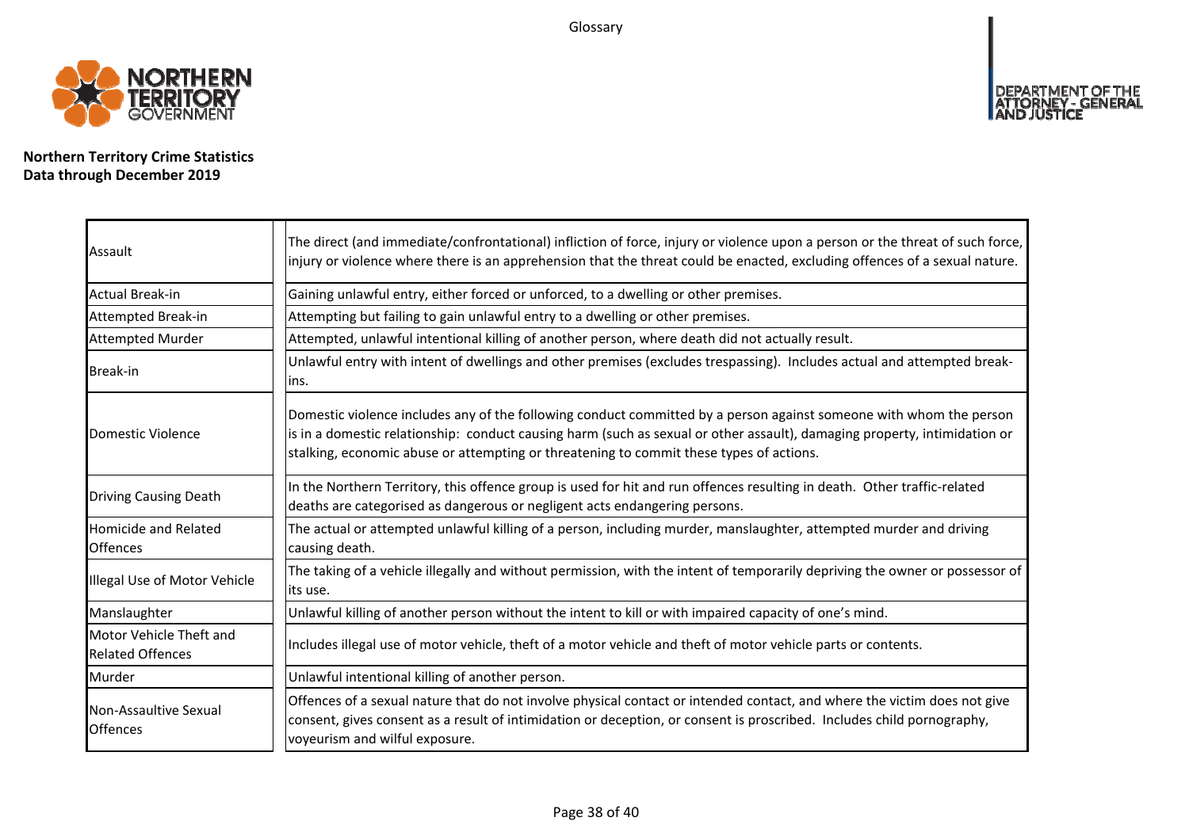Glossary

**Northern Territory Crime Statistics**
**Data through December 2019**

| Term | Definition |
| --- | --- |
| Assault | The direct (and immediate/confrontational) infliction of force, injury or violence upon a person or the threat of such force, injury or violence where there is an apprehension that the threat could be enacted, excluding offences of a sexual nature. |
| Actual Break-in | Gaining unlawful entry, either forced or unforced, to a dwelling or other premises. |
| Attempted Break-in | Attempting but failing to gain unlawful entry to a dwelling or other premises. |
| Attempted Murder | Attempted, unlawful intentional killing of another person, where death did not actually result. |
| Break-in | Unlawful entry with intent of dwellings and other premises (excludes trespassing). Includes actual and attempted break-ins. |
| Domestic Violence | Domestic violence includes any of the following conduct committed by a person against someone with whom the person is in a domestic relationship: conduct causing harm (such as sexual or other assault), damaging property, intimidation or stalking, economic abuse or attempting or threatening to commit these types of actions. |
| Driving Causing Death | In the Northern Territory, this offence group is used for hit and run offences resulting in death. Other traffic-related deaths are categorised as dangerous or negligent acts endangering persons. |
| Homicide and Related Offences | The actual or attempted unlawful killing of a person, including murder, manslaughter, attempted murder and driving causing death. |
| Illegal Use of Motor Vehicle | The taking of a vehicle illegally and without permission, with the intent of temporarily depriving the owner or possessor of its use. |
| Manslaughter | Unlawful killing of another person without the intent to kill or with impaired capacity of one's mind. |
| Motor Vehicle Theft and Related Offences | Includes illegal use of motor vehicle, theft of a motor vehicle and theft of motor vehicle parts or contents. |
| Murder | Unlawful intentional killing of another person. |
| Non-Assaultive Sexual Offences | Offences of a sexual nature that do not involve physical contact or intended contact, and where the victim does not give consent, gives consent as a result of intimidation or deception, or consent is proscribed. Includes child pornography, voyeurism and wilful exposure. |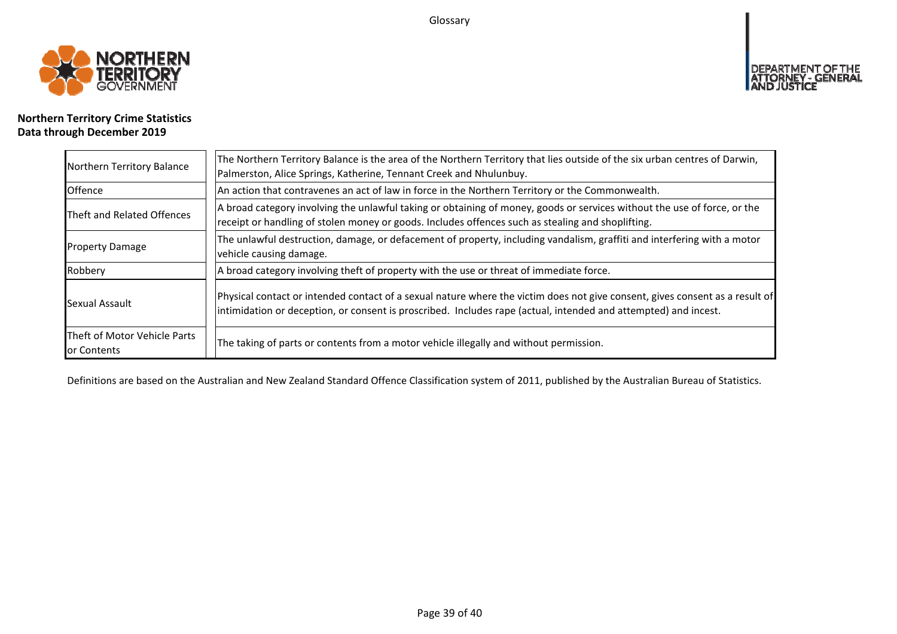Glossary

**Northern Territory Crime Statistics**
**Data through December 2019**

| Term | Definition |
|---|---|
| Northern Territory Balance | The Northern Territory Balance is the area of the Northern Territory that lies outside of the six urban centres of Darwin, Palmerston, Alice Springs, Katherine, Tennant Creek and Nhulunbuy. |
| Offence | An action that contravenes an act of law in force in the Northern Territory or the Commonwealth. |
| Theft and Related Offences | A broad category involving the unlawful taking or obtaining of money, goods or services without the use of force, or the receipt or handling of stolen money or goods. Includes offences such as stealing and shoplifting. |
| Property Damage | The unlawful destruction, damage, or defacement of property, including vandalism, graffiti and interfering with a motor vehicle causing damage. |
| Robbery | A broad category involving theft of property with the use or threat of immediate force. |
| Sexual Assault | Physical contact or intended contact of a sexual nature where the victim does not give consent, gives consent as a result of intimidation or deception, or consent is proscribed. Includes rape (actual, intended and attempted) and incest. |
| Theft of Motor Vehicle Parts or Contents | The taking of parts or contents from a motor vehicle illegally and without permission. |

Definitions are based on the Australian and New Zealand Standard Offence Classification system of 2011, published by the Australian Bureau of Statistics.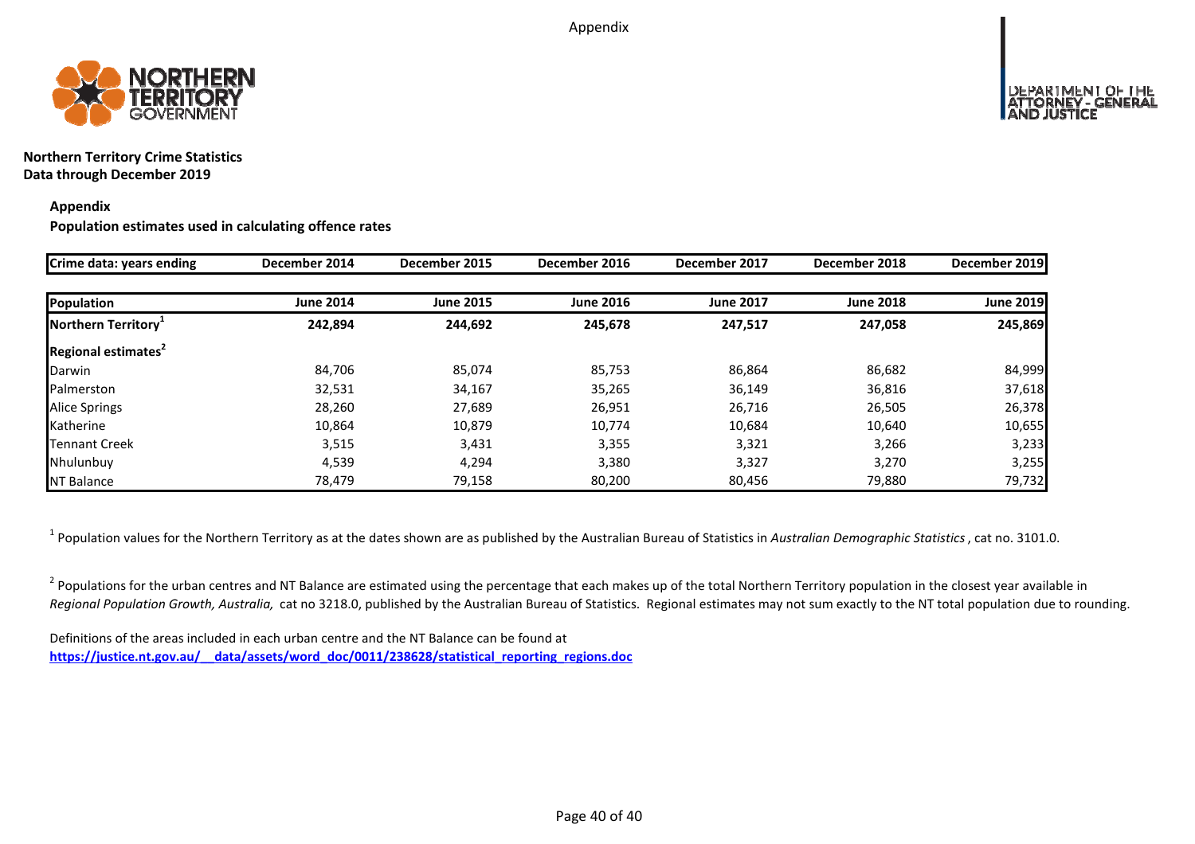**Northern Territory Crime Statistics**
**Data through December 2019**

### Appendix

**Population estimates used in calculating offence rates**

| Crime data: years ending | December 2014 | December 2015 | December 2016 | December 2017 | December 2018 | December 2019 |
|---|---|---|---|---|---|---|
| **Population** | **June 2014** | **June 2015** | **June 2016** | **June 2017** | **June 2018** | **June 2019** |
| **Northern Territory[1]** | **242,894** | **244,692** | **245,678** | **247,517** | **247,058** | **245,869** |
| **Regional estimates[2]** | | | | | | |
| Darwin | 84,706 | 85,074 | 85,753 | 86,864 | 86,682 | 84,999 |
| Palmerston | 32,531 | 34,167 | 35,265 | 36,149 | 36,816 | 37,618 |
| Alice Springs | 28,260 | 27,689 | 26,951 | 26,716 | 26,505 | 26,378 |
| Katherine | 10,864 | 10,879 | 10,774 | 10,684 | 10,640 | 10,655 |
| Tennant Creek | 3,515 | 3,431 | 3,355 | 3,321 | 3,266 | 3,233 |
| Nhulunbuy | 4,539 | 4,294 | 3,380 | 3,327 | 3,270 | 3,255 |
| NT Balance | 78,479 | 79,158 | 80,200 | 80,456 | 79,880 | 79,732 |

[1] Population values for the Northern Territory as at the dates shown are as published by the Australian Bureau of Statistics in *Australian Demographic Statistics* , cat no. 3101.0.

[2] Populations for the urban centres and NT Balance are estimated using the percentage that each makes up of the total Northern Territory population in the closest year available in *Regional Population Growth, Australia,* cat no 3218.0, published by the Australian Bureau of Statistics. Regional estimates may not sum exactly to the NT total population due to rounding.

Definitions of the areas included in each urban centre and the NT Balance can be found at
**https://justice.nt.gov.au/__data/assets/word_doc/0011/238628/statistical_reporting_regions.doc**